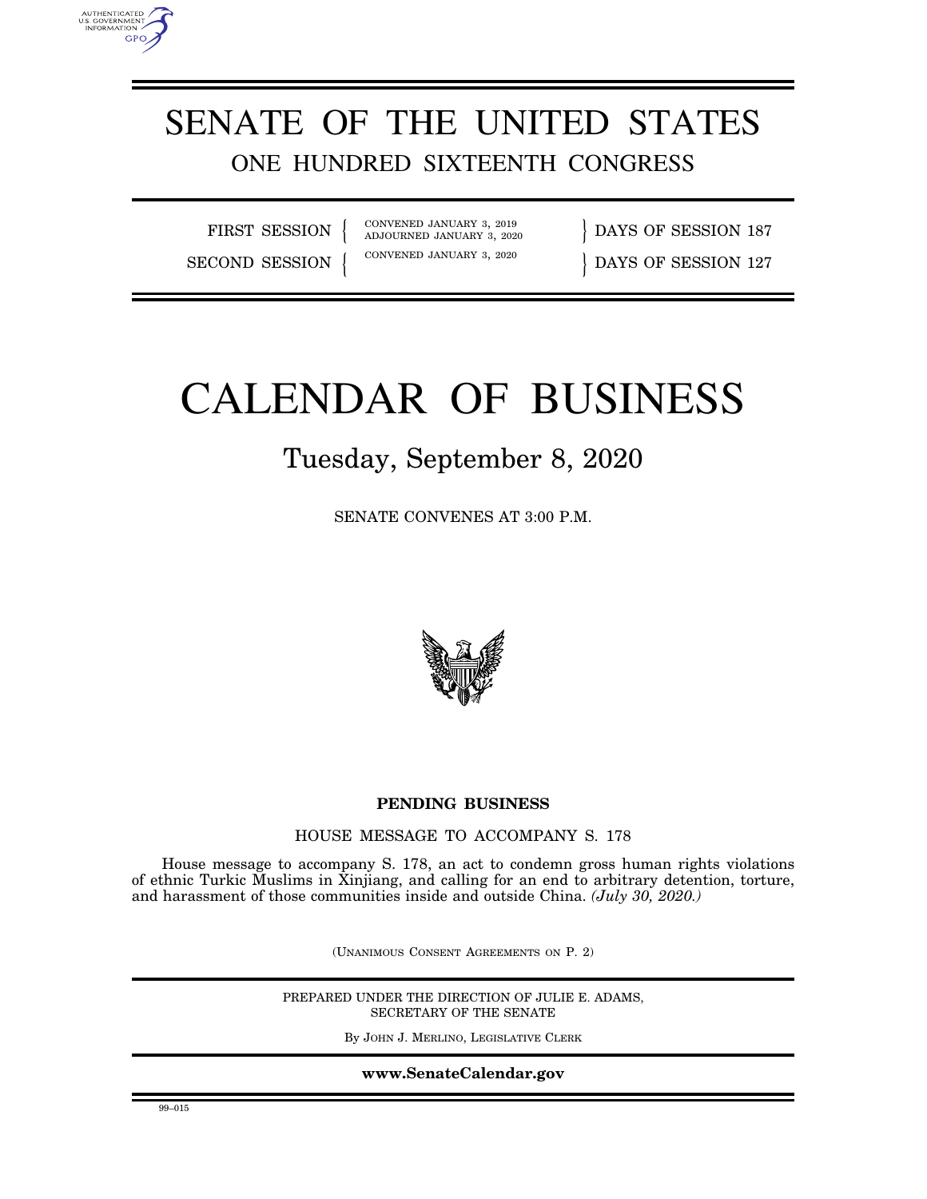# SENATE OF THE UNITED STATES

## ONE HUNDRED SIXTEENTH CONGRESS

| | | |
|---|---|---|
| FIRST SESSION | CONVENED JANUARY 3, 2019 ADJOURNED JANUARY 3, 2020 | DAYS OF SESSION 187 |
| SECOND SESSION | CONVENED JANUARY 3, 2020 | DAYS OF SESSION 127 |

# CALENDAR OF BUSINESS

## Tuesday, September 8, 2020

SENATE CONVENES AT 3:00 P.M.

**PENDING BUSINESS**

HOUSE MESSAGE TO ACCOMPANY S. 178

House message to accompany S. 178, an act to condemn gross human rights violations of ethnic Turkic Muslims in Xinjiang, and calling for an end to arbitrary detention, torture, and harassment of those communities inside and outside China. *(July 30, 2020.)*

(UNANIMOUS CONSENT AGREEMENTS ON P. 2)

PREPARED UNDER THE DIRECTION OF JULIE E. ADAMS, SECRETARY OF THE SENATE

BY JOHN J. MERLINO, LEGISLATIVE CLERK

**www.SenateCalendar.gov**

99–015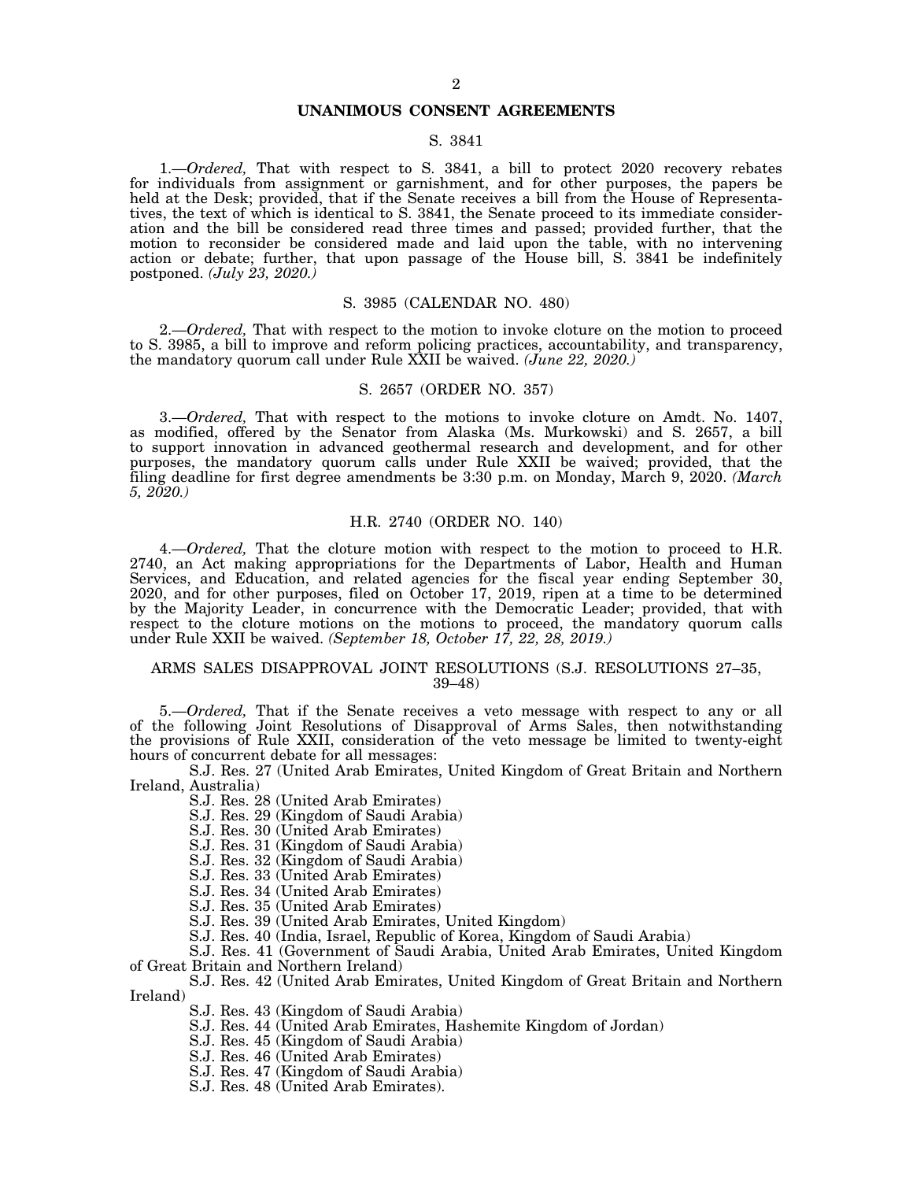## UNANIMOUS CONSENT AGREEMENTS

### S. 3841

1.—*Ordered,* That with respect to S. 3841, a bill to protect 2020 recovery rebates for individuals from assignment or garnishment, and for other purposes, the papers be held at the Desk; provided, that if the Senate receives a bill from the House of Representatives, the text of which is identical to S. 3841, the Senate proceed to its immediate consideration and the bill be considered read three times and passed; provided further, that the motion to reconsider be considered made and laid upon the table, with no intervening action or debate; further, that upon passage of the House bill, S. 3841 be indefinitely postponed. *(July 23, 2020.)*

### S. 3985 (CALENDAR NO. 480)

2.—*Ordered,* That with respect to the motion to invoke cloture on the motion to proceed to S. 3985, a bill to improve and reform policing practices, accountability, and transparency, the mandatory quorum call under Rule XXII be waived. *(June 22, 2020.)*

### S. 2657 (ORDER NO. 357)

3.—*Ordered,* That with respect to the motions to invoke cloture on Amdt. No. 1407, as modified, offered by the Senator from Alaska (Ms. Murkowski) and S. 2657, a bill to support innovation in advanced geothermal research and development, and for other purposes, the mandatory quorum calls under Rule XXII be waived; provided, that the filing deadline for first degree amendments be 3:30 p.m. on Monday, March 9, 2020. *(March 5, 2020.)*

### H.R. 2740 (ORDER NO. 140)

4.—*Ordered,* That the cloture motion with respect to the motion to proceed to H.R. 2740, an Act making appropriations for the Departments of Labor, Health and Human Services, and Education, and related agencies for the fiscal year ending September 30, 2020, and for other purposes, filed on October 17, 2019, ripen at a time to be determined by the Majority Leader, in concurrence with the Democratic Leader; provided, that with respect to the cloture motions on the motions to proceed, the mandatory quorum calls under Rule XXII be waived. *(September 18, October 17, 22, 28, 2019.)*

### ARMS SALES DISAPPROVAL JOINT RESOLUTIONS (S.J. RESOLUTIONS 27–35, 39–48)

5.—*Ordered,* That if the Senate receives a veto message with respect to any or all of the following Joint Resolutions of Disapproval of Arms Sales, then notwithstanding the provisions of Rule XXII, consideration of the veto message be limited to twenty-eight hours of concurrent debate for all messages:

S.J. Res. 27 (United Arab Emirates, United Kingdom of Great Britain and Northern Ireland, Australia)
S.J. Res. 28 (United Arab Emirates)
S.J. Res. 29 (Kingdom of Saudi Arabia)
S.J. Res. 30 (United Arab Emirates)
S.J. Res. 31 (Kingdom of Saudi Arabia)
S.J. Res. 32 (Kingdom of Saudi Arabia)
S.J. Res. 33 (United Arab Emirates)
S.J. Res. 34 (United Arab Emirates)
S.J. Res. 35 (United Arab Emirates)
S.J. Res. 39 (United Arab Emirates, United Kingdom)
S.J. Res. 40 (India, Israel, Republic of Korea, Kingdom of Saudi Arabia)
S.J. Res. 41 (Government of Saudi Arabia, United Arab Emirates, United Kingdom of Great Britain and Northern Ireland)
S.J. Res. 42 (United Arab Emirates, United Kingdom of Great Britain and Northern Ireland)
S.J. Res. 43 (Kingdom of Saudi Arabia)
S.J. Res. 44 (United Arab Emirates, Hashemite Kingdom of Jordan)
S.J. Res. 45 (Kingdom of Saudi Arabia)
S.J. Res. 46 (United Arab Emirates)
S.J. Res. 47 (Kingdom of Saudi Arabia)
S.J. Res. 48 (United Arab Emirates).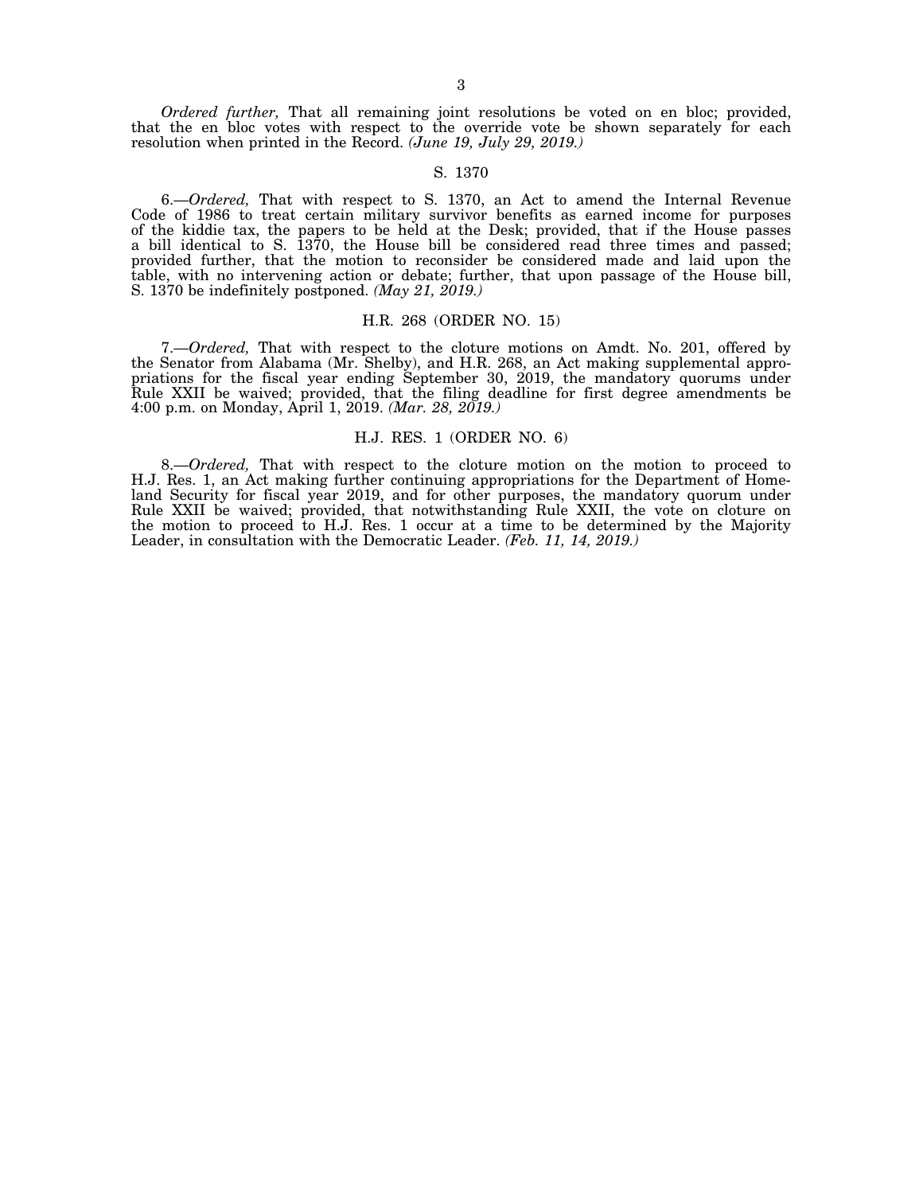*Ordered further,* That all remaining joint resolutions be voted on en bloc; provided, that the en bloc votes with respect to the override vote be shown separately for each resolution when printed in the Record. *(June 19, July 29, 2019.)*

## S. 1370

6.—*Ordered,* That with respect to S. 1370, an Act to amend the Internal Revenue Code of 1986 to treat certain military survivor benefits as earned income for purposes of the kiddie tax, the papers to be held at the Desk; provided, that if the House passes a bill identical to S. 1370, the House bill be considered read three times and passed; provided further, that the motion to reconsider be considered made and laid upon the table, with no intervening action or debate; further, that upon passage of the House bill, S. 1370 be indefinitely postponed. *(May 21, 2019.)*

## H.R. 268 (ORDER NO. 15)

7.—*Ordered,* That with respect to the cloture motions on Amdt. No. 201, offered by the Senator from Alabama (Mr. Shelby), and H.R. 268, an Act making supplemental appropriations for the fiscal year ending September 30, 2019, the mandatory quorums under Rule XXII be waived; provided, that the filing deadline for first degree amendments be 4:00 p.m. on Monday, April 1, 2019. *(Mar. 28, 2019.)*

## H.J. RES. 1 (ORDER NO. 6)

8.—*Ordered,* That with respect to the cloture motion on the motion to proceed to H.J. Res. 1, an Act making further continuing appropriations for the Department of Homeland Security for fiscal year 2019, and for other purposes, the mandatory quorum under Rule XXII be waived; provided, that notwithstanding Rule XXII, the vote on cloture on the motion to proceed to H.J. Res. 1 occur at a time to be determined by the Majority Leader, in consultation with the Democratic Leader. *(Feb. 11, 14, 2019.)*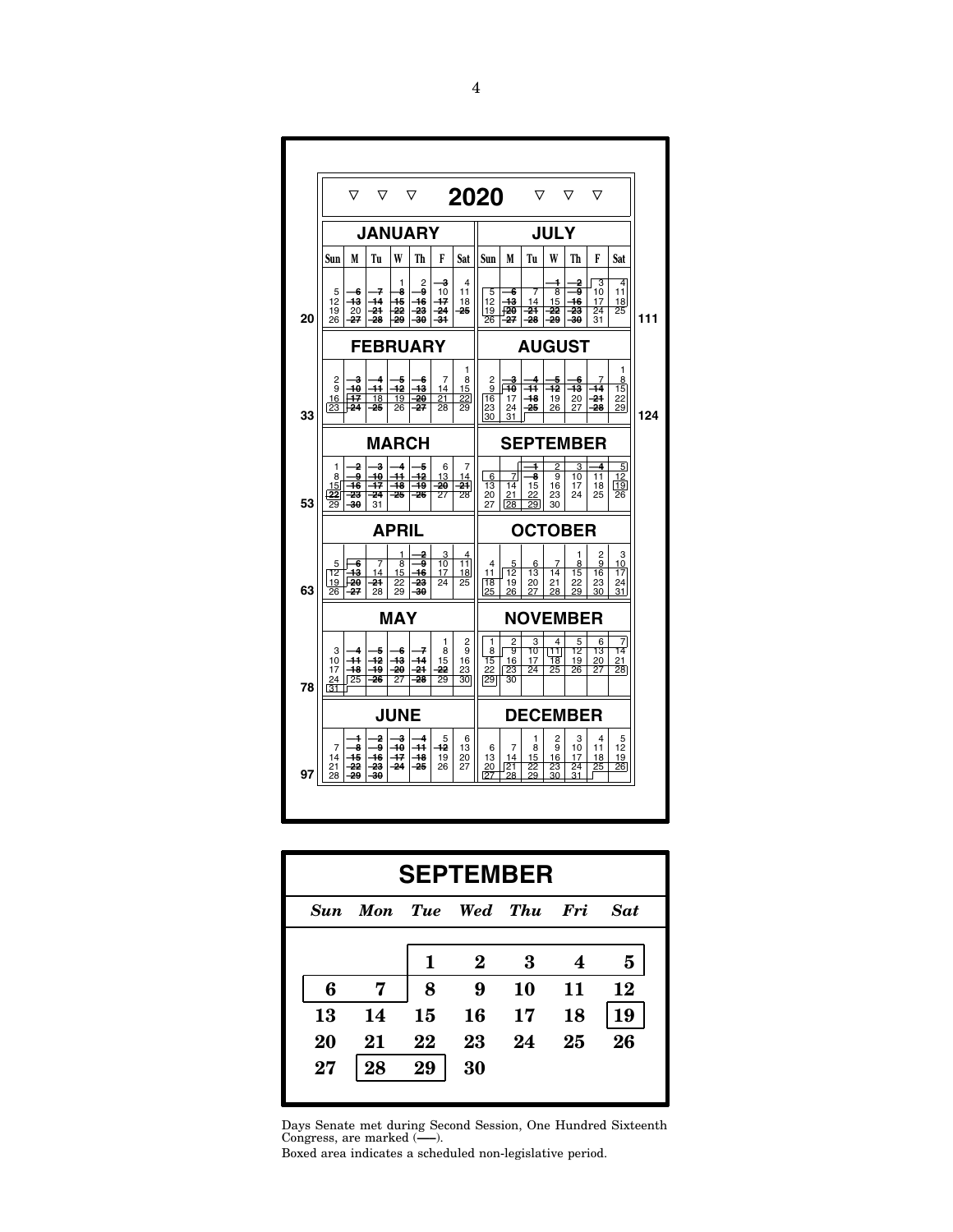# 2020

## JANUARY

| Sun | M | Tu | W | Th | F | Sat |
|---|---|---|---|---|---|---|
| | | | 1 | 2 | ~~3~~ | 4 |
| 5 | ~~6~~ | ~~7~~ | ~~8~~ | ~~9~~ | 10 | 11 |
| 12 | ~~13~~ | ~~14~~ | ~~15~~ | ~~16~~ | ~~17~~ | 18 |
| 19 | 20 | ~~21~~ | ~~22~~ | ~~23~~ | ~~24~~ | ~~25~~ |
| 26 | ~~27~~ | ~~28~~ | ~~29~~ | ~~30~~ | ~~31~~ | |

20

## FEBRUARY

| Sun | M | Tu | W | Th | F | Sat |
|---|---|---|---|---|---|---|
| | | | | | | 1 |
| 2 | ~~3~~ | ~~4~~ | ~~5~~ | ~~6~~ | 7 | 8 |
| 9 | ~~10~~ | ~~11~~ | ~~12~~ | ~~13~~ | 14 | 15 |
| 16 | ~~17~~ | 18 | 19 | ~~20~~ | 21 | 22 |
| 23 | ~~24~~ | ~~25~~ | 26 | ~~27~~ | 28 | 29 |

33

## MARCH

| Sun | M | Tu | W | Th | F | Sat |
|---|---|---|---|---|---|---|
| 1 | ~~2~~ | ~~3~~ | ~~4~~ | ~~5~~ | 6 | 7 |
| 8 | ~~9~~ | ~~10~~ | ~~11~~ | ~~12~~ | 13 | 14 |
| 15 | ~~16~~ | ~~17~~ | ~~18~~ | ~~19~~ | ~~20~~ | ~~21~~ |
| ~~22~~ | ~~23~~ | ~~24~~ | ~~25~~ | ~~26~~ | 27 | 28 |
| 29 | ~~30~~ | 31 | | | | |

53

## APRIL

| Sun | M | Tu | W | Th | F | Sat |
|---|---|---|---|---|---|---|
| | | | 1 | ~~2~~ | 3 | 4 |
| 5 | ~~6~~ | 7 | 8 | ~~9~~ | 10 | 11 |
| 12 | ~~13~~ | 14 | 15 | ~~16~~ | 17 | 18 |
| 19 | ~~20~~ | ~~21~~ | 22 | ~~23~~ | 24 | 25 |
| 26 | ~~27~~ | 28 | 29 | ~~30~~ | | |

63

## MAY

| Sun | M | Tu | W | Th | F | Sat |
|---|---|---|---|---|---|---|
| | | | | | 1 | 2 |
| 3 | ~~4~~ | ~~5~~ | ~~6~~ | ~~7~~ | 8 | 9 |
| 10 | ~~11~~ | ~~12~~ | ~~13~~ | ~~14~~ | 15 | 16 |
| 17 | ~~18~~ | ~~19~~ | ~~20~~ | ~~21~~ | ~~22~~ | 23 |
| 24 | 25 | ~~26~~ | 27 | ~~28~~ | 29 | 30 |
| 31 | | | | | | |

78

## JUNE

| Sun | M | Tu | W | Th | F | Sat |
|---|---|---|---|---|---|---|
| | ~~1~~ | ~~2~~ | ~~3~~ | ~~4~~ | 5 | 6 |
| 7 | ~~8~~ | ~~9~~ | ~~10~~ | ~~11~~ | ~~12~~ | 13 |
| 14 | ~~15~~ | ~~16~~ | ~~17~~ | ~~18~~ | 19 | 20 |
| 21 | ~~22~~ | ~~23~~ | ~~24~~ | ~~25~~ | 26 | 27 |
| 28 | ~~29~~ | ~~30~~ | | | | |

97

## JULY

| Sun | M | Tu | W | Th | F | Sat |
|---|---|---|---|---|---|---|
| | | | ~~1~~ | ~~2~~ | 3 | 4 |
| 5 | ~~6~~ | 7 | 8 | ~~9~~ | 10 | 11 |
| 12 | ~~13~~ | 14 | 15 | ~~16~~ | 17 | 18 |
| 19 | ~~20~~ | ~~21~~ | ~~22~~ | ~~23~~ | 24 | 25 |
| 26 | ~~27~~ | ~~28~~ | ~~29~~ | ~~30~~ | 31 | |

111

## AUGUST

| Sun | M | Tu | W | Th | F | Sat |
|---|---|---|---|---|---|---|
| | | | | | | 1 |
| 2 | ~~3~~ | ~~4~~ | ~~5~~ | ~~6~~ | 7 | 8 |
| 9 | ~~10~~ | ~~11~~ | ~~12~~ | ~~13~~ | ~~14~~ | 15 |
| 16 | 17 | ~~18~~ | 19 | 20 | ~~21~~ | 22 |
| 23 | 24 | ~~25~~ | 26 | 27 | ~~28~~ | 29 |
| 30 | 31 | | | | | |

124

## SEPTEMBER

| Sun | M | Tu | W | Th | F | Sat |
|---|---|---|---|---|---|---|
| | | ~~1~~ | 2 | 3 | ~~4~~ | 5 |
| 6 | 7 | ~~8~~ | 9 | 10 | 11 | 12 |
| 13 | 14 | 15 | 16 | 17 | 18 | 19 |
| 20 | 21 | 22 | 23 | 24 | 25 | 26 |
| 27 | 28 | 29 | 30 | | | |

## OCTOBER

| Sun | M | Tu | W | Th | F | Sat |
|---|---|---|---|---|---|---|
| | | | | 1 | 2 | 3 |
| 4 | 5 | 6 | 7 | 8 | 9 | 10 |
| 11 | 12 | 13 | 14 | 15 | 16 | 17 |
| 18 | 19 | 20 | 21 | 22 | 23 | 24 |
| 25 | 26 | 27 | 28 | 29 | 30 | 31 |

## NOVEMBER

| Sun | M | Tu | W | Th | F | Sat |
|---|---|---|---|---|---|---|
| 1 | 2 | 3 | 4 | 5 | 6 | 7 |
| 8 | 9 | 10 | 11 | 12 | 13 | 14 |
| 15 | 16 | 17 | 18 | 19 | 20 | 21 |
| 22 | 23 | 24 | 25 | 26 | 27 | 28 |
| 29 | 30 | | | | | |

## DECEMBER

| Sun | M | Tu | W | Th | F | Sat |
|---|---|---|---|---|---|---|
| | | 1 | 2 | 3 | 4 | 5 |
| 6 | 7 | 8 | 9 | 10 | 11 | 12 |
| 13 | 14 | 15 | 16 | 17 | 18 | 19 |
| 20 | 21 | 22 | 23 | 24 | 25 | 26 |
| 27 | 28 | 29 | 30 | 31 | | |

## SEPTEMBER

| *Sun* | *Mon* | *Tue* | *Wed* | *Thu* | *Fri* | *Sat* |
|---|---|---|---|---|---|---|
| | | **1** | **2** | **3** | **4** | **5** |
| **6** | **7** | **8** | **9** | **10** | **11** | **12** |
| **13** | **14** | **15** | **16** | **17** | **18** | **19** |
| **20** | **21** | **22** | **23** | **24** | **25** | **26** |
| **27** | **28** | **29** | **30** | | | |

Days Senate met during Second Session, One Hundred Sixteenth Congress, are marked (—).

Boxed area indicates a scheduled non-legislative period.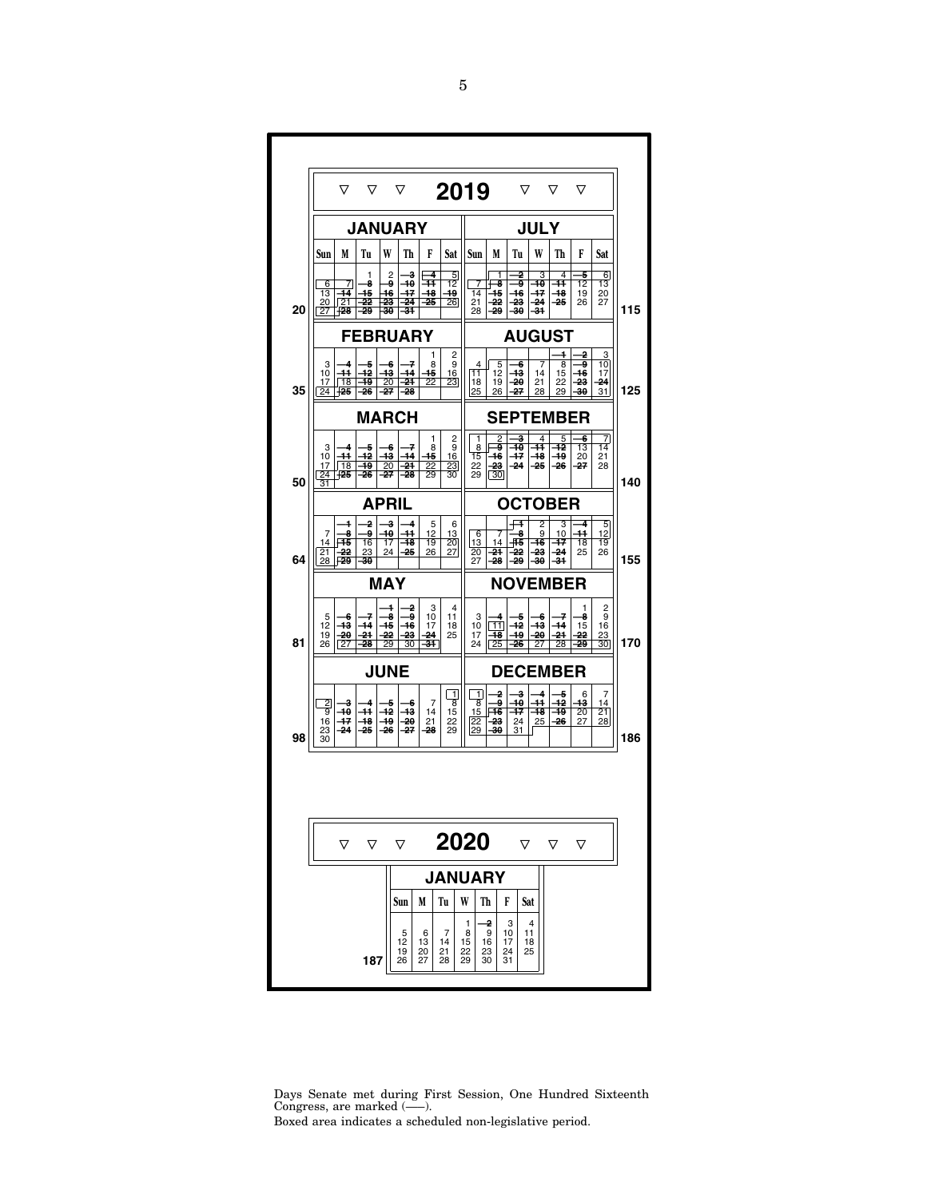# 2019

## JANUARY

| Sun | M | Tu | W | Th | F | Sat |
|---|---|---|---|---|---|---|
| | | 1 | 2 | 3 | 4 | 5 |
| 6 | 7 | 8 | 9 | 10 | 11 | 12 |
| 13 | 14 | 15 | 16 | 17 | 18 | 19 |
| 20 | 21 | 22 | 23 | 24 | 25 | 26 |
| 27 | 28 | 29 | 30 | 31 | | |

20

## FEBRUARY

| Sun | M | Tu | W | Th | F | Sat |
|---|---|---|---|---|---|---|
| | | | | | 1 | 2 |
| 3 | 4 | 5 | 6 | 7 | 8 | 9 |
| 10 | 11 | 12 | 13 | 14 | 15 | 16 |
| 17 | 18 | 19 | 20 | 21 | 22 | 23 |
| 24 | 25 | 26 | 27 | 28 | | |

35

## MARCH

| Sun | M | Tu | W | Th | F | Sat |
|---|---|---|---|---|---|---|
| | | | | | 1 | 2 |
| 3 | 4 | 5 | 6 | 7 | 8 | 9 |
| 10 | 11 | 12 | 13 | 14 | 15 | 16 |
| 17 | 18 | 19 | 20 | 21 | 22 | 23 |
| 24 | 25 | 26 | 27 | 28 | 29 | 30 |
| 31 | | | | | | |

50

## APRIL

| Sun | M | Tu | W | Th | F | Sat |
|---|---|---|---|---|---|---|
| | 1 | 2 | 3 | 4 | 5 | 6 |
| 7 | 8 | 9 | 10 | 11 | 12 | 13 |
| 14 | 15 | 16 | 17 | 18 | 19 | 20 |
| 21 | 22 | 23 | 24 | 25 | 26 | 27 |
| 28 | 29 | 30 | | | | |

64

## MAY

| Sun | M | Tu | W | Th | F | Sat |
|---|---|---|---|---|---|---|
| | | | 1 | 2 | 3 | 4 |
| 5 | 6 | 7 | 8 | 9 | 10 | 11 |
| 12 | 13 | 14 | 15 | 16 | 17 | 18 |
| 19 | 20 | 21 | 22 | 23 | 24 | 25 |
| 26 | 27 | 28 | 29 | 30 | 31 | |

81

## JUNE

| Sun | M | Tu | W | Th | F | Sat |
|---|---|---|---|---|---|---|
| | | | | | | 1 |
| 2 | 3 | 4 | 5 | 6 | 7 | 8 |
| 9 | 10 | 11 | 12 | 13 | 14 | 15 |
| 16 | 17 | 18 | 19 | 20 | 21 | 22 |
| 23 | 24 | 25 | 26 | 27 | 28 | 29 |
| 30 | | | | | | |

98

## JULY

| Sun | M | Tu | W | Th | F | Sat |
|---|---|---|---|---|---|---|
| | 1 | 2 | 3 | 4 | 5 | 6 |
| 7 | 8 | 9 | 10 | 11 | 12 | 13 |
| 14 | 15 | 16 | 17 | 18 | 19 | 20 |
| 21 | 22 | 23 | 24 | 25 | 26 | 27 |
| 28 | 29 | 30 | 31 | | | |

115

## AUGUST

| Sun | M | Tu | W | Th | F | Sat |
|---|---|---|---|---|---|---|
| | | | | 1 | 2 | 3 |
| 4 | 5 | 6 | 7 | 8 | 9 | 10 |
| 11 | 12 | 13 | 14 | 15 | 16 | 17 |
| 18 | 19 | 20 | 21 | 22 | 23 | 24 |
| 25 | 26 | 27 | 28 | 29 | 30 | 31 |

125

## SEPTEMBER

| Sun | M | Tu | W | Th | F | Sat |
|---|---|---|---|---|---|---|
| 1 | 2 | 3 | 4 | 5 | 6 | 7 |
| 8 | 9 | 10 | 11 | 12 | 13 | 14 |
| 15 | 16 | 17 | 18 | 19 | 20 | 21 |
| 22 | 23 | 24 | 25 | 26 | 27 | 28 |
| 29 | 30 | | | | | |

140

## OCTOBER

| Sun | M | Tu | W | Th | F | Sat |
|---|---|---|---|---|---|---|
| | | 1 | 2 | 3 | 4 | 5 |
| 6 | 7 | 8 | 9 | 10 | 11 | 12 |
| 13 | 14 | 15 | 16 | 17 | 18 | 19 |
| 20 | 21 | 22 | 23 | 24 | 25 | 26 |
| 27 | 28 | 29 | 30 | 31 | | |

155

## NOVEMBER

| Sun | M | Tu | W | Th | F | Sat |
|---|---|---|---|---|---|---|
| | | | | | 1 | 2 |
| 3 | 4 | 5 | 6 | 7 | 8 | 9 |
| 10 | 11 | 12 | 13 | 14 | 15 | 16 |
| 17 | 18 | 19 | 20 | 21 | 22 | 23 |
| 24 | 25 | 26 | 27 | 28 | 29 | 30 |

170

## DECEMBER

| Sun | M | Tu | W | Th | F | Sat |
|---|---|---|---|---|---|---|
| 1 | 2 | 3 | 4 | 5 | 6 | 7 |
| 8 | 9 | 10 | 11 | 12 | 13 | 14 |
| 15 | 16 | 17 | 18 | 19 | 20 | 21 |
| 22 | 23 | 24 | 25 | 26 | 27 | 28 |
| 29 | 30 | 31 | | | | |

186

# 2020

## JANUARY

| Sun | M | Tu | W | Th | F | Sat |
|---|---|---|---|---|---|---|
| | | | 1 | 2 | 3 | 4 |
| 5 | 6 | 7 | 8 | 9 | 10 | 11 |
| 12 | 13 | 14 | 15 | 16 | 17 | 18 |
| 19 | 20 | 21 | 22 | 23 | 24 | 25 |
| 26 | 27 | 28 | 29 | 30 | 31 | |

187

Days Senate met during First Session, One Hundred Sixteenth Congress, are marked (—).

Boxed area indicates a scheduled non-legislative period.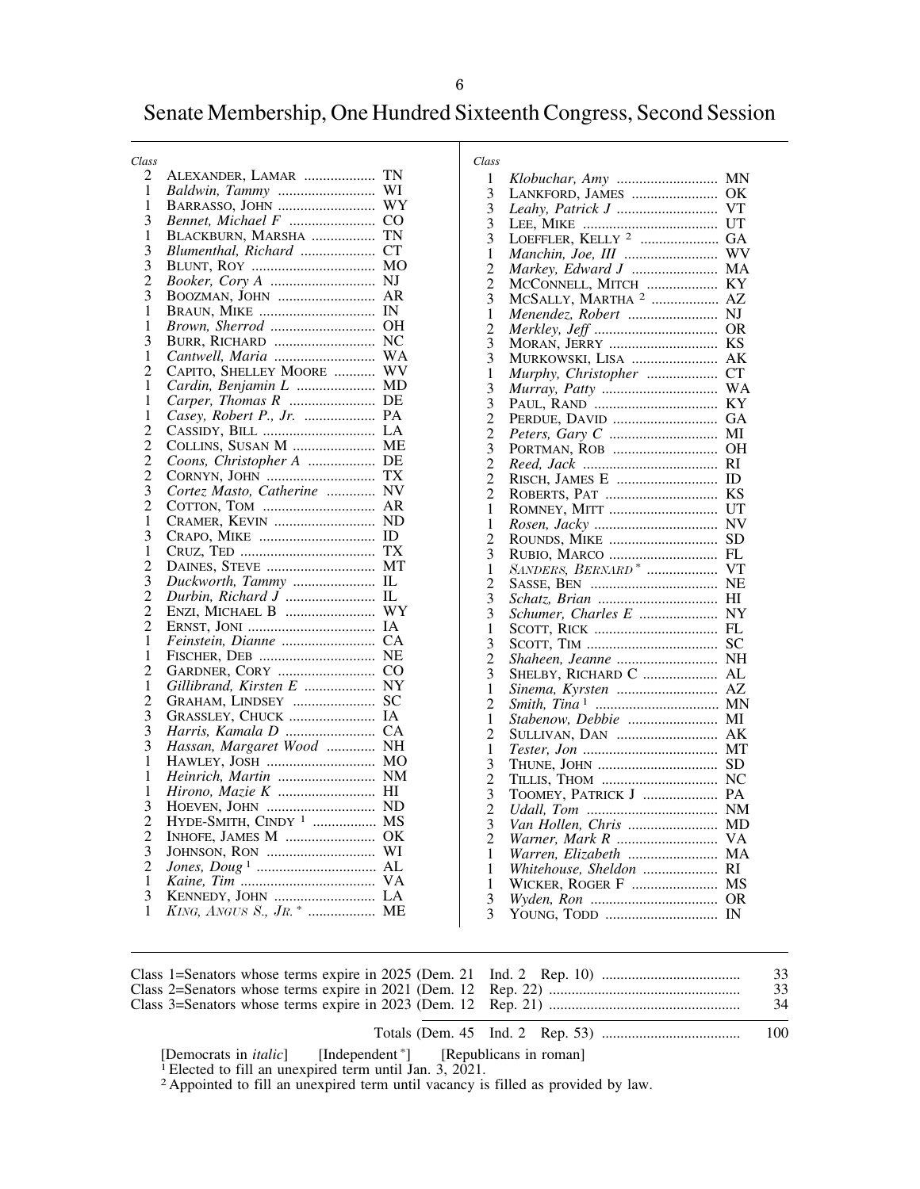# Senate Membership, One Hundred Sixteenth Congress, Second Session

| Class | Name | State |
|---|---|---|
| 2 | ALEXANDER, LAMAR | TN |
| 1 | *Baldwin, Tammy* | WI |
| 1 | BARRASSO, JOHN | WY |
| 3 | *Bennet, Michael F* | CO |
| 1 | BLACKBURN, MARSHA | TN |
| 3 | *Blumenthal, Richard* | CT |
| 3 | BLUNT, ROY | MO |
| 2 | *Booker, Cory A* | NJ |
| 3 | BOOZMAN, JOHN | AR |
| 1 | BRAUN, MIKE | IN |
| 1 | *Brown, Sherrod* | OH |
| 3 | BURR, RICHARD | NC |
| 1 | *Cantwell, Maria* | WA |
| 2 | CAPITO, SHELLEY MOORE | WV |
| 1 | *Cardin, Benjamin L* | MD |
| 1 | *Carper, Thomas R* | DE |
| 1 | *Casey, Robert P., Jr.* | PA |
| 2 | CASSIDY, BILL | LA |
| 2 | COLLINS, SUSAN M | ME |
| 2 | *Coons, Christopher A* | DE |
| 2 | CORNYN, JOHN | TX |
| 3 | *Cortez Masto, Catherine* | NV |
| 2 | COTTON, TOM | AR |
| 1 | CRAMER, KEVIN | ND |
| 3 | CRAPO, MIKE | ID |
| 1 | CRUZ, TED | TX |
| 2 | DAINES, STEVE | MT |
| 3 | *Duckworth, Tammy* | IL |
| 2 | *Durbin, Richard J* | IL |
| 2 | ENZI, MICHAEL B | WY |
| 2 | ERNST, JONI | IA |
| 1 | *Feinstein, Dianne* | CA |
| 1 | FISCHER, DEB | NE |
| 2 | GARDNER, CORY | CO |
| 1 | *Gillibrand, Kirsten E* | NY |
| 2 | GRAHAM, LINDSEY | SC |
| 3 | GRASSLEY, CHUCK | IA |
| 3 | *Harris, Kamala D* | CA |
| 3 | *Hassan, Margaret Wood* | NH |
| 1 | HAWLEY, JOSH | MO |
| 1 | *Heinrich, Martin* | NM |
| 1 | *Hirono, Mazie K* | HI |
| 3 | HOEVEN, JOHN | ND |
| 2 | HYDE-SMITH, CINDY [1] | MS |
| 2 | INHOFE, JAMES M | OK |
| 3 | JOHNSON, RON | WI |
| 2 | *Jones, Doug* [1] | AL |
| 1 | *Kaine, Tim* | VA |
| 3 | KENNEDY, JOHN | LA |
| 1 | KING, ANGUS S., JR. * | ME |
| 1 | *Klobuchar, Amy* | MN |
| 3 | LANKFORD, JAMES | OK |
| 3 | *Leahy, Patrick J* | VT |
| 3 | LEE, MIKE | UT |
| 3 | LOEFFLER, KELLY [2] | GA |
| 1 | *Manchin, Joe, III* | WV |
| 2 | *Markey, Edward J* | MA |
| 2 | MCCONNELL, MITCH | KY |
| 3 | MCSALLY, MARTHA [2] | AZ |
| 1 | *Menendez, Robert* | NJ |
| 2 | *Merkley, Jeff* | OR |
| 3 | MORAN, JERRY | KS |
| 3 | MURKOWSKI, LISA | AK |
| 1 | *Murphy, Christopher* | CT |
| 3 | *Murray, Patty* | WA |
| 3 | PAUL, RAND | KY |
| 2 | PERDUE, DAVID | GA |
| 2 | *Peters, Gary C* | MI |
| 3 | PORTMAN, ROB | OH |
| 2 | *Reed, Jack* | RI |
| 2 | RISCH, JAMES E | ID |
| 2 | ROBERTS, PAT | KS |
| 1 | ROMNEY, MITT | UT |
| 1 | *Rosen, Jacky* | NV |
| 2 | ROUNDS, MIKE | SD |
| 3 | RUBIO, MARCO | FL |
| 1 | SANDERS, BERNARD * | VT |
| 2 | SASSE, BEN | NE |
| 3 | *Schatz, Brian* | HI |
| 3 | *Schumer, Charles E* | NY |
| 1 | SCOTT, RICK | FL |
| 3 | SCOTT, TIM | SC |
| 2 | *Shaheen, Jeanne* | NH |
| 3 | SHELBY, RICHARD C | AL |
| 1 | *Sinema, Kyrsten* | AZ |
| 2 | *Smith, Tina* [1] | MN |
| 1 | *Stabenow, Debbie* | MI |
| 2 | SULLIVAN, DAN | AK |
| 1 | *Tester, Jon* | MT |
| 3 | THUNE, JOHN | SD |
| 2 | TILLIS, THOM | NC |
| 3 | TOOMEY, PATRICK J | PA |
| 2 | *Udall, Tom* | NM |
| 3 | *Van Hollen, Chris* | MD |
| 2 | *Warner, Mark R* | VA |
| 1 | *Warren, Elizabeth* | MA |
| 1 | *Whitehouse, Sheldon* | RI |
| 1 | WICKER, ROGER F | MS |
| 3 | *Wyden, Ron* | OR |
| 3 | YOUNG, TODD | IN |

| | |
|---|---|
| Class 1=Senators whose terms expire in 2025 (Dem. 21 Ind. 2 Rep. 10) | 33 |
| Class 2=Senators whose terms expire in 2021 (Dem. 12 Rep. 22) | 33 |
| Class 3=Senators whose terms expire in 2023 (Dem. 12 Rep. 21) | 34 |
| Totals (Dem. 45 Ind. 2 Rep. 53) | 100 |

[Democrats in *italic*] [Independent *] [Republicans in roman]

[1] Elected to fill an unexpired term until Jan. 3, 2021.

[2] Appointed to fill an unexpired term until vacancy is filled as provided by law.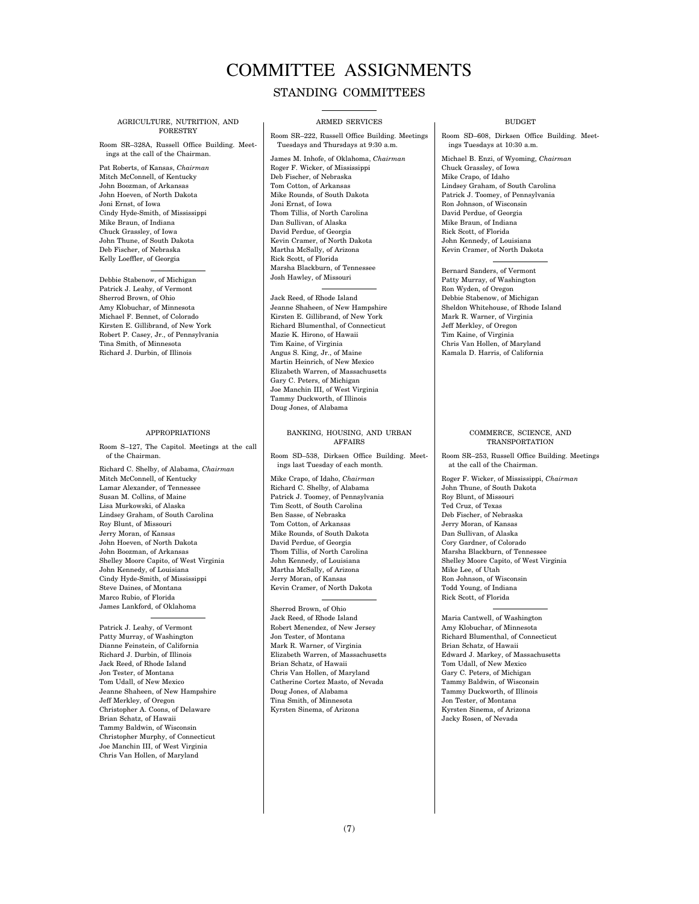# COMMITTEE ASSIGNMENTS

## STANDING COMMITTEES

### AGRICULTURE, NUTRITION, AND FORESTRY

Room SR–328A, Russell Office Building. Meetings at the call of the Chairman.

Pat Roberts, of Kansas, *Chairman*
Mitch McConnell, of Kentucky
John Boozman, of Arkansas
John Hoeven, of North Dakota
Joni Ernst, of Iowa
Cindy Hyde-Smith, of Mississippi
Mike Braun, of Indiana
Chuck Grassley, of Iowa
John Thune, of South Dakota
Deb Fischer, of Nebraska
Kelly Loeffler, of Georgia

---

Debbie Stabenow, of Michigan
Patrick J. Leahy, of Vermont
Sherrod Brown, of Ohio
Amy Klobuchar, of Minnesota
Michael F. Bennet, of Colorado
Kirsten E. Gillibrand, of New York
Robert P. Casey, Jr., of Pennsylvania
Tina Smith, of Minnesota
Richard J. Durbin, of Illinois

### APPROPRIATIONS

Room S–127, The Capitol. Meetings at the call of the Chairman.

Richard C. Shelby, of Alabama, *Chairman*
Mitch McConnell, of Kentucky
Lamar Alexander, of Tennessee
Susan M. Collins, of Maine
Lisa Murkowski, of Alaska
Lindsey Graham, of South Carolina
Roy Blunt, of Missouri
Jerry Moran, of Kansas
John Hoeven, of North Dakota
John Boozman, of Arkansas
Shelley Moore Capito, of West Virginia
John Kennedy, of Louisiana
Cindy Hyde-Smith, of Mississippi
Steve Daines, of Montana
Marco Rubio, of Florida
James Lankford, of Oklahoma

---

Patrick J. Leahy, of Vermont
Patty Murray, of Washington
Dianne Feinstein, of California
Richard J. Durbin, of Illinois
Jack Reed, of Rhode Island
Jon Tester, of Montana
Tom Udall, of New Mexico
Jeanne Shaheen, of New Hampshire
Jeff Merkley, of Oregon
Christopher A. Coons, of Delaware
Brian Schatz, of Hawaii
Tammy Baldwin, of Wisconsin
Christopher Murphy, of Connecticut
Joe Manchin III, of West Virginia
Chris Van Hollen, of Maryland

### ARMED SERVICES

Room SR–222, Russell Office Building. Meetings Tuesdays and Thursdays at 9:30 a.m.

James M. Inhofe, of Oklahoma, *Chairman*
Roger F. Wicker, of Mississippi
Deb Fischer, of Nebraska
Tom Cotton, of Arkansas
Mike Rounds, of South Dakota
Joni Ernst, of Iowa
Thom Tillis, of North Carolina
Dan Sullivan, of Alaska
David Perdue, of Georgia
Kevin Cramer, of North Dakota
Martha McSally, of Arizona
Rick Scott, of Florida
Marsha Blackburn, of Tennessee
Josh Hawley, of Missouri

---

Jack Reed, of Rhode Island
Jeanne Shaheen, of New Hampshire
Kirsten E. Gillibrand, of New York
Richard Blumenthal, of Connecticut
Mazie K. Hirono, of Hawaii
Tim Kaine, of Virginia
Angus S. King, Jr., of Maine
Martin Heinrich, of New Mexico
Elizabeth Warren, of Massachusetts
Gary C. Peters, of Michigan
Joe Manchin III, of West Virginia
Tammy Duckworth, of Illinois
Doug Jones, of Alabama

### BANKING, HOUSING, AND URBAN AFFAIRS

Room SD–538, Dirksen Office Building. Meetings last Tuesday of each month.

Mike Crapo, of Idaho, *Chairman*
Richard C. Shelby, of Alabama
Patrick J. Toomey, of Pennsylvania
Tim Scott, of South Carolina
Ben Sasse, of Nebraska
Tom Cotton, of Arkansas
Mike Rounds, of South Dakota
David Perdue, of Georgia
Thom Tillis, of North Carolina
John Kennedy, of Louisiana
Martha McSally, of Arizona
Jerry Moran, of Kansas
Kevin Cramer, of North Dakota

---

Sherrod Brown, of Ohio
Jack Reed, of Rhode Island
Robert Menendez, of New Jersey
Jon Tester, of Montana
Mark R. Warner, of Virginia
Elizabeth Warren, of Massachusetts
Brian Schatz, of Hawaii
Chris Van Hollen, of Maryland
Catherine Cortez Masto, of Nevada
Doug Jones, of Alabama
Tina Smith, of Minnesota
Kyrsten Sinema, of Arizona

### BUDGET

Room SD–608, Dirksen Office Building. Meetings Tuesdays at 10:30 a.m.

Michael B. Enzi, of Wyoming, *Chairman*
Chuck Grassley, of Iowa
Mike Crapo, of Idaho
Lindsey Graham, of South Carolina
Patrick J. Toomey, of Pennsylvania
Ron Johnson, of Wisconsin
David Perdue, of Georgia
Mike Braun, of Indiana
Rick Scott, of Florida
John Kennedy, of Louisiana
Kevin Cramer, of North Dakota

---

Bernard Sanders, of Vermont
Patty Murray, of Washington
Ron Wyden, of Oregon
Debbie Stabenow, of Michigan
Sheldon Whitehouse, of Rhode Island
Mark R. Warner, of Virginia
Jeff Merkley, of Oregon
Tim Kaine, of Virginia
Chris Van Hollen, of Maryland
Kamala D. Harris, of California

### COMMERCE, SCIENCE, AND TRANSPORTATION

Room SR–253, Russell Office Building. Meetings at the call of the Chairman.

Roger F. Wicker, of Mississippi, *Chairman*
John Thune, of South Dakota
Roy Blunt, of Missouri
Ted Cruz, of Texas
Deb Fischer, of Nebraska
Jerry Moran, of Kansas
Dan Sullivan, of Alaska
Cory Gardner, of Colorado
Marsha Blackburn, of Tennessee
Shelley Moore Capito, of West Virginia
Mike Lee, of Utah
Ron Johnson, of Wisconsin
Todd Young, of Indiana
Rick Scott, of Florida

---

Maria Cantwell, of Washington
Amy Klobuchar, of Minnesota
Richard Blumenthal, of Connecticut
Brian Schatz, of Hawaii
Edward J. Markey, of Massachusetts
Tom Udall, of New Mexico
Gary C. Peters, of Michigan
Tammy Baldwin, of Wisconsin
Tammy Duckworth, of Illinois
Jon Tester, of Montana
Kyrsten Sinema, of Arizona
Jacky Rosen, of Nevada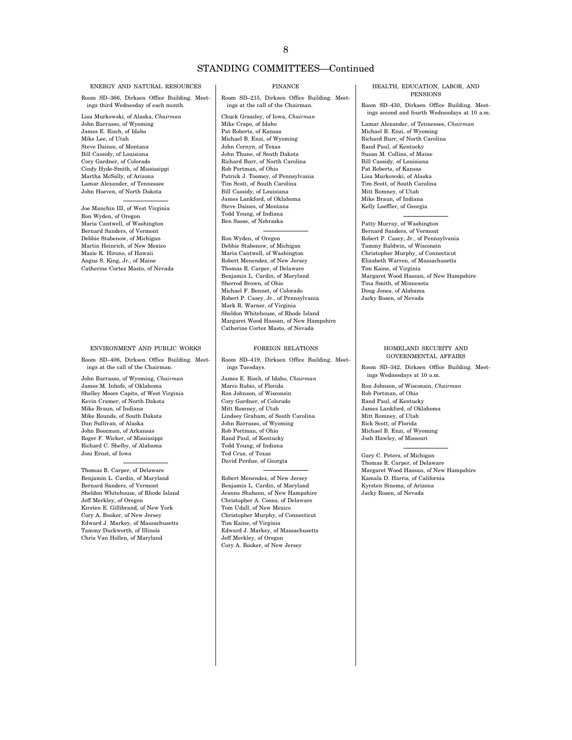## STANDING COMMITTEES—Continued

### ENERGY AND NATURAL RESOURCES

Room SD–366, Dirksen Office Building. Meetings third Wednesday of each month.

Lisa Murkowski, of Alaska, *Chairman*
John Barrasso, of Wyoming
James E. Risch, of Idaho
Mike Lee, of Utah
Steve Daines, of Montana
Bill Cassidy, of Louisiana
Cory Gardner, of Colorado
Cindy Hyde-Smith, of Mississippi
Martha McSally, of Arizona
Lamar Alexander, of Tennessee
John Hoeven, of North Dakota

---

Joe Manchin III, of West Virginia
Ron Wyden, of Oregon
Maria Cantwell, of Washington
Bernard Sanders, of Vermont
Debbie Stabenow, of Michigan
Martin Heinrich, of New Mexico
Mazie K. Hirono, of Hawaii
Angus S. King, Jr., of Maine
Catherine Cortez Masto, of Nevada

### ENVIRONMENT AND PUBLIC WORKS

Room SD–406, Dirksen Office Building. Meetings at the call of the Chairman.

John Barrasso, of Wyoming, *Chairman*
James M. Inhofe, of Oklahoma
Shelley Moore Capito, of West Virginia
Kevin Cramer, of North Dakota
Mike Braun, of Indiana
Mike Rounds, of South Dakota
Dan Sullivan, of Alaska
John Boozman, of Arkansas
Roger F. Wicker, of Mississippi
Richard C. Shelby, of Alabama
Joni Ernst, of Iowa

---

Thomas R. Carper, of Delaware
Benjamin L. Cardin, of Maryland
Bernard Sanders, of Vermont
Sheldon Whitehouse, of Rhode Island
Jeff Merkley, of Oregon
Kirsten E. Gillibrand, of New York
Cory A. Booker, of New Jersey
Edward J. Markey, of Massachusetts
Tammy Duckworth, of Illinois
Chris Van Hollen, of Maryland

### FINANCE

Room SD–215, Dirksen Office Building. Meetings at the call of the Chairman.

Chuck Grassley, of Iowa, *Chairman*
Mike Crapo, of Idaho
Pat Roberts, of Kansas
Michael B. Enzi, of Wyoming
John Cornyn, of Texas
John Thune, of South Dakota
Richard Burr, of North Carolina
Rob Portman, of Ohio
Patrick J. Toomey, of Pennsylvania
Tim Scott, of South Carolina
Bill Cassidy, of Louisiana
James Lankford, of Oklahoma
Steve Daines, of Montana
Todd Young, of Indiana
Ben Sasse, of Nebraska

---

Ron Wyden, of Oregon
Debbie Stabenow, of Michigan
Maria Cantwell, of Washington
Robert Menendez, of New Jersey
Thomas R. Carper, of Delaware
Benjamin L. Cardin, of Maryland
Sherrod Brown, of Ohio
Michael F. Bennet, of Colorado
Robert P. Casey, Jr., of Pennsylvania
Mark R. Warner, of Virginia
Sheldon Whitehouse, of Rhode Island
Margaret Wood Hassan, of New Hampshire
Catherine Cortez Masto, of Nevada

### FOREIGN RELATIONS

Room SD–419, Dirksen Office Building. Meetings Tuesdays.

James E. Risch, of Idaho, *Chairman*
Marco Rubio, of Florida
Ron Johnson, of Wisconsin
Cory Gardner, of Colorado
Mitt Romney, of Utah
Lindsey Graham, of South Carolina
John Barrasso, of Wyoming
Rob Portman, of Ohio
Rand Paul, of Kentucky
Todd Young, of Indiana
Ted Cruz, of Texas
David Perdue, of Georgia

---

Robert Menendez, of New Jersey
Benjamin L. Cardin, of Maryland
Jeanne Shaheen, of New Hampshire
Christopher A. Coons, of Delaware
Tom Udall, of New Mexico
Christopher Murphy, of Connecticut
Tim Kaine, of Virginia
Edward J. Markey, of Massachusetts
Jeff Merkley, of Oregon
Cory A. Booker, of New Jersey

### HEALTH, EDUCATION, LABOR, AND PENSIONS

Room SD–430, Dirksen Office Building. Meetings second and fourth Wednesdays at 10 a.m.

Lamar Alexander, of Tennessee, *Chairman*
Michael B. Enzi, of Wyoming
Richard Burr, of North Carolina
Rand Paul, of Kentucky
Susan M. Collins, of Maine
Bill Cassidy, of Louisiana
Pat Roberts, of Kansas
Lisa Murkowski, of Alaska
Tim Scott, of South Carolina
Mitt Romney, of Utah
Mike Braun, of Indiana
Kelly Loeffler, of Georgia

---

Patty Murray, of Washington
Bernard Sanders, of Vermont
Robert P. Casey, Jr., of Pennsylvania
Tammy Baldwin, of Wisconsin
Christopher Murphy, of Connecticut
Elizabeth Warren, of Massachusetts
Tim Kaine, of Virginia
Margaret Wood Hassan, of New Hampshire
Tina Smith, of Minnesota
Doug Jones, of Alabama
Jacky Rosen, of Nevada

### HOMELAND SECURITY AND GOVERNMENTAL AFFAIRS

Room SD–342, Dirksen Office Building. Meetings Wednesdays at 10 a.m.

Ron Johnson, of Wisconsin, *Chairman*
Rob Portman, of Ohio
Rand Paul, of Kentucky
James Lankford, of Oklahoma
Mitt Romney, of Utah
Rick Scott, of Florida
Michael B. Enzi, of Wyoming
Josh Hawley, of Missouri

---

Gary C. Peters, of Michigan
Thomas R. Carper, of Delaware
Margaret Wood Hassan, of New Hampshire
Kamala D. Harris, of California
Kyrsten Sinema, of Arizona
Jacky Rosen, of Nevada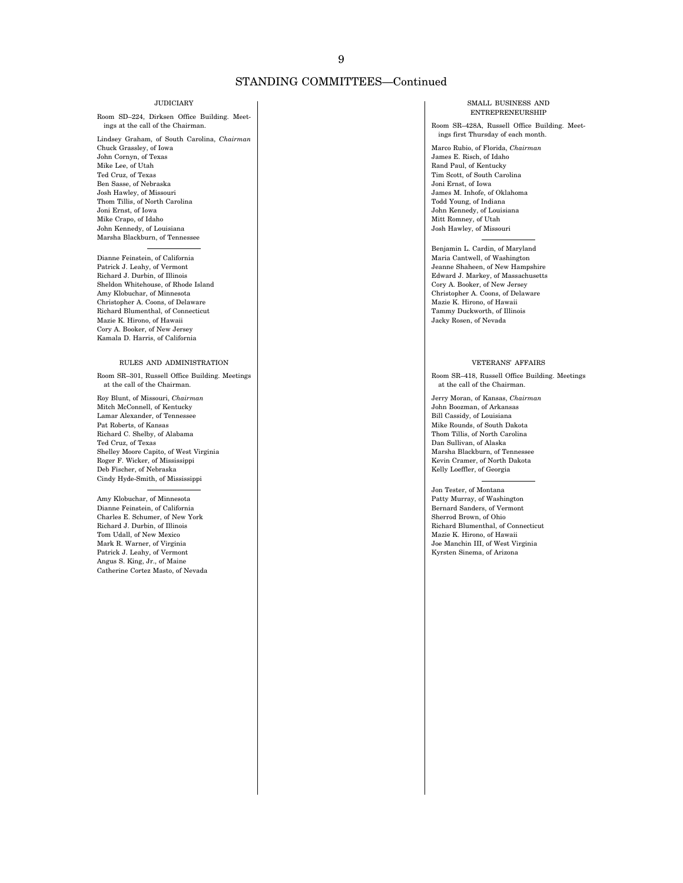## STANDING COMMITTEES—Continued

### JUDICIARY

Room SD–224, Dirksen Office Building. Meetings at the call of the Chairman.

Lindsey Graham, of South Carolina, *Chairman*
Chuck Grassley, of Iowa
John Cornyn, of Texas
Mike Lee, of Utah
Ted Cruz, of Texas
Ben Sasse, of Nebraska
Josh Hawley, of Missouri
Thom Tillis, of North Carolina
Joni Ernst, of Iowa
Mike Crapo, of Idaho
John Kennedy, of Louisiana
Marsha Blackburn, of Tennessee

---

Dianne Feinstein, of California
Patrick J. Leahy, of Vermont
Richard J. Durbin, of Illinois
Sheldon Whitehouse, of Rhode Island
Amy Klobuchar, of Minnesota
Christopher A. Coons, of Delaware
Richard Blumenthal, of Connecticut
Mazie K. Hirono, of Hawaii
Cory A. Booker, of New Jersey
Kamala D. Harris, of California

### RULES AND ADMINISTRATION

Room SR–301, Russell Office Building. Meetings at the call of the Chairman.

Roy Blunt, of Missouri, *Chairman*
Mitch McConnell, of Kentucky
Lamar Alexander, of Tennessee
Pat Roberts, of Kansas
Richard C. Shelby, of Alabama
Ted Cruz, of Texas
Shelley Moore Capito, of West Virginia
Roger F. Wicker, of Mississippi
Deb Fischer, of Nebraska
Cindy Hyde-Smith, of Mississippi

---

Amy Klobuchar, of Minnesota
Dianne Feinstein, of California
Charles E. Schumer, of New York
Richard J. Durbin, of Illinois
Tom Udall, of New Mexico
Mark R. Warner, of Virginia
Patrick J. Leahy, of Vermont
Angus S. King, Jr., of Maine
Catherine Cortez Masto, of Nevada

### SMALL BUSINESS AND ENTREPRENEURSHIP

Room SR–428A, Russell Office Building. Meetings first Thursday of each month.

Marco Rubio, of Florida, *Chairman*
James E. Risch, of Idaho
Rand Paul, of Kentucky
Tim Scott, of South Carolina
Joni Ernst, of Iowa
James M. Inhofe, of Oklahoma
Todd Young, of Indiana
John Kennedy, of Louisiana
Mitt Romney, of Utah
Josh Hawley, of Missouri

---

Benjamin L. Cardin, of Maryland
Maria Cantwell, of Washington
Jeanne Shaheen, of New Hampshire
Edward J. Markey, of Massachusetts
Cory A. Booker, of New Jersey
Christopher A. Coons, of Delaware
Mazie K. Hirono, of Hawaii
Tammy Duckworth, of Illinois
Jacky Rosen, of Nevada

### VETERANS' AFFAIRS

Room SR–418, Russell Office Building. Meetings at the call of the Chairman.

Jerry Moran, of Kansas, *Chairman*
John Boozman, of Arkansas
Bill Cassidy, of Louisiana
Mike Rounds, of South Dakota
Thom Tillis, of North Carolina
Dan Sullivan, of Alaska
Marsha Blackburn, of Tennessee
Kevin Cramer, of North Dakota
Kelly Loeffler, of Georgia

---

Jon Tester, of Montana
Patty Murray, of Washington
Bernard Sanders, of Vermont
Sherrod Brown, of Ohio
Richard Blumenthal, of Connecticut
Mazie K. Hirono, of Hawaii
Joe Manchin III, of West Virginia
Kyrsten Sinema, of Arizona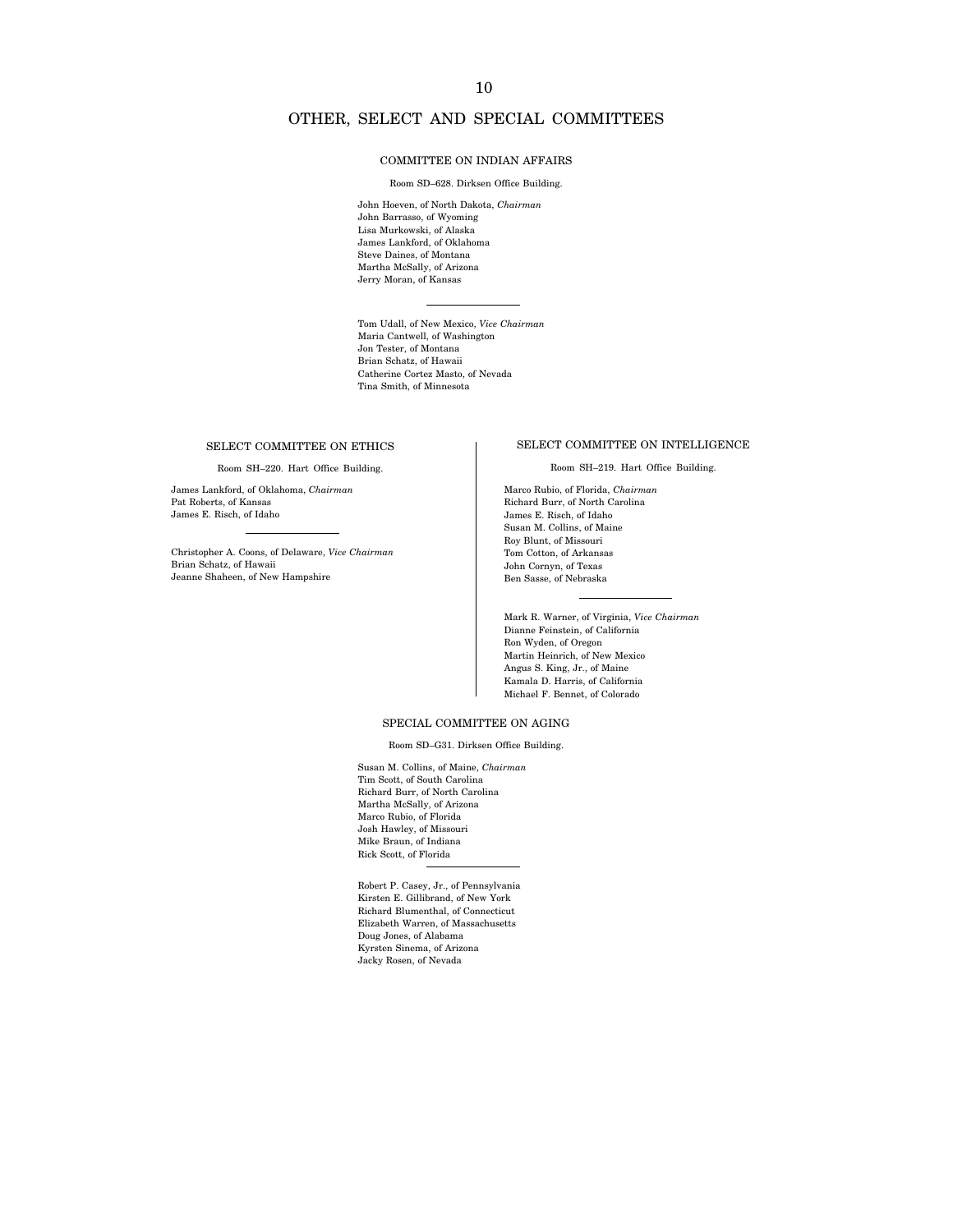# OTHER, SELECT AND SPECIAL COMMITTEES

## COMMITTEE ON INDIAN AFFAIRS

Room SD–628. Dirksen Office Building.

John Hoeven, of North Dakota, *Chairman*
John Barrasso, of Wyoming
Lisa Murkowski, of Alaska
James Lankford, of Oklahoma
Steve Daines, of Montana
Martha McSally, of Arizona
Jerry Moran, of Kansas

---

Tom Udall, of New Mexico, *Vice Chairman*
Maria Cantwell, of Washington
Jon Tester, of Montana
Brian Schatz, of Hawaii
Catherine Cortez Masto, of Nevada
Tina Smith, of Minnesota

## SELECT COMMITTEE ON ETHICS

Room SH–220. Hart Office Building.

James Lankford, of Oklahoma, *Chairman*
Pat Roberts, of Kansas
James E. Risch, of Idaho

---

Christopher A. Coons, of Delaware, *Vice Chairman*
Brian Schatz, of Hawaii
Jeanne Shaheen, of New Hampshire

## SELECT COMMITTEE ON INTELLIGENCE

Room SH–219. Hart Office Building.

Marco Rubio, of Florida, *Chairman*
Richard Burr, of North Carolina
James E. Risch, of Idaho
Susan M. Collins, of Maine
Roy Blunt, of Missouri
Tom Cotton, of Arkansas
John Cornyn, of Texas
Ben Sasse, of Nebraska

---

Mark R. Warner, of Virginia, *Vice Chairman*
Dianne Feinstein, of California
Ron Wyden, of Oregon
Martin Heinrich, of New Mexico
Angus S. King, Jr., of Maine
Kamala D. Harris, of California
Michael F. Bennet, of Colorado

## SPECIAL COMMITTEE ON AGING

Room SD–G31. Dirksen Office Building.

Susan M. Collins, of Maine, *Chairman*
Tim Scott, of South Carolina
Richard Burr, of North Carolina
Martha McSally, of Arizona
Marco Rubio, of Florida
Josh Hawley, of Missouri
Mike Braun, of Indiana
Rick Scott, of Florida

---

Robert P. Casey, Jr., of Pennsylvania
Kirsten E. Gillibrand, of New York
Richard Blumenthal, of Connecticut
Elizabeth Warren, of Massachusetts
Doug Jones, of Alabama
Kyrsten Sinema, of Arizona
Jacky Rosen, of Nevada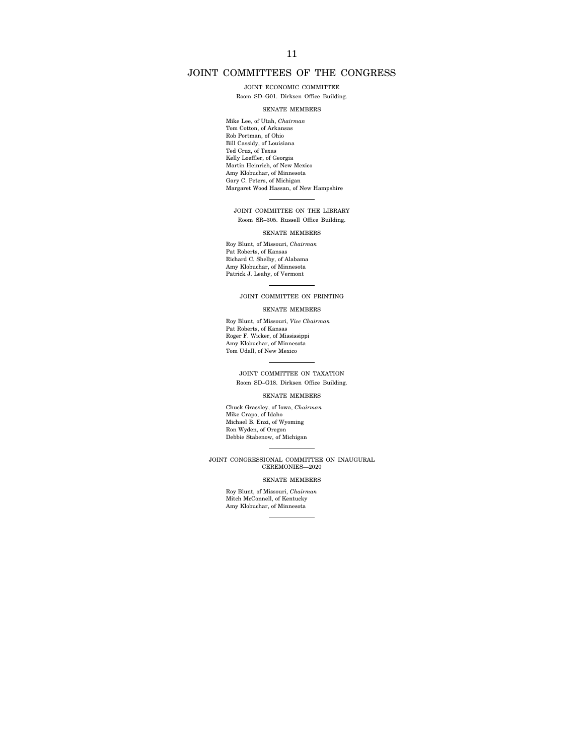# JOINT COMMITTEES OF THE CONGRESS

## JOINT ECONOMIC COMMITTEE

Room SD–G01. Dirksen Office Building.

### SENATE MEMBERS

Mike Lee, of Utah, *Chairman*
Tom Cotton, of Arkansas
Rob Portman, of Ohio
Bill Cassidy, of Louisiana
Ted Cruz, of Texas
Kelly Loeffler, of Georgia
Martin Heinrich, of New Mexico
Amy Klobuchar, of Minnesota
Gary C. Peters, of Michigan
Margaret Wood Hassan, of New Hampshire

---

## JOINT COMMITTEE ON THE LIBRARY

Room SR–305. Russell Office Building.

### SENATE MEMBERS

Roy Blunt, of Missouri, *Chairman*
Pat Roberts, of Kansas
Richard C. Shelby, of Alabama
Amy Klobuchar, of Minnesota
Patrick J. Leahy, of Vermont

---

## JOINT COMMITTEE ON PRINTING

### SENATE MEMBERS

Roy Blunt, of Missouri, *Vice Chairman*
Pat Roberts, of Kansas
Roger F. Wicker, of Mississippi
Amy Klobuchar, of Minnesota
Tom Udall, of New Mexico

---

## JOINT COMMITTEE ON TAXATION

Room SD–G18. Dirksen Office Building.

### SENATE MEMBERS

Chuck Grassley, of Iowa, *Chairman*
Mike Crapo, of Idaho
Michael B. Enzi, of Wyoming
Ron Wyden, of Oregon
Debbie Stabenow, of Michigan

---

## JOINT CONGRESSIONAL COMMITTEE ON INAUGURAL CEREMONIES—2020

### SENATE MEMBERS

Roy Blunt, of Missouri, *Chairman*
Mitch McConnell, of Kentucky
Amy Klobuchar, of Minnesota

---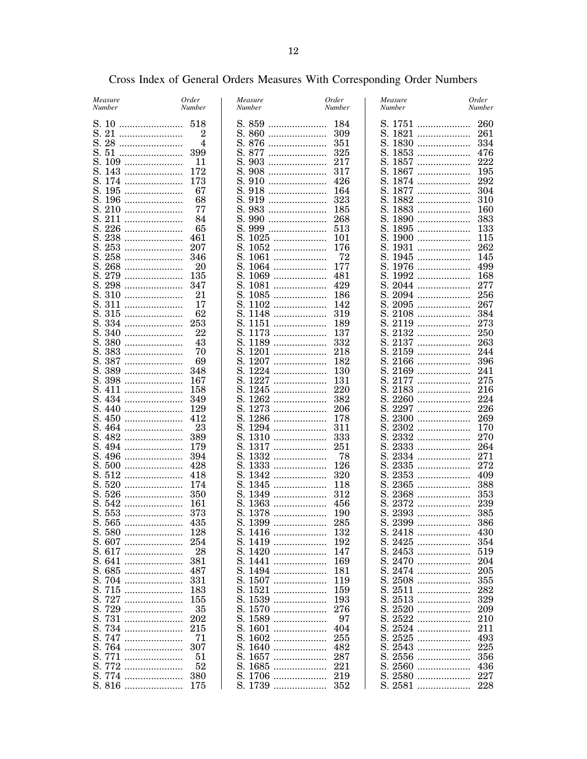# Cross Index of General Orders Measures With Corresponding Order Numbers

| Measure Number | Order Number |
|---|---|
| S. 10 | 518 |
| S. 21 | 2 |
| S. 28 | 4 |
| S. 51 | 399 |
| S. 109 | 11 |
| S. 143 | 172 |
| S. 174 | 173 |
| S. 195 | 67 |
| S. 196 | 68 |
| S. 210 | 77 |
| S. 211 | 84 |
| S. 226 | 65 |
| S. 238 | 461 |
| S. 253 | 207 |
| S. 258 | 346 |
| S. 268 | 20 |
| S. 279 | 135 |
| S. 298 | 347 |
| S. 310 | 21 |
| S. 311 | 17 |
| S. 315 | 62 |
| S. 334 | 253 |
| S. 340 | 22 |
| S. 380 | 43 |
| S. 383 | 70 |
| S. 387 | 69 |
| S. 389 | 348 |
| S. 398 | 167 |
| S. 411 | 158 |
| S. 434 | 349 |
| S. 440 | 129 |
| S. 450 | 412 |
| S. 464 | 23 |
| S. 482 | 389 |
| S. 494 | 179 |
| S. 496 | 394 |
| S. 500 | 428 |
| S. 512 | 418 |
| S. 520 | 174 |
| S. 526 | 350 |
| S. 542 | 161 |
| S. 553 | 373 |
| S. 565 | 435 |
| S. 580 | 128 |
| S. 607 | 254 |
| S. 617 | 28 |
| S. 641 | 381 |
| S. 685 | 487 |
| S. 704 | 331 |
| S. 715 | 183 |
| S. 727 | 155 |
| S. 729 | 35 |
| S. 731 | 202 |
| S. 734 | 215 |
| S. 747 | 71 |
| S. 764 | 307 |
| S. 771 | 51 |
| S. 772 | 52 |
| S. 774 | 380 |
| S. 816 | 175 |
| S. 859 | 184 |
| S. 860 | 309 |
| S. 876 | 351 |
| S. 877 | 325 |
| S. 903 | 217 |
| S. 908 | 317 |
| S. 910 | 426 |
| S. 918 | 164 |
| S. 919 | 323 |
| S. 983 | 185 |
| S. 990 | 268 |
| S. 999 | 513 |
| S. 1025 | 101 |
| S. 1052 | 176 |
| S. 1061 | 72 |
| S. 1064 | 177 |
| S. 1069 | 481 |
| S. 1081 | 429 |
| S. 1085 | 186 |
| S. 1102 | 142 |
| S. 1148 | 319 |
| S. 1151 | 189 |
| S. 1173 | 137 |
| S. 1189 | 332 |
| S. 1201 | 218 |
| S. 1207 | 182 |
| S. 1224 | 130 |
| S. 1227 | 131 |
| S. 1245 | 220 |
| S. 1262 | 382 |
| S. 1273 | 206 |
| S. 1286 | 178 |
| S. 1294 | 311 |
| S. 1310 | 333 |
| S. 1317 | 251 |
| S. 1332 | 78 |
| S. 1333 | 126 |
| S. 1342 | 320 |
| S. 1345 | 118 |
| S. 1349 | 312 |
| S. 1363 | 456 |
| S. 1378 | 190 |
| S. 1399 | 285 |
| S. 1416 | 132 |
| S. 1419 | 192 |
| S. 1420 | 147 |
| S. 1441 | 169 |
| S. 1494 | 181 |
| S. 1507 | 119 |
| S. 1521 | 159 |
| S. 1539 | 193 |
| S. 1570 | 276 |
| S. 1589 | 97 |
| S. 1601 | 404 |
| S. 1602 | 255 |
| S. 1640 | 482 |
| S. 1657 | 287 |
| S. 1685 | 221 |
| S. 1706 | 219 |
| S. 1739 | 352 |
| S. 1751 | 260 |
| S. 1821 | 261 |
| S. 1830 | 334 |
| S. 1853 | 476 |
| S. 1857 | 222 |
| S. 1867 | 195 |
| S. 1874 | 292 |
| S. 1877 | 304 |
| S. 1882 | 310 |
| S. 1883 | 160 |
| S. 1890 | 383 |
| S. 1895 | 133 |
| S. 1900 | 115 |
| S. 1931 | 262 |
| S. 1945 | 145 |
| S. 1976 | 499 |
| S. 1992 | 168 |
| S. 2044 | 277 |
| S. 2094 | 256 |
| S. 2095 | 267 |
| S. 2108 | 384 |
| S. 2119 | 273 |
| S. 2132 | 250 |
| S. 2137 | 263 |
| S. 2159 | 244 |
| S. 2166 | 396 |
| S. 2169 | 241 |
| S. 2177 | 275 |
| S. 2183 | 216 |
| S. 2260 | 224 |
| S. 2297 | 226 |
| S. 2300 | 269 |
| S. 2302 | 170 |
| S. 2332 | 270 |
| S. 2333 | 264 |
| S. 2334 | 271 |
| S. 2335 | 272 |
| S. 2353 | 409 |
| S. 2365 | 388 |
| S. 2368 | 353 |
| S. 2372 | 239 |
| S. 2393 | 385 |
| S. 2399 | 386 |
| S. 2418 | 430 |
| S. 2425 | 354 |
| S. 2453 | 519 |
| S. 2470 | 204 |
| S. 2474 | 205 |
| S. 2508 | 355 |
| S. 2511 | 282 |
| S. 2513 | 329 |
| S. 2520 | 209 |
| S. 2522 | 210 |
| S. 2524 | 211 |
| S. 2525 | 493 |
| S. 2543 | 225 |
| S. 2556 | 356 |
| S. 2560 | 436 |
| S. 2580 | 227 |
| S. 2581 | 228 |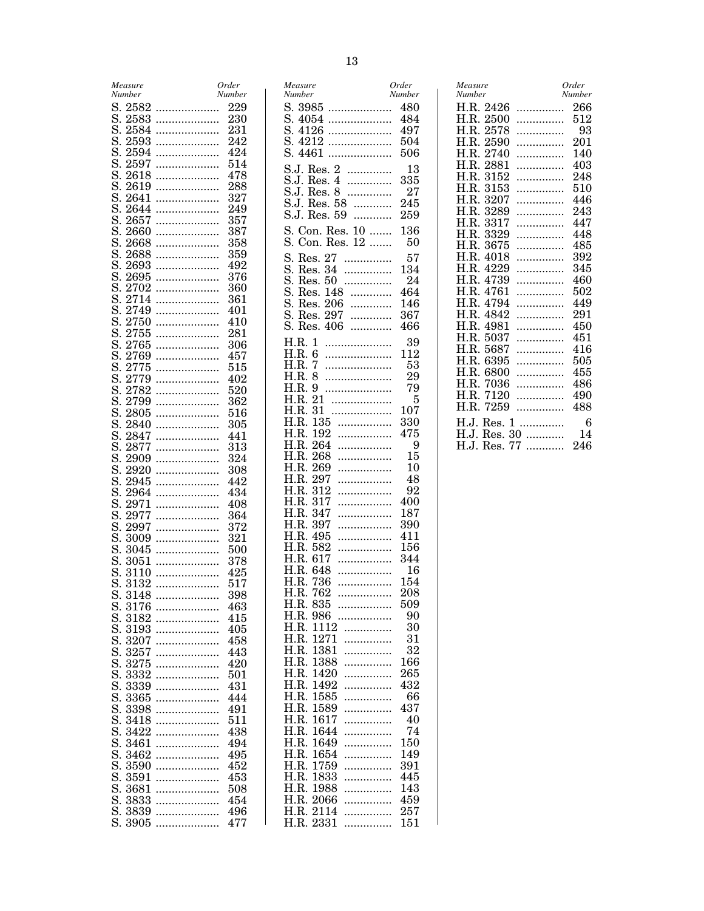| Measure Number | Order Number |
|---|---|
| S. 2582 | 229 |
| S. 2583 | 230 |
| S. 2584 | 231 |
| S. 2593 | 242 |
| S. 2594 | 424 |
| S. 2597 | 514 |
| S. 2618 | 478 |
| S. 2619 | 288 |
| S. 2641 | 327 |
| S. 2644 | 249 |
| S. 2657 | 357 |
| S. 2660 | 387 |
| S. 2668 | 358 |
| S. 2688 | 359 |
| S. 2693 | 492 |
| S. 2695 | 376 |
| S. 2702 | 360 |
| S. 2714 | 361 |
| S. 2749 | 401 |
| S. 2750 | 410 |
| S. 2755 | 281 |
| S. 2765 | 306 |
| S. 2769 | 457 |
| S. 2775 | 515 |
| S. 2779 | 402 |
| S. 2782 | 520 |
| S. 2799 | 362 |
| S. 2805 | 516 |
| S. 2840 | 305 |
| S. 2847 | 441 |
| S. 2877 | 313 |
| S. 2909 | 324 |
| S. 2920 | 308 |
| S. 2945 | 442 |
| S. 2964 | 434 |
| S. 2971 | 408 |
| S. 2977 | 364 |
| S. 2997 | 372 |
| S. 3009 | 321 |
| S. 3045 | 500 |
| S. 3051 | 378 |
| S. 3110 | 425 |
| S. 3132 | 517 |
| S. 3148 | 398 |
| S. 3176 | 463 |
| S. 3182 | 415 |
| S. 3193 | 405 |
| S. 3207 | 458 |
| S. 3257 | 443 |
| S. 3275 | 420 |
| S. 3332 | 501 |
| S. 3339 | 431 |
| S. 3365 | 444 |
| S. 3398 | 491 |
| S. 3418 | 511 |
| S. 3422 | 438 |
| S. 3461 | 494 |
| S. 3462 | 495 |
| S. 3590 | 452 |
| S. 3591 | 453 |
| S. 3681 | 508 |
| S. 3833 | 454 |
| S. 3839 | 496 |
| S. 3905 | 477 |
| S. 3985 | 480 |
| S. 4054 | 484 |
| S. 4126 | 497 |
| S. 4212 | 504 |
| S. 4461 | 506 |
| S.J. Res. 2 | 13 |
| S.J. Res. 4 | 335 |
| S.J. Res. 8 | 27 |
| S.J. Res. 58 | 245 |
| S.J. Res. 59 | 259 |
| S. Con. Res. 10 | 136 |
| S. Con. Res. 12 | 50 |
| S. Res. 27 | 57 |
| S. Res. 34 | 134 |
| S. Res. 50 | 24 |
| S. Res. 148 | 464 |
| S. Res. 206 | 146 |
| S. Res. 297 | 367 |
| S. Res. 406 | 466 |
| H.R. 1 | 39 |
| H.R. 6 | 112 |
| H.R. 7 | 53 |
| H.R. 8 | 29 |
| H.R. 9 | 79 |
| H.R. 21 | 5 |
| H.R. 31 | 107 |
| H.R. 135 | 330 |
| H.R. 192 | 475 |
| H.R. 264 | 9 |
| H.R. 268 | 15 |
| H.R. 269 | 10 |
| H.R. 297 | 48 |
| H.R. 312 | 92 |
| H.R. 317 | 400 |
| H.R. 347 | 187 |
| H.R. 397 | 390 |
| H.R. 495 | 411 |
| H.R. 582 | 156 |
| H.R. 617 | 344 |
| H.R. 648 | 16 |
| H.R. 736 | 154 |
| H.R. 762 | 208 |
| H.R. 835 | 509 |
| H.R. 986 | 90 |
| H.R. 1112 | 30 |
| H.R. 1271 | 31 |
| H.R. 1381 | 32 |
| H.R. 1388 | 166 |
| H.R. 1420 | 265 |
| H.R. 1492 | 432 |
| H.R. 1585 | 66 |
| H.R. 1589 | 437 |
| H.R. 1617 | 40 |
| H.R. 1644 | 74 |
| H.R. 1649 | 150 |
| H.R. 1654 | 149 |
| H.R. 1759 | 391 |
| H.R. 1833 | 445 |
| H.R. 1988 | 143 |
| H.R. 2066 | 459 |
| H.R. 2114 | 257 |
| H.R. 2331 | 151 |
| H.R. 2426 | 266 |
| H.R. 2500 | 512 |
| H.R. 2578 | 93 |
| H.R. 2590 | 201 |
| H.R. 2740 | 140 |
| H.R. 2881 | 403 |
| H.R. 3152 | 248 |
| H.R. 3153 | 510 |
| H.R. 3207 | 446 |
| H.R. 3289 | 243 |
| H.R. 3317 | 447 |
| H.R. 3329 | 448 |
| H.R. 3675 | 485 |
| H.R. 4018 | 392 |
| H.R. 4229 | 345 |
| H.R. 4739 | 460 |
| H.R. 4761 | 502 |
| H.R. 4794 | 449 |
| H.R. 4842 | 291 |
| H.R. 4981 | 450 |
| H.R. 5037 | 451 |
| H.R. 5687 | 416 |
| H.R. 6395 | 505 |
| H.R. 6800 | 455 |
| H.R. 7036 | 486 |
| H.R. 7120 | 490 |
| H.R. 7259 | 488 |
| H.J. Res. 1 | 6 |
| H.J. Res. 30 | 14 |
| H.J. Res. 77 | 246 |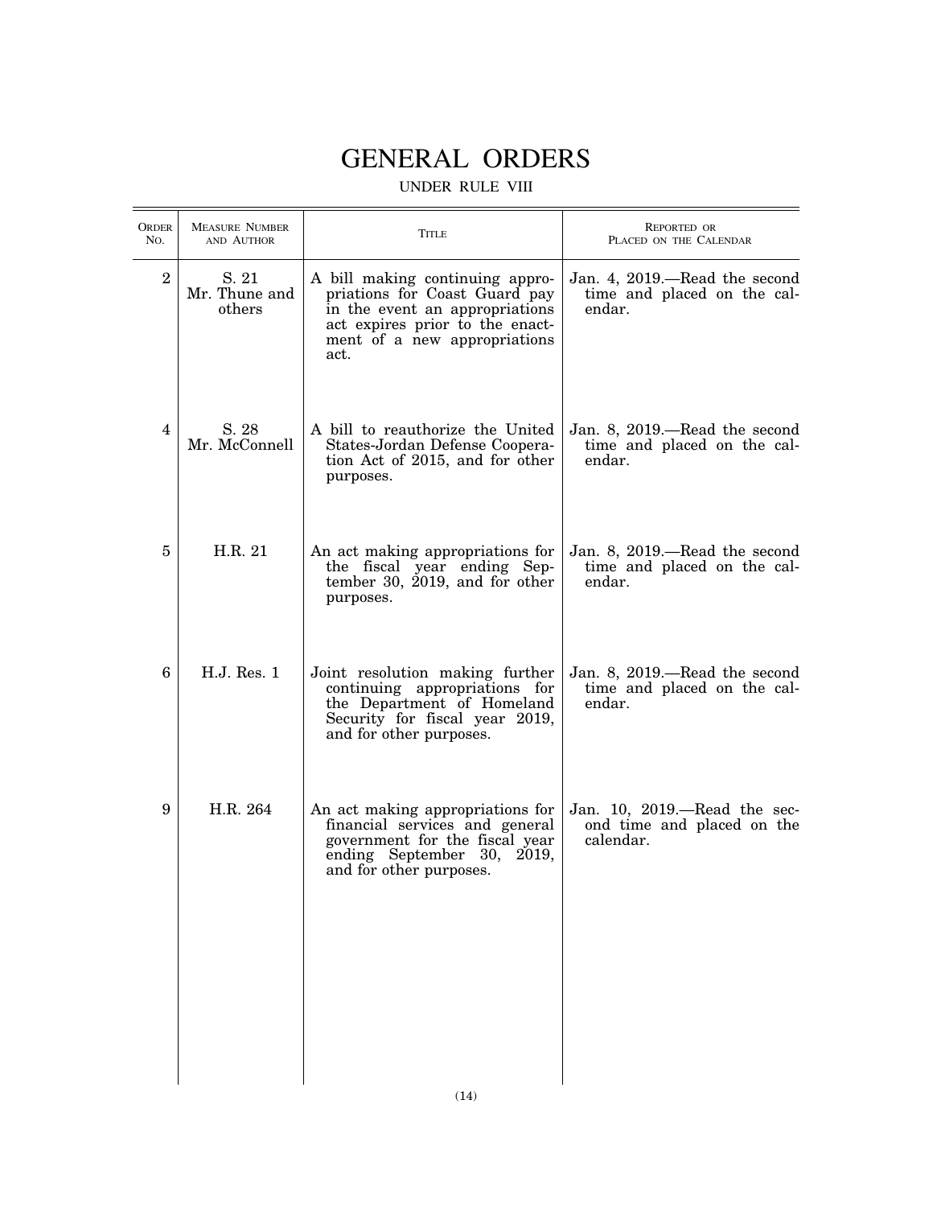# GENERAL ORDERS

UNDER RULE VIII

| Order No. | Measure Number and Author | Title | Reported or Placed on the Calendar |
|---|---|---|---|
| 2 | S. 21<br>Mr. Thune and others | A bill making continuing appropriations for Coast Guard pay in the event an appropriations act expires prior to the enactment of a new appropriations act. | Jan. 4, 2019.—Read the second time and placed on the calendar. |
| 4 | S. 28<br>Mr. McConnell | A bill to reauthorize the United States-Jordan Defense Cooperation Act of 2015, and for other purposes. | Jan. 8, 2019.—Read the second time and placed on the calendar. |
| 5 | H.R. 21 | An act making appropriations for the fiscal year ending September 30, 2019, and for other purposes. | Jan. 8, 2019.—Read the second time and placed on the calendar. |
| 6 | H.J. Res. 1 | Joint resolution making further continuing appropriations for the Department of Homeland Security for fiscal year 2019, and for other purposes. | Jan. 8, 2019.—Read the second time and placed on the calendar. |
| 9 | H.R. 264 | An act making appropriations for financial services and general government for the fiscal year ending September 30, 2019, and for other purposes. | Jan. 10, 2019.—Read the second time and placed on the calendar. |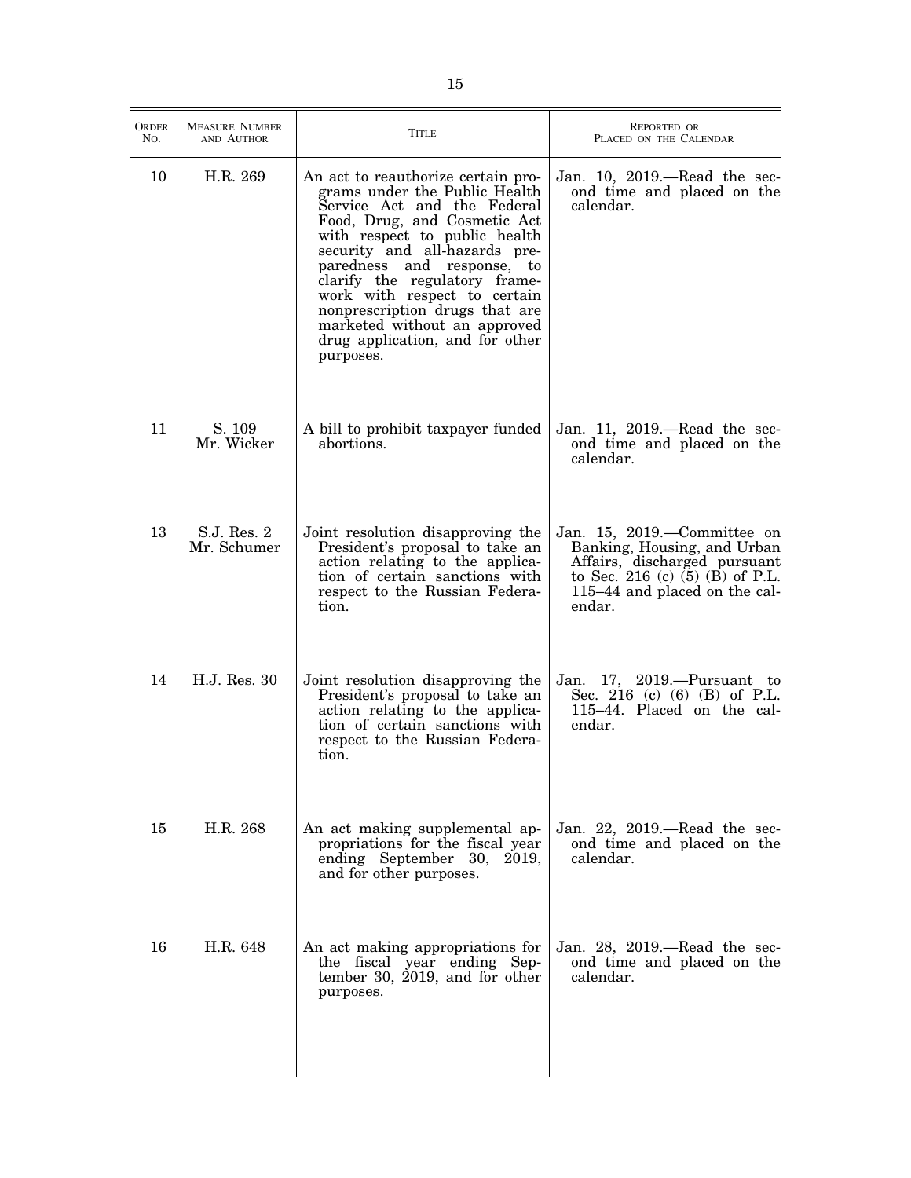| Order No. | Measure Number and Author | Title | Reported or Placed on the Calendar |
|---|---|---|---|
| 10 | H.R. 269 | An act to reauthorize certain programs under the Public Health Service Act and the Federal Food, Drug, and Cosmetic Act with respect to public health security and all-hazards preparedness and response, to clarify the regulatory framework with respect to certain nonprescription drugs that are marketed without an approved drug application, and for other purposes. | Jan. 10, 2019.—Read the second time and placed on the calendar. |
| 11 | S. 109<br>Mr. Wicker | A bill to prohibit taxpayer funded abortions. | Jan. 11, 2019.—Read the second time and placed on the calendar. |
| 13 | S.J. Res. 2<br>Mr. Schumer | Joint resolution disapproving the President's proposal to take an action relating to the application of certain sanctions with respect to the Russian Federation. | Jan. 15, 2019.—Committee on Banking, Housing, and Urban Affairs, discharged pursuant to Sec. 216 (c) (5) (B) of P.L. 115–44 and placed on the calendar. |
| 14 | H.J. Res. 30 | Joint resolution disapproving the President's proposal to take an action relating to the application of certain sanctions with respect to the Russian Federation. | Jan. 17, 2019.—Pursuant to Sec. 216 (c) (6) (B) of P.L. 115–44. Placed on the calendar. |
| 15 | H.R. 268 | An act making supplemental appropriations for the fiscal year ending September 30, 2019, and for other purposes. | Jan. 22, 2019.—Read the second time and placed on the calendar. |
| 16 | H.R. 648 | An act making appropriations for the fiscal year ending September 30, 2019, and for other purposes. | Jan. 28, 2019.—Read the second time and placed on the calendar. |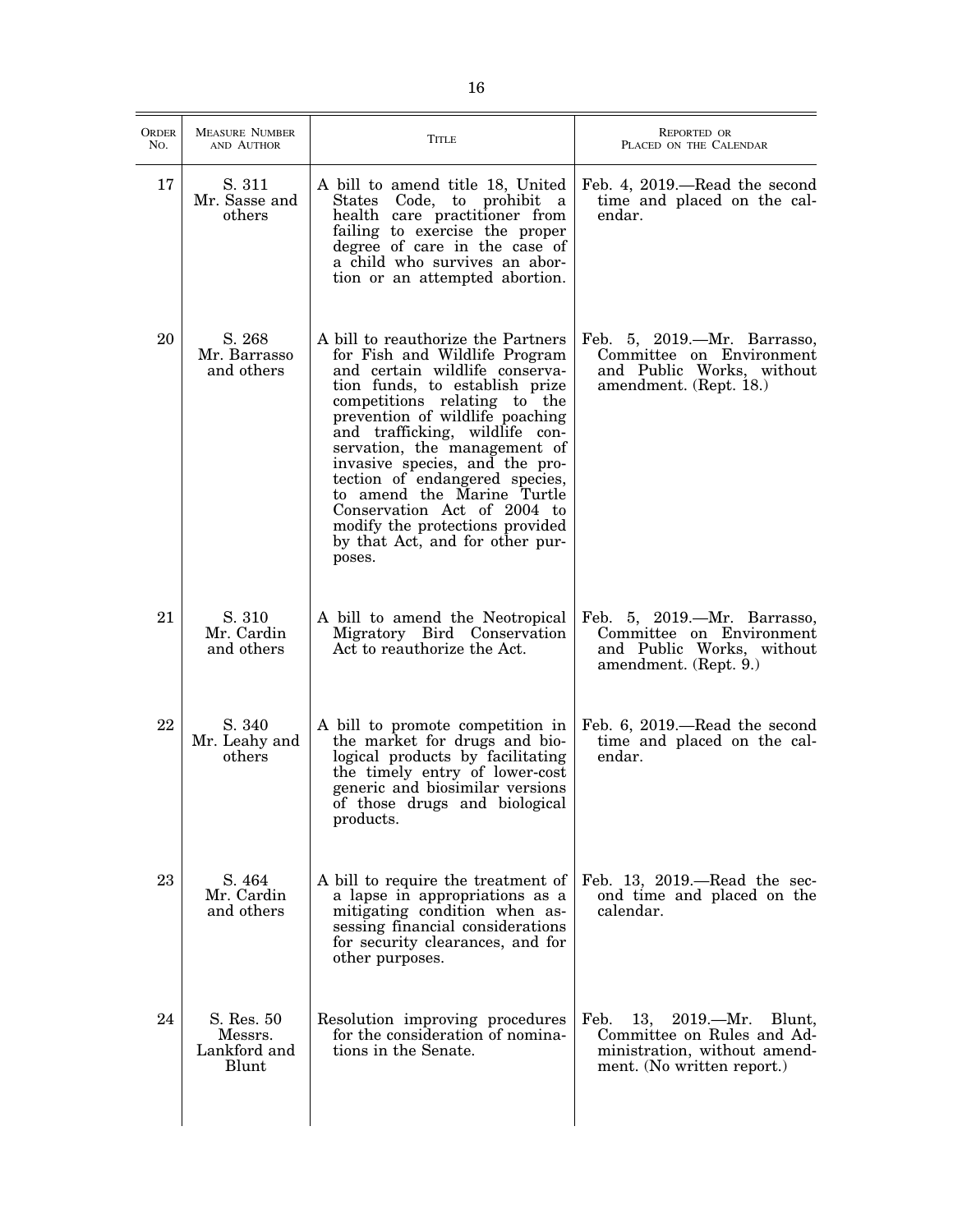| ORDER NO. | MEASURE NUMBER AND AUTHOR | TITLE | REPORTED OR PLACED ON THE CALENDAR |
|---|---|---|---|
| 17 | S. 311 Mr. Sasse and others | A bill to amend title 18, United States Code, to prohibit a health care practitioner from failing to exercise the proper degree of care in the case of a child who survives an abortion or an attempted abortion. | Feb. 4, 2019.—Read the second time and placed on the calendar. |
| 20 | S. 268 Mr. Barrasso and others | A bill to reauthorize the Partners for Fish and Wildlife Program and certain wildlife conservation funds, to establish prize competitions relating to the prevention of wildlife poaching and trafficking, wildlife conservation, the management of invasive species, and the protection of endangered species, to amend the Marine Turtle Conservation Act of 2004 to modify the protections provided by that Act, and for other purposes. | Feb. 5, 2019.—Mr. Barrasso, Committee on Environment and Public Works, without amendment. (Rept. 18.) |
| 21 | S. 310 Mr. Cardin and others | A bill to amend the Neotropical Migratory Bird Conservation Act to reauthorize the Act. | Feb. 5, 2019.—Mr. Barrasso, Committee on Environment and Public Works, without amendment. (Rept. 9.) |
| 22 | S. 340 Mr. Leahy and others | A bill to promote competition in the market for drugs and biological products by facilitating the timely entry of lower-cost generic and biosimilar versions of those drugs and biological products. | Feb. 6, 2019.—Read the second time and placed on the calendar. |
| 23 | S. 464 Mr. Cardin and others | A bill to require the treatment of a lapse in appropriations as a mitigating condition when assessing financial considerations for security clearances, and for other purposes. | Feb. 13, 2019.—Read the second time and placed on the calendar. |
| 24 | S. Res. 50 Messrs. Lankford and Blunt | Resolution improving procedures for the consideration of nominations in the Senate. | Feb. 13, 2019.—Mr. Blunt, Committee on Rules and Administration, without amendment. (No written report.) |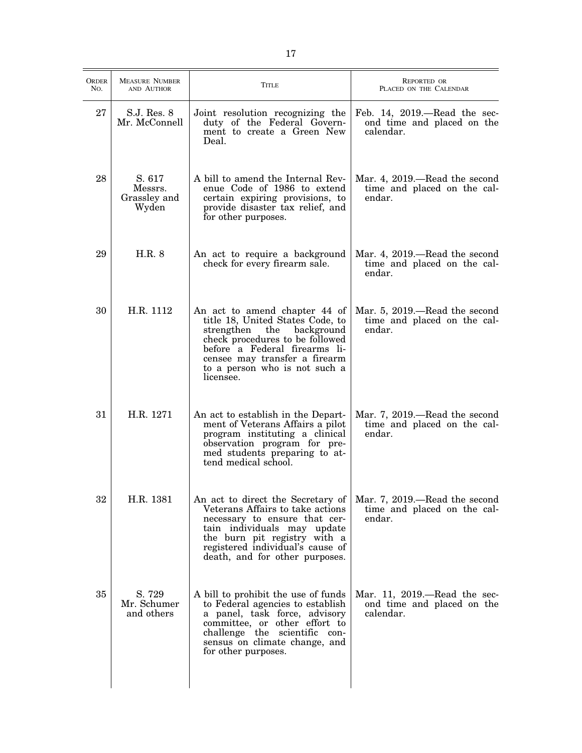| ORDER NO. | MEASURE NUMBER AND AUTHOR | TITLE | REPORTED OR PLACED ON THE CALENDAR |
| --- | --- | --- | --- |
| 27 | S.J. Res. 8 Mr. McConnell | Joint resolution recognizing the duty of the Federal Government to create a Green New Deal. | Feb. 14, 2019.—Read the second time and placed on the calendar. |
| 28 | S. 617 Messrs. Grassley and Wyden | A bill to amend the Internal Revenue Code of 1986 to extend certain expiring provisions, to provide disaster tax relief, and for other purposes. | Mar. 4, 2019.—Read the second time and placed on the calendar. |
| 29 | H.R. 8 | An act to require a background check for every firearm sale. | Mar. 4, 2019.—Read the second time and placed on the calendar. |
| 30 | H.R. 1112 | An act to amend chapter 44 of title 18, United States Code, to strengthen the background check procedures to be followed before a Federal firearms licensee may transfer a firearm to a person who is not such a licensee. | Mar. 5, 2019.—Read the second time and placed on the calendar. |
| 31 | H.R. 1271 | An act to establish in the Department of Veterans Affairs a pilot program instituting a clinical observation program for pre-med students preparing to attend medical school. | Mar. 7, 2019.—Read the second time and placed on the calendar. |
| 32 | H.R. 1381 | An act to direct the Secretary of Veterans Affairs to take actions necessary to ensure that certain individuals may update the burn pit registry with a registered individual's cause of death, and for other purposes. | Mar. 7, 2019.—Read the second time and placed on the calendar. |
| 35 | S. 729 Mr. Schumer and others | A bill to prohibit the use of funds to Federal agencies to establish a panel, task force, advisory committee, or other effort to challenge the scientific consensus on climate change, and for other purposes. | Mar. 11, 2019.—Read the second time and placed on the calendar. |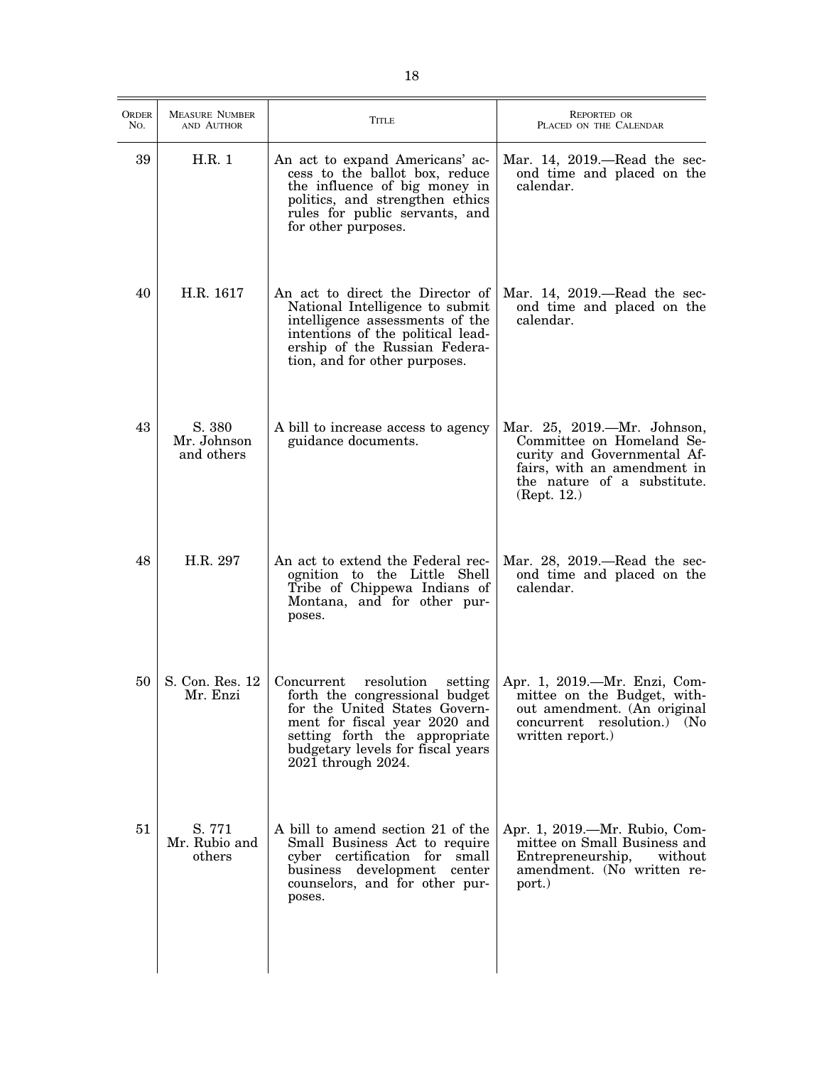| ORDER NO. | MEASURE NUMBER AND AUTHOR | TITLE | REPORTED OR PLACED ON THE CALENDAR |
|---|---|---|---|
| 39 | H.R. 1 | An act to expand Americans' access to the ballot box, reduce the influence of big money in politics, and strengthen ethics rules for public servants, and for other purposes. | Mar. 14, 2019.—Read the second time and placed on the calendar. |
| 40 | H.R. 1617 | An act to direct the Director of National Intelligence to submit intelligence assessments of the intentions of the political leadership of the Russian Federation, and for other purposes. | Mar. 14, 2019.—Read the second time and placed on the calendar. |
| 43 | S. 380 Mr. Johnson and others | A bill to increase access to agency guidance documents. | Mar. 25, 2019.—Mr. Johnson, Committee on Homeland Security and Governmental Affairs, with an amendment in the nature of a substitute. (Rept. 12.) |
| 48 | H.R. 297 | An act to extend the Federal recognition to the Little Shell Tribe of Chippewa Indians of Montana, and for other purposes. | Mar. 28, 2019.—Read the second time and placed on the calendar. |
| 50 | S. Con. Res. 12 Mr. Enzi | Concurrent resolution setting forth the congressional budget for the United States Government for fiscal year 2020 and setting forth the appropriate budgetary levels for fiscal years 2021 through 2024. | Apr. 1, 2019.—Mr. Enzi, Committee on the Budget, without amendment. (An original concurrent resolution.) (No written report.) |
| 51 | S. 771 Mr. Rubio and others | A bill to amend section 21 of the Small Business Act to require cyber certification for small business development center counselors, and for other purposes. | Apr. 1, 2019.—Mr. Rubio, Committee on Small Business and Entrepreneurship, without amendment. (No written report.) |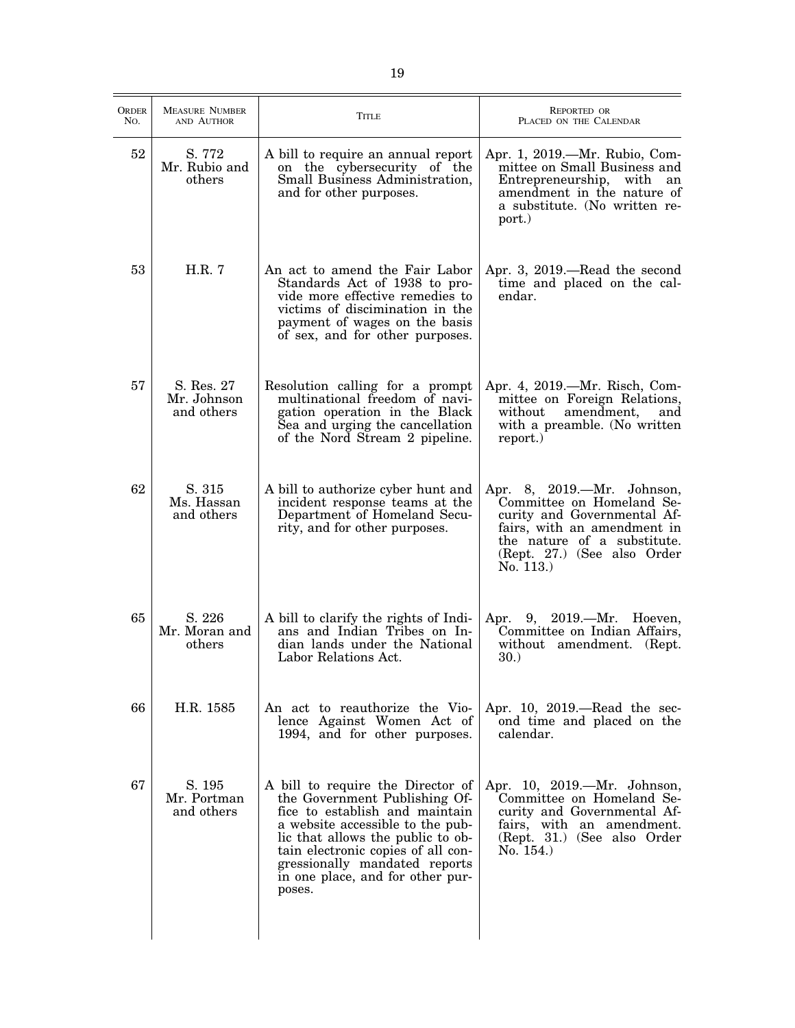| ORDER NO. | MEASURE NUMBER AND AUTHOR | TITLE | REPORTED OR PLACED ON THE CALENDAR |
|---|---|---|---|
| 52 | S. 772 Mr. Rubio and others | A bill to require an annual report on the cybersecurity of the Small Business Administration, and for other purposes. | Apr. 1, 2019.—Mr. Rubio, Committee on Small Business and Entrepreneurship, with an amendment in the nature of a substitute. (No written report.) |
| 53 | H.R. 7 | An act to amend the Fair Labor Standards Act of 1938 to provide more effective remedies to victims of discimination in the payment of wages on the basis of sex, and for other purposes. | Apr. 3, 2019.—Read the second time and placed on the calendar. |
| 57 | S. Res. 27 Mr. Johnson and others | Resolution calling for a prompt multinational freedom of navigation operation in the Black Sea and urging the cancellation of the Nord Stream 2 pipeline. | Apr. 4, 2019.—Mr. Risch, Committee on Foreign Relations, without amendment, and with a preamble. (No written report.) |
| 62 | S. 315 Ms. Hassan and others | A bill to authorize cyber hunt and incident response teams at the Department of Homeland Security, and for other purposes. | Apr. 8, 2019.—Mr. Johnson, Committee on Homeland Security and Governmental Affairs, with an amendment in the nature of a substitute. (Rept. 27.) (See also Order No. 113.) |
| 65 | S. 226 Mr. Moran and others | A bill to clarify the rights of Indians and Indian Tribes on Indian lands under the National Labor Relations Act. | Apr. 9, 2019.—Mr. Hoeven, Committee on Indian Affairs, without amendment. (Rept. 30.) |
| 66 | H.R. 1585 | An act to reauthorize the Violence Against Women Act of 1994, and for other purposes. | Apr. 10, 2019.—Read the second time and placed on the calendar. |
| 67 | S. 195 Mr. Portman and others | A bill to require the Director of the Government Publishing Office to establish and maintain a website accessible to the public that allows the public to obtain electronic copies of all congressionally mandated reports in one place, and for other purposes. | Apr. 10, 2019.—Mr. Johnson, Committee on Homeland Security and Governmental Affairs, with an amendment. (Rept. 31.) (See also Order No. 154.) |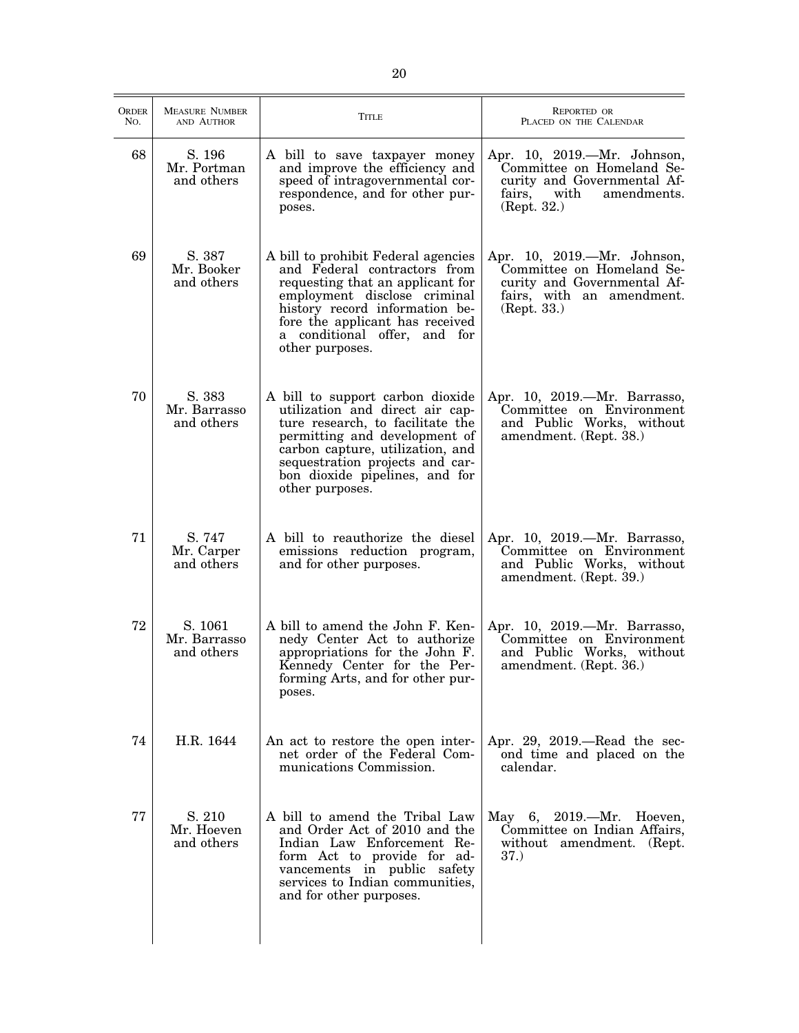| ORDER NO. | MEASURE NUMBER AND AUTHOR | TITLE | REPORTED OR PLACED ON THE CALENDAR |
|---|---|---|---|
| 68 | S. 196 Mr. Portman and others | A bill to save taxpayer money and improve the efficiency and speed of intragovernmental correspondence, and for other purposes. | Apr. 10, 2019.—Mr. Johnson, Committee on Homeland Security and Governmental Affairs, with amendments. (Rept. 32.) |
| 69 | S. 387 Mr. Booker and others | A bill to prohibit Federal agencies and Federal contractors from requesting that an applicant for employment disclose criminal history record information before the applicant has received a conditional offer, and for other purposes. | Apr. 10, 2019.—Mr. Johnson, Committee on Homeland Security and Governmental Affairs, with an amendment. (Rept. 33.) |
| 70 | S. 383 Mr. Barrasso and others | A bill to support carbon dioxide utilization and direct air capture research, to facilitate the permitting and development of carbon capture, utilization, and sequestration projects and carbon dioxide pipelines, and for other purposes. | Apr. 10, 2019.—Mr. Barrasso, Committee on Environment and Public Works, without amendment. (Rept. 38.) |
| 71 | S. 747 Mr. Carper and others | A bill to reauthorize the diesel emissions reduction program, and for other purposes. | Apr. 10, 2019.—Mr. Barrasso, Committee on Environment and Public Works, without amendment. (Rept. 39.) |
| 72 | S. 1061 Mr. Barrasso and others | A bill to amend the John F. Kennedy Center Act to authorize appropriations for the John F. Kennedy Center for the Performing Arts, and for other purposes. | Apr. 10, 2019.—Mr. Barrasso, Committee on Environment and Public Works, without amendment. (Rept. 36.) |
| 74 | H.R. 1644 | An act to restore the open internet order of the Federal Communications Commission. | Apr. 29, 2019.—Read the second time and placed on the calendar. |
| 77 | S. 210 Mr. Hoeven and others | A bill to amend the Tribal Law and Order Act of 2010 and the Indian Law Enforcement Reform Act to provide for advancements in public safety services to Indian communities, and for other purposes. | May 6, 2019.—Mr. Hoeven, Committee on Indian Affairs, without amendment. (Rept. 37.) |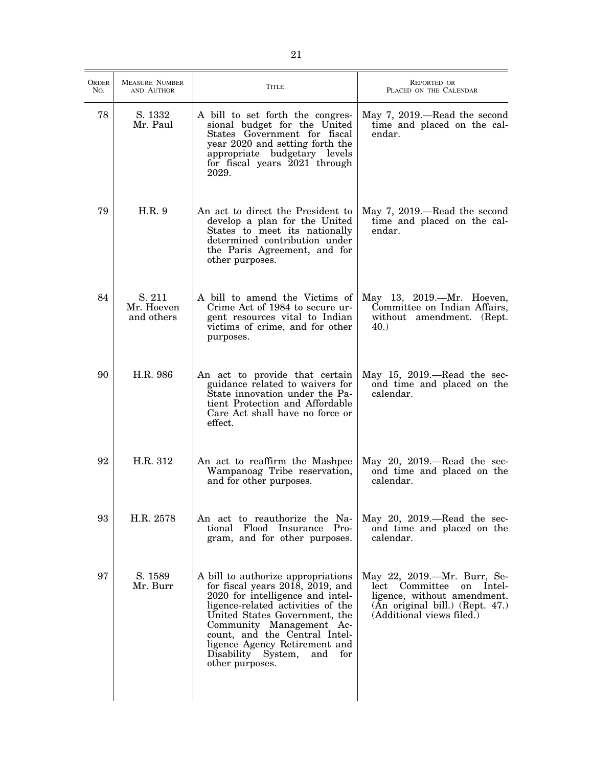| ORDER NO. | MEASURE NUMBER AND AUTHOR | TITLE | REPORTED OR PLACED ON THE CALENDAR |
|---|---|---|---|
| 78 | S. 1332<br>Mr. Paul | A bill to set forth the congressional budget for the United States Government for fiscal year 2020 and setting forth the appropriate budgetary levels for fiscal years 2021 through 2029. | May 7, 2019.—Read the second time and placed on the calendar. |
| 79 | H.R. 9 | An act to direct the President to develop a plan for the United States to meet its nationally determined contribution under the Paris Agreement, and for other purposes. | May 7, 2019.—Read the second time and placed on the calendar. |
| 84 | S. 211<br>Mr. Hoeven and others | A bill to amend the Victims of Crime Act of 1984 to secure urgent resources vital to Indian victims of crime, and for other purposes. | May 13, 2019.—Mr. Hoeven, Committee on Indian Affairs, without amendment. (Rept. 40.) |
| 90 | H.R. 986 | An act to provide that certain guidance related to waivers for State innovation under the Patient Protection and Affordable Care Act shall have no force or effect. | May 15, 2019.—Read the second time and placed on the calendar. |
| 92 | H.R. 312 | An act to reaffirm the Mashpee Wampanoag Tribe reservation, and for other purposes. | May 20, 2019.—Read the second time and placed on the calendar. |
| 93 | H.R. 2578 | An act to reauthorize the National Flood Insurance Program, and for other purposes. | May 20, 2019.—Read the second time and placed on the calendar. |
| 97 | S. 1589<br>Mr. Burr | A bill to authorize appropriations for fiscal years 2018, 2019, and 2020 for intelligence and intelligence-related activities of the United States Government, the Community Management Account, and the Central Intelligence Agency Retirement and Disability System, and for other purposes. | May 22, 2019.—Mr. Burr, Select Committee on Intelligence, without amendment. (An original bill.) (Rept. 47.) (Additional views filed.) |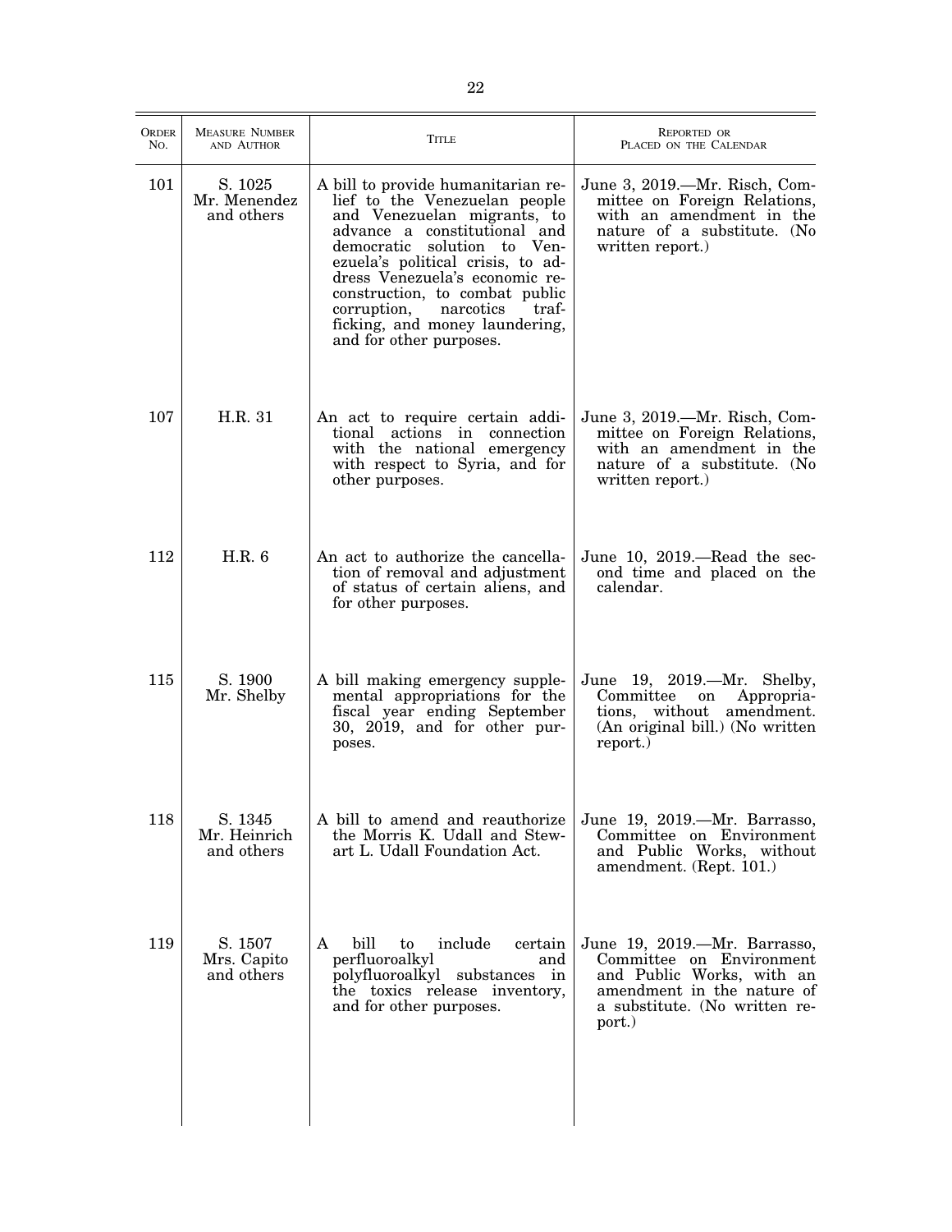| ORDER NO. | MEASURE NUMBER AND AUTHOR | TITLE | REPORTED OR PLACED ON THE CALENDAR |
|---|---|---|---|
| 101 | S. 1025 Mr. Menendez and others | A bill to provide humanitarian relief to the Venezuelan people and Venezuelan migrants, to advance a constitutional and democratic solution to Venezuela's political crisis, to address Venezuela's economic reconstruction, to combat public corruption, narcotics trafficking, and money laundering, and for other purposes. | June 3, 2019.—Mr. Risch, Committee on Foreign Relations, with an amendment in the nature of a substitute. (No written report.) |
| 107 | H.R. 31 | An act to require certain additional actions in connection with the national emergency with respect to Syria, and for other purposes. | June 3, 2019.—Mr. Risch, Committee on Foreign Relations, with an amendment in the nature of a substitute. (No written report.) |
| 112 | H.R. 6 | An act to authorize the cancellation of removal and adjustment of status of certain aliens, and for other purposes. | June 10, 2019.—Read the second time and placed on the calendar. |
| 115 | S. 1900 Mr. Shelby | A bill making emergency supplemental appropriations for the fiscal year ending September 30, 2019, and for other purposes. | June 19, 2019.—Mr. Shelby, Committee on Appropriations, without amendment. (An original bill.) (No written report.) |
| 118 | S. 1345 Mr. Heinrich and others | A bill to amend and reauthorize the Morris K. Udall and Stewart L. Udall Foundation Act. | June 19, 2019.—Mr. Barrasso, Committee on Environment and Public Works, without amendment. (Rept. 101.) |
| 119 | S. 1507 Mrs. Capito and others | A bill to include certain perfluoroalkyl and polyfluoroalkyl substances in the toxics release inventory, and for other purposes. | June 19, 2019.—Mr. Barrasso, Committee on Environment and Public Works, with an amendment in the nature of a substitute. (No written report.) |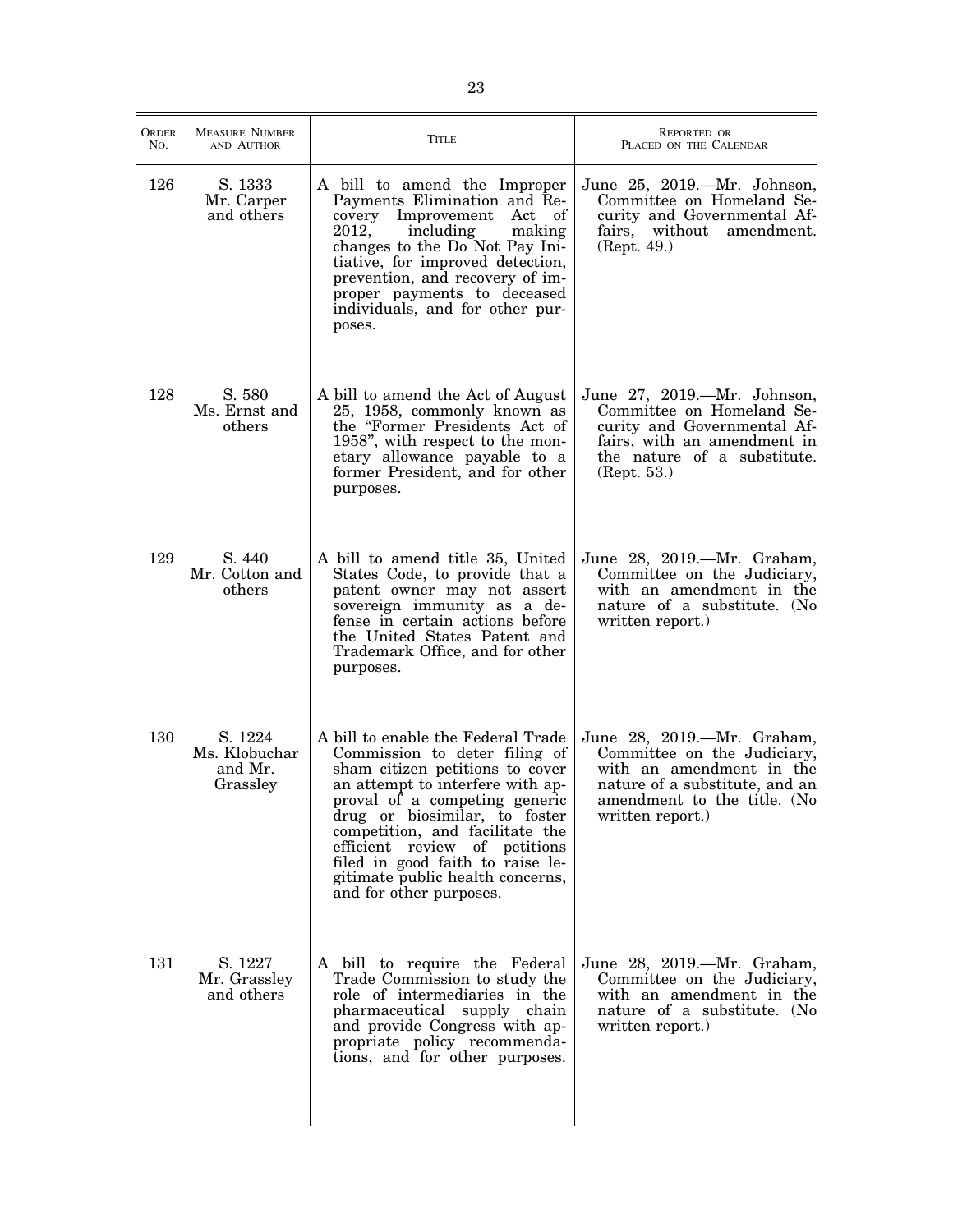| Order No. | Measure Number and Author | Title | Reported or Placed on the Calendar |
|---|---|---|---|
| 126 | S. 1333 Mr. Carper and others | A bill to amend the Improper Payments Elimination and Recovery Improvement Act of 2012, including making changes to the Do Not Pay Initiative, for improved detection, prevention, and recovery of improper payments to deceased individuals, and for other purposes. | June 25, 2019.—Mr. Johnson, Committee on Homeland Security and Governmental Affairs, without amendment. (Rept. 49.) |
| 128 | S. 580 Ms. Ernst and others | A bill to amend the Act of August 25, 1958, commonly known as the "Former Presidents Act of 1958", with respect to the monetary allowance payable to a former President, and for other purposes. | June 27, 2019.—Mr. Johnson, Committee on Homeland Security and Governmental Affairs, with an amendment in the nature of a substitute. (Rept. 53.) |
| 129 | S. 440 Mr. Cotton and others | A bill to amend title 35, United States Code, to provide that a patent owner may not assert sovereign immunity as a defense in certain actions before the United States Patent and Trademark Office, and for other purposes. | June 28, 2019.—Mr. Graham, Committee on the Judiciary, with an amendment in the nature of a substitute. (No written report.) |
| 130 | S. 1224 Ms. Klobuchar and Mr. Grassley | A bill to enable the Federal Trade Commission to deter filing of sham citizen petitions to cover an attempt to interfere with approval of a competing generic drug or biosimilar, to foster competition, and facilitate the efficient review of petitions filed in good faith to raise legitimate public health concerns, and for other purposes. | June 28, 2019.—Mr. Graham, Committee on the Judiciary, with an amendment in the nature of a substitute, and an amendment to the title. (No written report.) |
| 131 | S. 1227 Mr. Grassley and others | A bill to require the Federal Trade Commission to study the role of intermediaries in the pharmaceutical supply chain and provide Congress with appropriate policy recommendations, and for other purposes. | June 28, 2019.—Mr. Graham, Committee on the Judiciary, with an amendment in the nature of a substitute. (No written report.) |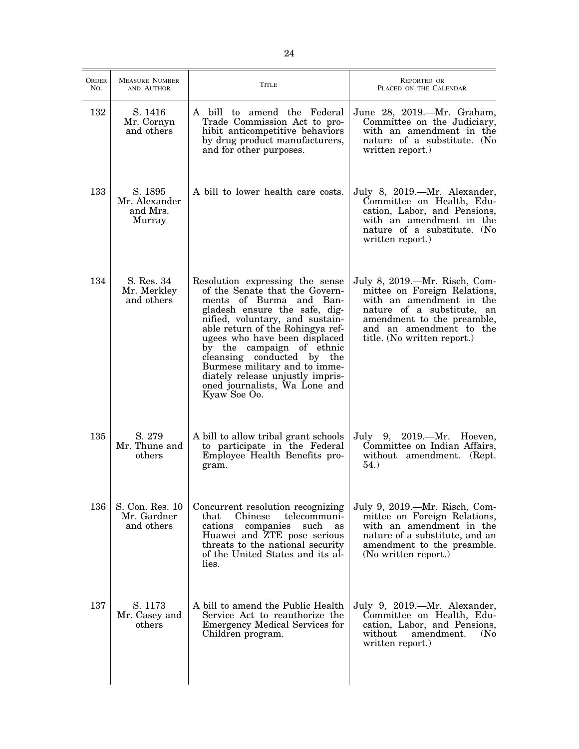| Order No. | Measure Number and Author | Title | Reported or Placed on the Calendar |
|---|---|---|---|
| 132 | S. 1416 Mr. Cornyn and others | A bill to amend the Federal Trade Commission Act to prohibit anticompetitive behaviors by drug product manufacturers, and for other purposes. | June 28, 2019.—Mr. Graham, Committee on the Judiciary, with an amendment in the nature of a substitute. (No written report.) |
| 133 | S. 1895 Mr. Alexander and Mrs. Murray | A bill to lower health care costs. | July 8, 2019.—Mr. Alexander, Committee on Health, Education, Labor, and Pensions, with an amendment in the nature of a substitute. (No written report.) |
| 134 | S. Res. 34 Mr. Merkley and others | Resolution expressing the sense of the Senate that the Governments of Burma and Bangladesh ensure the safe, dignified, voluntary, and sustainable return of the Rohingya refugees who have been displaced by the campaign of ethnic cleansing conducted by the Burmese military and to immediately release unjustly imprisoned journalists, Wa Lone and Kyaw Soe Oo. | July 8, 2019.—Mr. Risch, Committee on Foreign Relations, with an amendment in the nature of a substitute, an amendment to the preamble, and an amendment to the title. (No written report.) |
| 135 | S. 279 Mr. Thune and others | A bill to allow tribal grant schools to participate in the Federal Employee Health Benefits program. | July 9, 2019.—Mr. Hoeven, Committee on Indian Affairs, without amendment. (Rept. 54.) |
| 136 | S. Con. Res. 10 Mr. Gardner and others | Concurrent resolution recognizing that Chinese telecommunications companies such as Huawei and ZTE pose serious threats to the national security of the United States and its allies. | July 9, 2019.—Mr. Risch, Committee on Foreign Relations, with an amendment in the nature of a substitute, and an amendment to the preamble. (No written report.) |
| 137 | S. 1173 Mr. Casey and others | A bill to amend the Public Health Service Act to reauthorize the Emergency Medical Services for Children program. | July 9, 2019.—Mr. Alexander, Committee on Health, Education, Labor, and Pensions, without amendment. (No written report.) |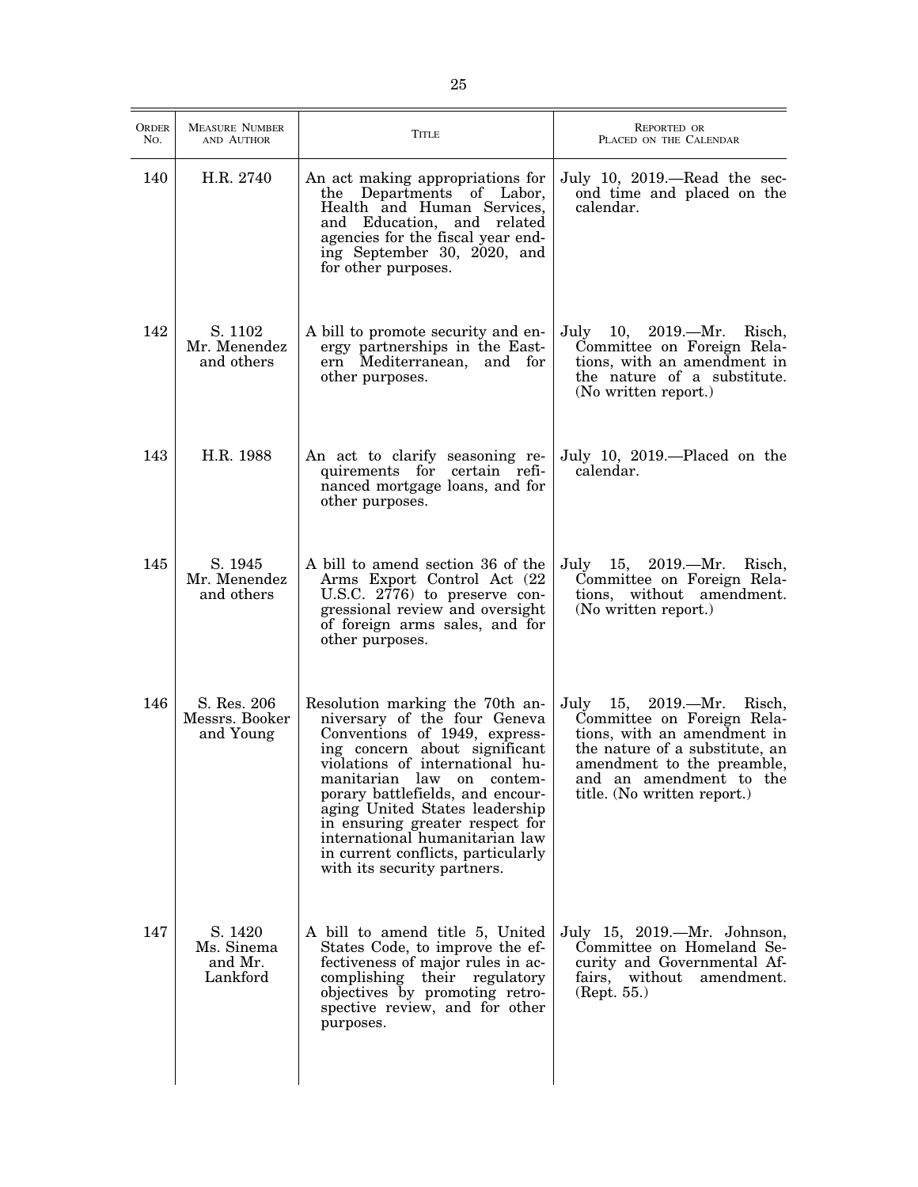| Order No. | Measure Number and Author | Title | Reported or Placed on the Calendar |
|---|---|---|---|
| 140 | H.R. 2740 | An act making appropriations for the Departments of Labor, Health and Human Services, and Education, and related agencies for the fiscal year ending September 30, 2020, and for other purposes. | July 10, 2019.—Read the second time and placed on the calendar. |
| 142 | S. 1102 Mr. Menendez and others | A bill to promote security and energy partnerships in the Eastern Mediterranean, and for other purposes. | July 10, 2019.—Mr. Risch, Committee on Foreign Relations, with an amendment in the nature of a substitute. (No written report.) |
| 143 | H.R. 1988 | An act to clarify seasoning requirements for certain refinanced mortgage loans, and for other purposes. | July 10, 2019.—Placed on the calendar. |
| 145 | S. 1945 Mr. Menendez and others | A bill to amend section 36 of the Arms Export Control Act (22 U.S.C. 2776) to preserve congressional review and oversight of foreign arms sales, and for other purposes. | July 15, 2019.—Mr. Risch, Committee on Foreign Relations, without amendment. (No written report.) |
| 146 | S. Res. 206 Messrs. Booker and Young | Resolution marking the 70th anniversary of the four Geneva Conventions of 1949, expressing concern about significant violations of international humanitarian law on contemporary battlefields, and encouraging United States leadership in ensuring greater respect for international humanitarian law in current conflicts, particularly with its security partners. | July 15, 2019.—Mr. Risch, Committee on Foreign Relations, with an amendment in the nature of a substitute, an amendment to the preamble, and an amendment to the title. (No written report.) |
| 147 | S. 1420 Ms. Sinema and Mr. Lankford | A bill to amend title 5, United States Code, to improve the effectiveness of major rules in accomplishing their regulatory objectives by promoting retrospective review, and for other purposes. | July 15, 2019.—Mr. Johnson, Committee on Homeland Security and Governmental Affairs, without amendment. (Rept. 55.) |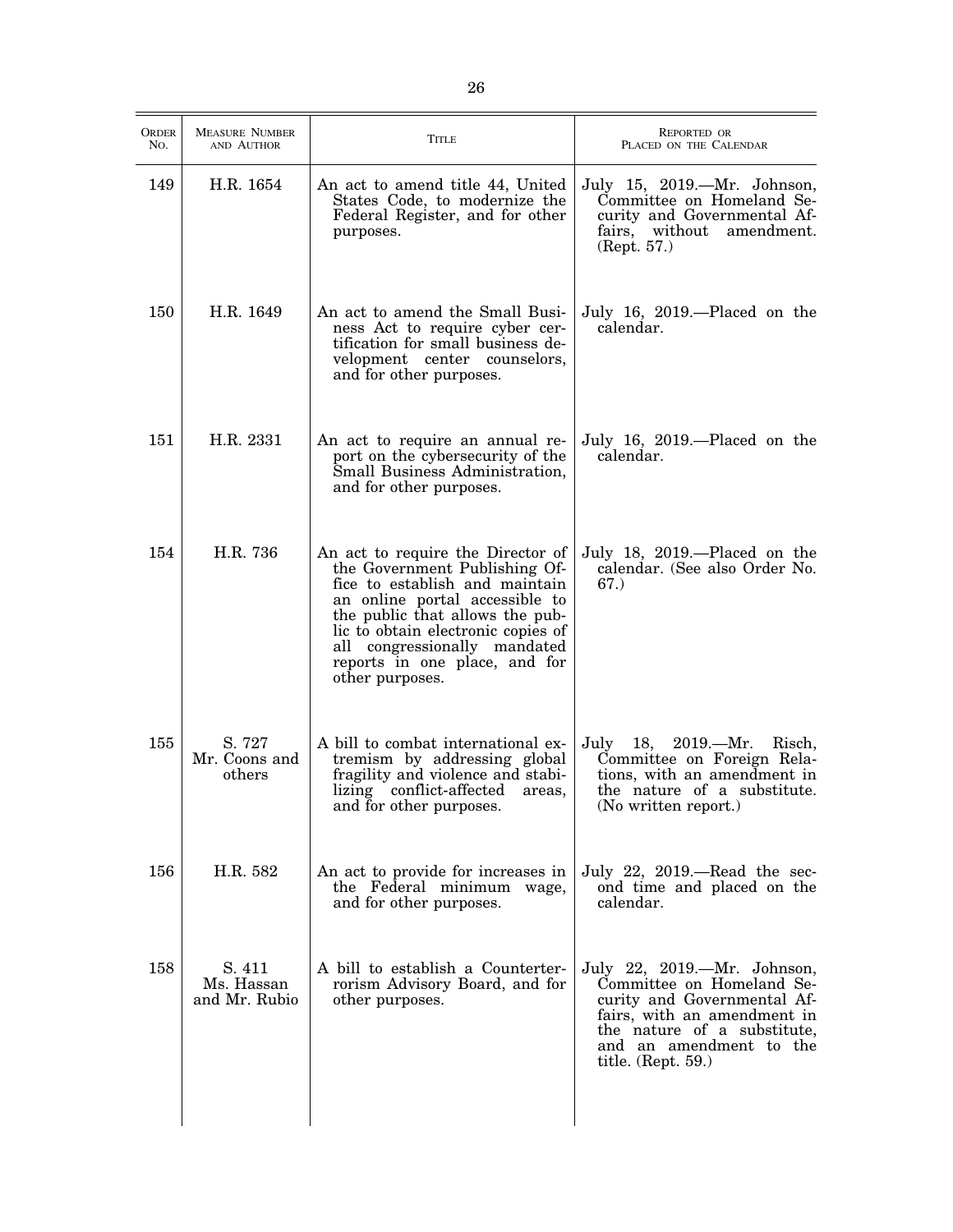| ORDER NO. | MEASURE NUMBER AND AUTHOR | TITLE | REPORTED OR PLACED ON THE CALENDAR |
|---|---|---|---|
| 149 | H.R. 1654 | An act to amend title 44, United States Code, to modernize the Federal Register, and for other purposes. | July 15, 2019.—Mr. Johnson, Committee on Homeland Security and Governmental Affairs, without amendment. (Rept. 57.) |
| 150 | H.R. 1649 | An act to amend the Small Business Act to require cyber certification for small business development center counselors, and for other purposes. | July 16, 2019.—Placed on the calendar. |
| 151 | H.R. 2331 | An act to require an annual report on the cybersecurity of the Small Business Administration, and for other purposes. | July 16, 2019.—Placed on the calendar. |
| 154 | H.R. 736 | An act to require the Director of the Government Publishing Office to establish and maintain an online portal accessible to the public that allows the public to obtain electronic copies of all congressionally mandated reports in one place, and for other purposes. | July 18, 2019.—Placed on the calendar. (See also Order No. 67.) |
| 155 | S. 727 Mr. Coons and others | A bill to combat international extremism by addressing global fragility and violence and stabilizing conflict-affected areas, and for other purposes. | July 18, 2019.—Mr. Risch, Committee on Foreign Relations, with an amendment in the nature of a substitute. (No written report.) |
| 156 | H.R. 582 | An act to provide for increases in the Federal minimum wage, and for other purposes. | July 22, 2019.—Read the second time and placed on the calendar. |
| 158 | S. 411 Ms. Hassan and Mr. Rubio | A bill to establish a Counterterrorism Advisory Board, and for other purposes. | July 22, 2019.—Mr. Johnson, Committee on Homeland Security and Governmental Affairs, with an amendment in the nature of a substitute, and an amendment to the title. (Rept. 59.) |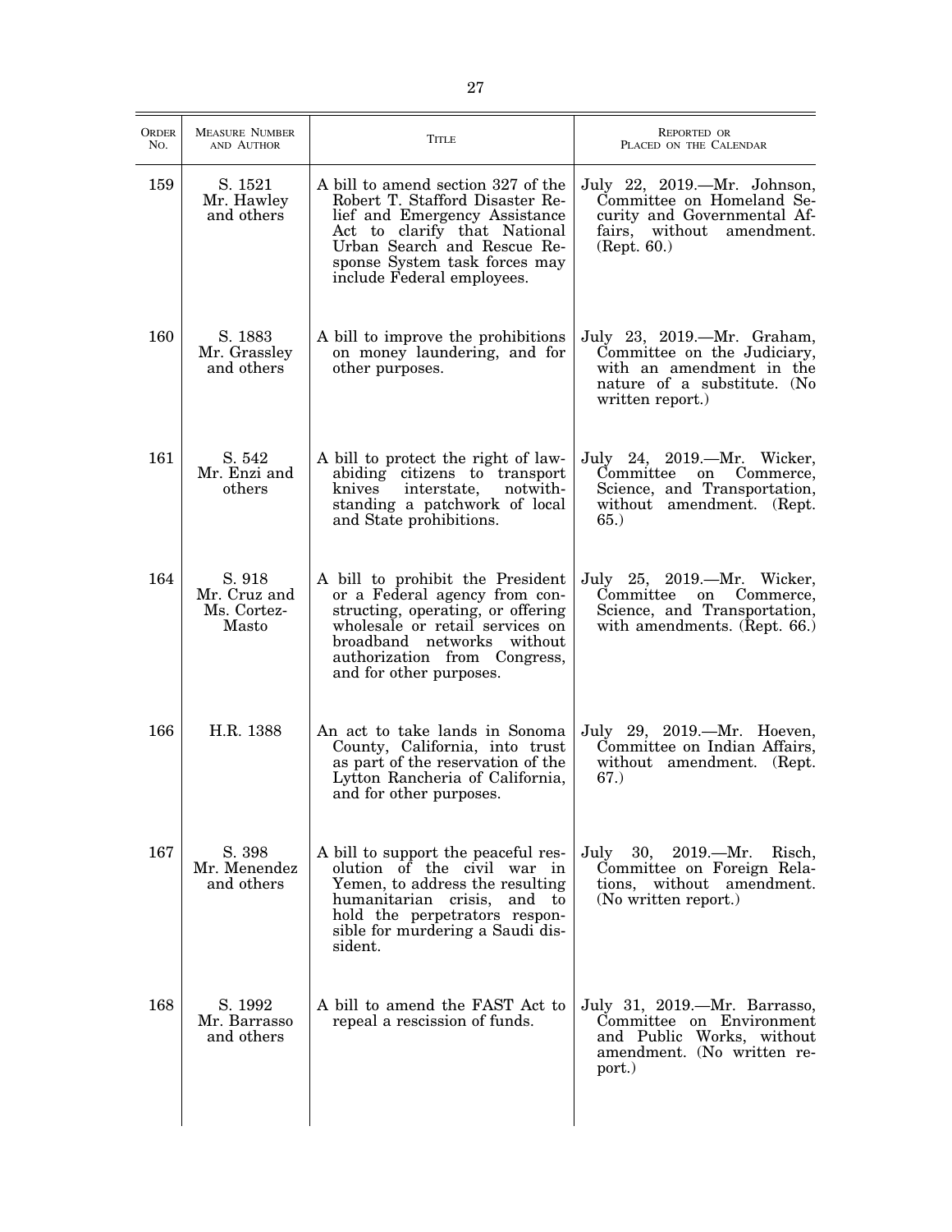| Order No. | Measure Number and Author | Title | Reported or Placed on the Calendar |
|---|---|---|---|
| 159 | S. 1521 Mr. Hawley and others | A bill to amend section 327 of the Robert T. Stafford Disaster Relief and Emergency Assistance Act to clarify that National Urban Search and Rescue Response System task forces may include Federal employees. | July 22, 2019.—Mr. Johnson, Committee on Homeland Security and Governmental Affairs, without amendment. (Rept. 60.) |
| 160 | S. 1883 Mr. Grassley and others | A bill to improve the prohibitions on money laundering, and for other purposes. | July 23, 2019.—Mr. Graham, Committee on the Judiciary, with an amendment in the nature of a substitute. (No written report.) |
| 161 | S. 542 Mr. Enzi and others | A bill to protect the right of law-abiding citizens to transport knives interstate, notwithstanding a patchwork of local and State prohibitions. | July 24, 2019.—Mr. Wicker, Committee on Commerce, Science, and Transportation, without amendment. (Rept. 65.) |
| 164 | S. 918 Mr. Cruz and Ms. Cortez-Masto | A bill to prohibit the President or a Federal agency from constructing, operating, or offering wholesale or retail services on broadband networks without authorization from Congress, and for other purposes. | July 25, 2019.—Mr. Wicker, Committee on Commerce, Science, and Transportation, with amendments. (Rept. 66.) |
| 166 | H.R. 1388 | An act to take lands in Sonoma County, California, into trust as part of the reservation of the Lytton Rancheria of California, and for other purposes. | July 29, 2019.—Mr. Hoeven, Committee on Indian Affairs, without amendment. (Rept. 67.) |
| 167 | S. 398 Mr. Menendez and others | A bill to support the peaceful resolution of the civil war in Yemen, to address the resulting humanitarian crisis, and to hold the perpetrators responsible for murdering a Saudi dissident. | July 30, 2019.—Mr. Risch, Committee on Foreign Relations, without amendment. (No written report.) |
| 168 | S. 1992 Mr. Barrasso and others | A bill to amend the FAST Act to repeal a rescission of funds. | July 31, 2019.—Mr. Barrasso, Committee on Environment and Public Works, without amendment. (No written report.) |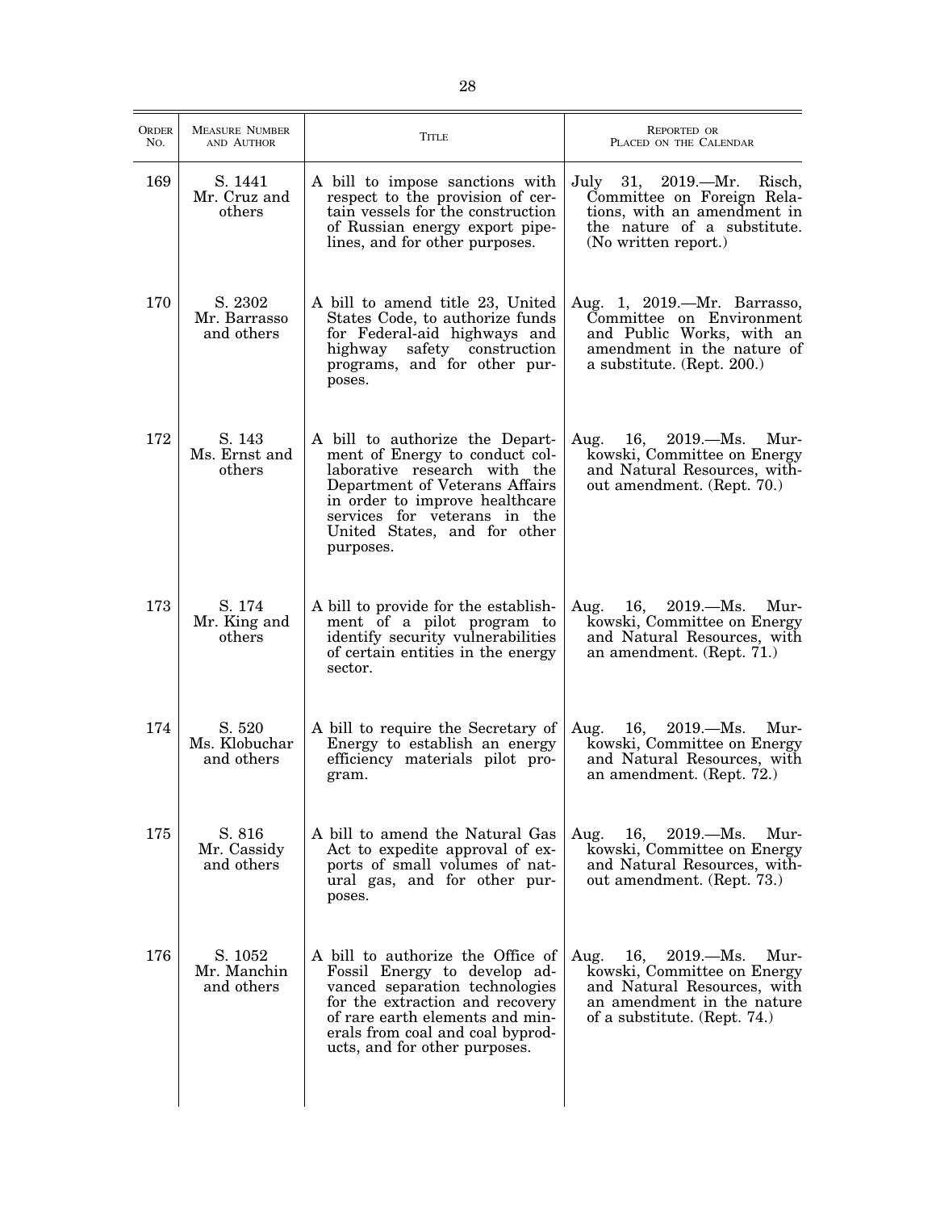| Order No. | Measure Number and Author | Title | Reported or Placed on the Calendar |
|---|---|---|---|
| 169 | S. 1441 Mr. Cruz and others | A bill to impose sanctions with respect to the provision of certain vessels for the construction of Russian energy export pipelines, and for other purposes. | July 31, 2019.—Mr. Risch, Committee on Foreign Relations, with an amendment in the nature of a substitute. (No written report.) |
| 170 | S. 2302 Mr. Barrasso and others | A bill to amend title 23, United States Code, to authorize funds for Federal-aid highways and highway safety construction programs, and for other purposes. | Aug. 1, 2019.—Mr. Barrasso, Committee on Environment and Public Works, with an amendment in the nature of a substitute. (Rept. 200.) |
| 172 | S. 143 Ms. Ernst and others | A bill to authorize the Department of Energy to conduct collaborative research with the Department of Veterans Affairs in order to improve healthcare services for veterans in the United States, and for other purposes. | Aug. 16, 2019.—Ms. Murkowski, Committee on Energy and Natural Resources, without amendment. (Rept. 70.) |
| 173 | S. 174 Mr. King and others | A bill to provide for the establishment of a pilot program to identify security vulnerabilities of certain entities in the energy sector. | Aug. 16, 2019.—Ms. Murkowski, Committee on Energy and Natural Resources, with an amendment. (Rept. 71.) |
| 174 | S. 520 Ms. Klobuchar and others | A bill to require the Secretary of Energy to establish an energy efficiency materials pilot program. | Aug. 16, 2019.—Ms. Murkowski, Committee on Energy and Natural Resources, with an amendment. (Rept. 72.) |
| 175 | S. 816 Mr. Cassidy and others | A bill to amend the Natural Gas Act to expedite approval of exports of small volumes of natural gas, and for other purposes. | Aug. 16, 2019.—Ms. Murkowski, Committee on Energy and Natural Resources, without amendment. (Rept. 73.) |
| 176 | S. 1052 Mr. Manchin and others | A bill to authorize the Office of Fossil Energy to develop advanced separation technologies for the extraction and recovery of rare earth elements and minerals from coal and coal byproducts, and for other purposes. | Aug. 16, 2019.—Ms. Murkowski, Committee on Energy and Natural Resources, with an amendment in the nature of a substitute. (Rept. 74.) |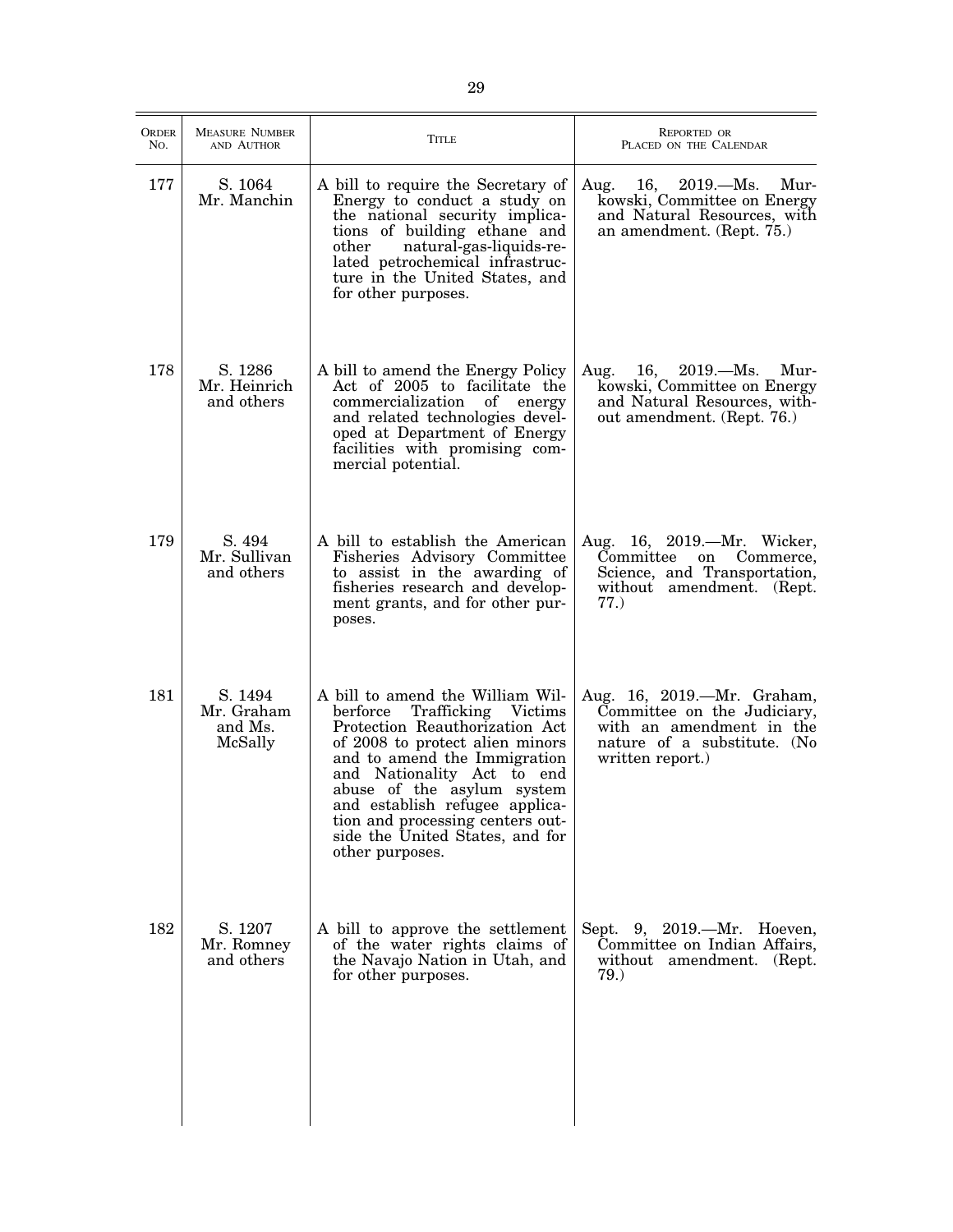| ORDER NO. | MEASURE NUMBER AND AUTHOR | TITLE | REPORTED OR PLACED ON THE CALENDAR |
|---|---|---|---|
| 177 | S. 1064 Mr. Manchin | A bill to require the Secretary of Energy to conduct a study on the national security implications of building ethane and other natural-gas-liquids-related petrochemical infrastructure in the United States, and for other purposes. | Aug. 16, 2019.—Ms. Murkowski, Committee on Energy and Natural Resources, with an amendment. (Rept. 75.) |
| 178 | S. 1286 Mr. Heinrich and others | A bill to amend the Energy Policy Act of 2005 to facilitate the commercialization of energy and related technologies developed at Department of Energy facilities with promising commercial potential. | Aug. 16, 2019.—Ms. Murkowski, Committee on Energy and Natural Resources, without amendment. (Rept. 76.) |
| 179 | S. 494 Mr. Sullivan and others | A bill to establish the American Fisheries Advisory Committee to assist in the awarding of fisheries research and development grants, and for other purposes. | Aug. 16, 2019.—Mr. Wicker, Committee on Commerce, Science, and Transportation, without amendment. (Rept. 77.) |
| 181 | S. 1494 Mr. Graham and Ms. McSally | A bill to amend the William Wilberforce Trafficking Victims Protection Reauthorization Act of 2008 to protect alien minors and to amend the Immigration and Nationality Act to end abuse of the asylum system and establish refugee application and processing centers outside the United States, and for other purposes. | Aug. 16, 2019.—Mr. Graham, Committee on the Judiciary, with an amendment in the nature of a substitute. (No written report.) |
| 182 | S. 1207 Mr. Romney and others | A bill to approve the settlement of the water rights claims of the Navajo Nation in Utah, and for other purposes. | Sept. 9, 2019.—Mr. Hoeven, Committee on Indian Affairs, without amendment. (Rept. 79.) |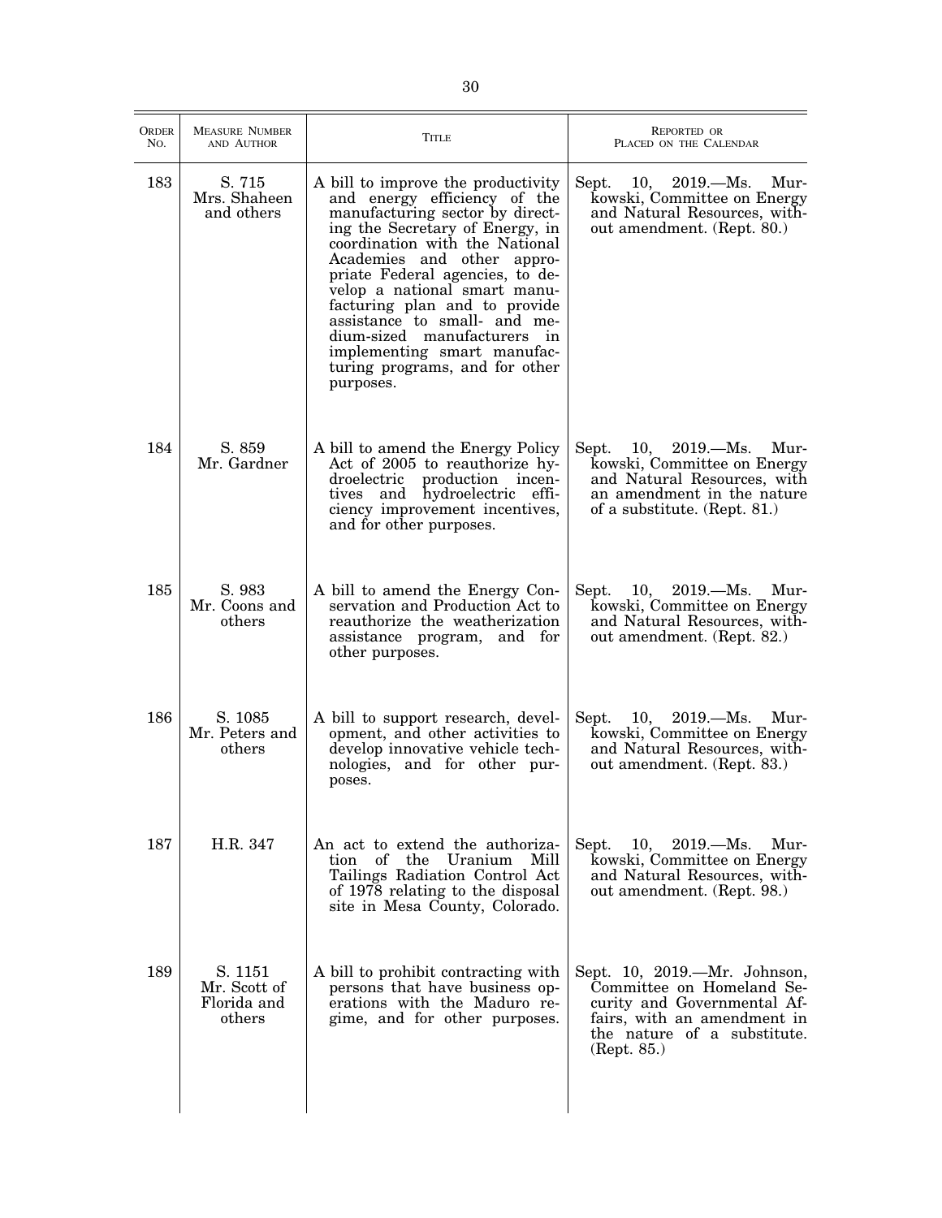| Order No. | Measure Number and Author | Title | Reported or Placed on the Calendar |
| --- | --- | --- | --- |
| 183 | S. 715 Mrs. Shaheen and others | A bill to improve the productivity and energy efficiency of the manufacturing sector by directing the Secretary of Energy, in coordination with the National Academies and other appropriate Federal agencies, to develop a national smart manufacturing plan and to provide assistance to small- and medium-sized manufacturers in implementing smart manufacturing programs, and for other purposes. | Sept. 10, 2019.—Ms. Murkowski, Committee on Energy and Natural Resources, without amendment. (Rept. 80.) |
| 184 | S. 859 Mr. Gardner | A bill to amend the Energy Policy Act of 2005 to reauthorize hydroelectric production incentives and hydroelectric efficiency improvement incentives, and for other purposes. | Sept. 10, 2019.—Ms. Murkowski, Committee on Energy and Natural Resources, with an amendment in the nature of a substitute. (Rept. 81.) |
| 185 | S. 983 Mr. Coons and others | A bill to amend the Energy Conservation and Production Act to reauthorize the weatherization assistance program, and for other purposes. | Sept. 10, 2019.—Ms. Murkowski, Committee on Energy and Natural Resources, without amendment. (Rept. 82.) |
| 186 | S. 1085 Mr. Peters and others | A bill to support research, development, and other activities to develop innovative vehicle technologies, and for other purposes. | Sept. 10, 2019.—Ms. Murkowski, Committee on Energy and Natural Resources, without amendment. (Rept. 83.) |
| 187 | H.R. 347 | An act to extend the authorization of the Uranium Mill Tailings Radiation Control Act of 1978 relating to the disposal site in Mesa County, Colorado. | Sept. 10, 2019.—Ms. Murkowski, Committee on Energy and Natural Resources, without amendment. (Rept. 98.) |
| 189 | S. 1151 Mr. Scott of Florida and others | A bill to prohibit contracting with persons that have business operations with the Maduro regime, and for other purposes. | Sept. 10, 2019.—Mr. Johnson, Committee on Homeland Security and Governmental Affairs, with an amendment in the nature of a substitute. (Rept. 85.) |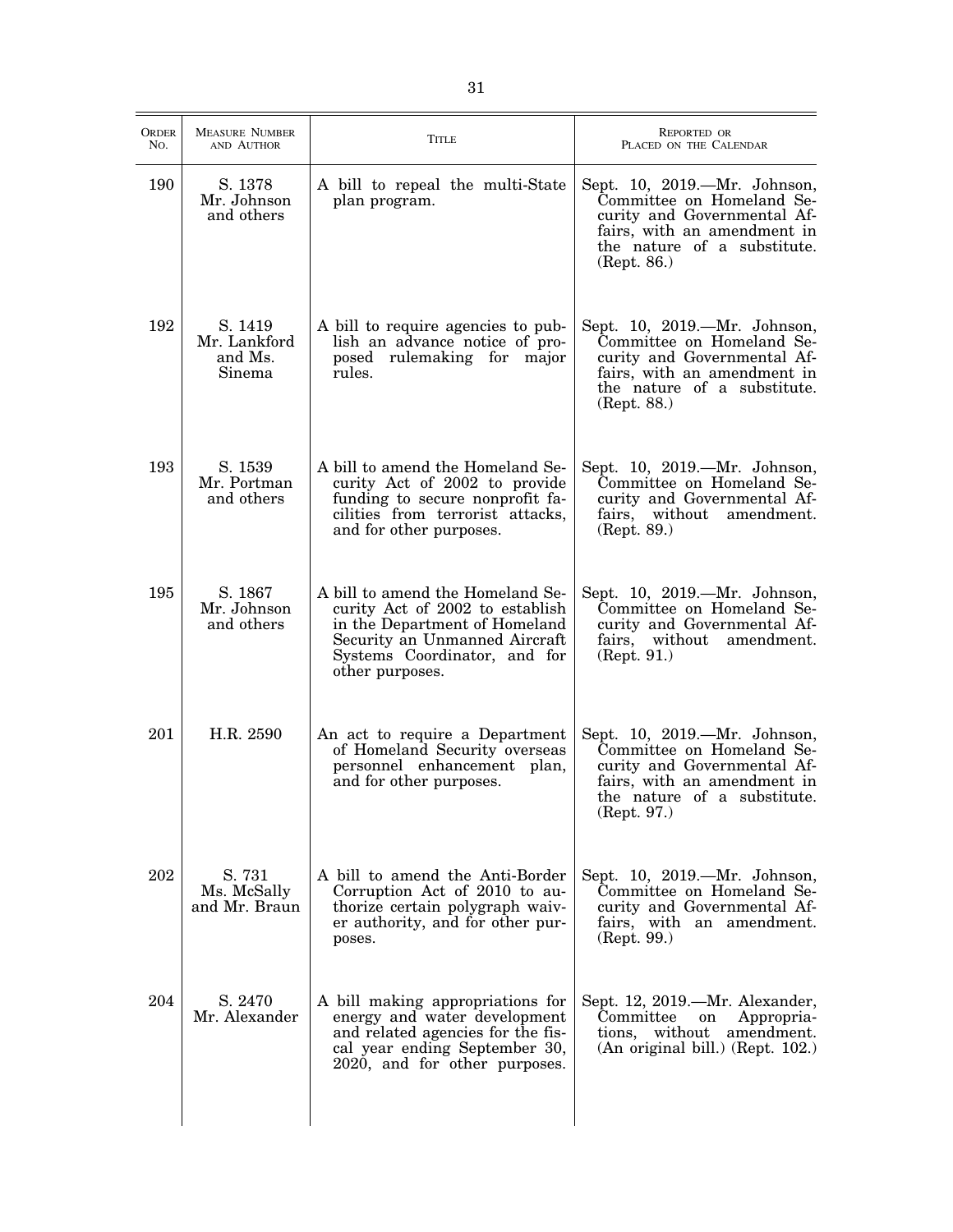| ORDER NO. | MEASURE NUMBER AND AUTHOR | TITLE | REPORTED OR PLACED ON THE CALENDAR |
|---|---|---|---|
| 190 | S. 1378 Mr. Johnson and others | A bill to repeal the multi-State plan program. | Sept. 10, 2019.—Mr. Johnson, Committee on Homeland Security and Governmental Affairs, with an amendment in the nature of a substitute. (Rept. 86.) |
| 192 | S. 1419 Mr. Lankford and Ms. Sinema | A bill to require agencies to publish an advance notice of proposed rulemaking for major rules. | Sept. 10, 2019.—Mr. Johnson, Committee on Homeland Security and Governmental Affairs, with an amendment in the nature of a substitute. (Rept. 88.) |
| 193 | S. 1539 Mr. Portman and others | A bill to amend the Homeland Security Act of 2002 to provide funding to secure nonprofit facilities from terrorist attacks, and for other purposes. | Sept. 10, 2019.—Mr. Johnson, Committee on Homeland Security and Governmental Affairs, without amendment. (Rept. 89.) |
| 195 | S. 1867 Mr. Johnson and others | A bill to amend the Homeland Security Act of 2002 to establish in the Department of Homeland Security an Unmanned Aircraft Systems Coordinator, and for other purposes. | Sept. 10, 2019.—Mr. Johnson, Committee on Homeland Security and Governmental Affairs, without amendment. (Rept. 91.) |
| 201 | H.R. 2590 | An act to require a Department of Homeland Security overseas personnel enhancement plan, and for other purposes. | Sept. 10, 2019.—Mr. Johnson, Committee on Homeland Security and Governmental Affairs, with an amendment in the nature of a substitute. (Rept. 97.) |
| 202 | S. 731 Ms. McSally and Mr. Braun | A bill to amend the Anti-Border Corruption Act of 2010 to authorize certain polygraph waiver authority, and for other purposes. | Sept. 10, 2019.—Mr. Johnson, Committee on Homeland Security and Governmental Affairs, with an amendment. (Rept. 99.) |
| 204 | S. 2470 Mr. Alexander | A bill making appropriations for energy and water development and related agencies for the fiscal year ending September 30, 2020, and for other purposes. | Sept. 12, 2019.—Mr. Alexander, Committee on Appropriations, without amendment. (An original bill.) (Rept. 102.) |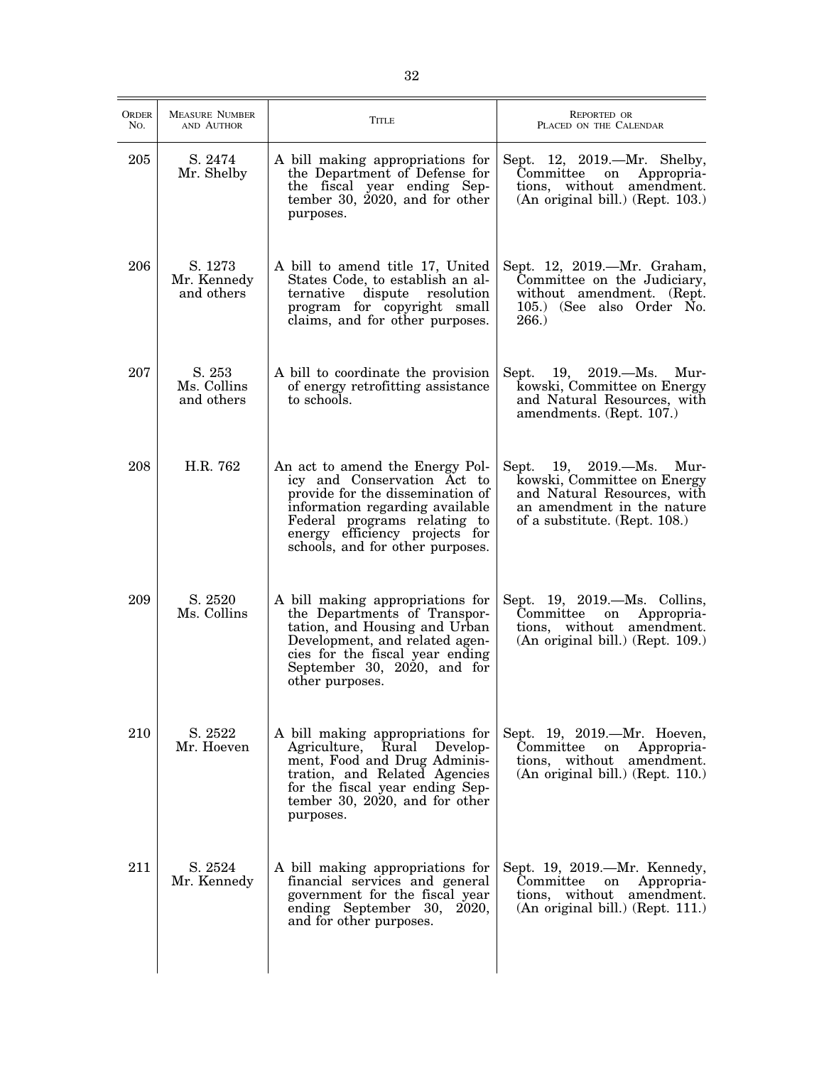| ORDER NO. | MEASURE NUMBER AND AUTHOR | TITLE | REPORTED OR PLACED ON THE CALENDAR |
|---|---|---|---|
| 205 | S. 2474 Mr. Shelby | A bill making appropriations for the Department of Defense for the fiscal year ending September 30, 2020, and for other purposes. | Sept. 12, 2019.—Mr. Shelby, Committee on Appropriations, without amendment. (An original bill.) (Rept. 103.) |
| 206 | S. 1273 Mr. Kennedy and others | A bill to amend title 17, United States Code, to establish an alternative dispute resolution program for copyright small claims, and for other purposes. | Sept. 12, 2019.—Mr. Graham, Committee on the Judiciary, without amendment. (Rept. 105.) (See also Order No. 266.) |
| 207 | S. 253 Ms. Collins and others | A bill to coordinate the provision of energy retrofitting assistance to schools. | Sept. 19, 2019.—Ms. Murkowski, Committee on Energy and Natural Resources, with amendments. (Rept. 107.) |
| 208 | H.R. 762 | An act to amend the Energy Policy and Conservation Act to provide for the dissemination of information regarding available Federal programs relating to energy efficiency projects for schools, and for other purposes. | Sept. 19, 2019.—Ms. Murkowski, Committee on Energy and Natural Resources, with an amendment in the nature of a substitute. (Rept. 108.) |
| 209 | S. 2520 Ms. Collins | A bill making appropriations for the Departments of Transportation, and Housing and Urban Development, and related agencies for the fiscal year ending September 30, 2020, and for other purposes. | Sept. 19, 2019.—Ms. Collins, Committee on Appropriations, without amendment. (An original bill.) (Rept. 109.) |
| 210 | S. 2522 Mr. Hoeven | A bill making appropriations for Agriculture, Rural Development, Food and Drug Administration, and Related Agencies for the fiscal year ending September 30, 2020, and for other purposes. | Sept. 19, 2019.—Mr. Hoeven, Committee on Appropriations, without amendment. (An original bill.) (Rept. 110.) |
| 211 | S. 2524 Mr. Kennedy | A bill making appropriations for financial services and general government for the fiscal year ending September 30, 2020, and for other purposes. | Sept. 19, 2019.—Mr. Kennedy, Committee on Appropriations, without amendment. (An original bill.) (Rept. 111.) |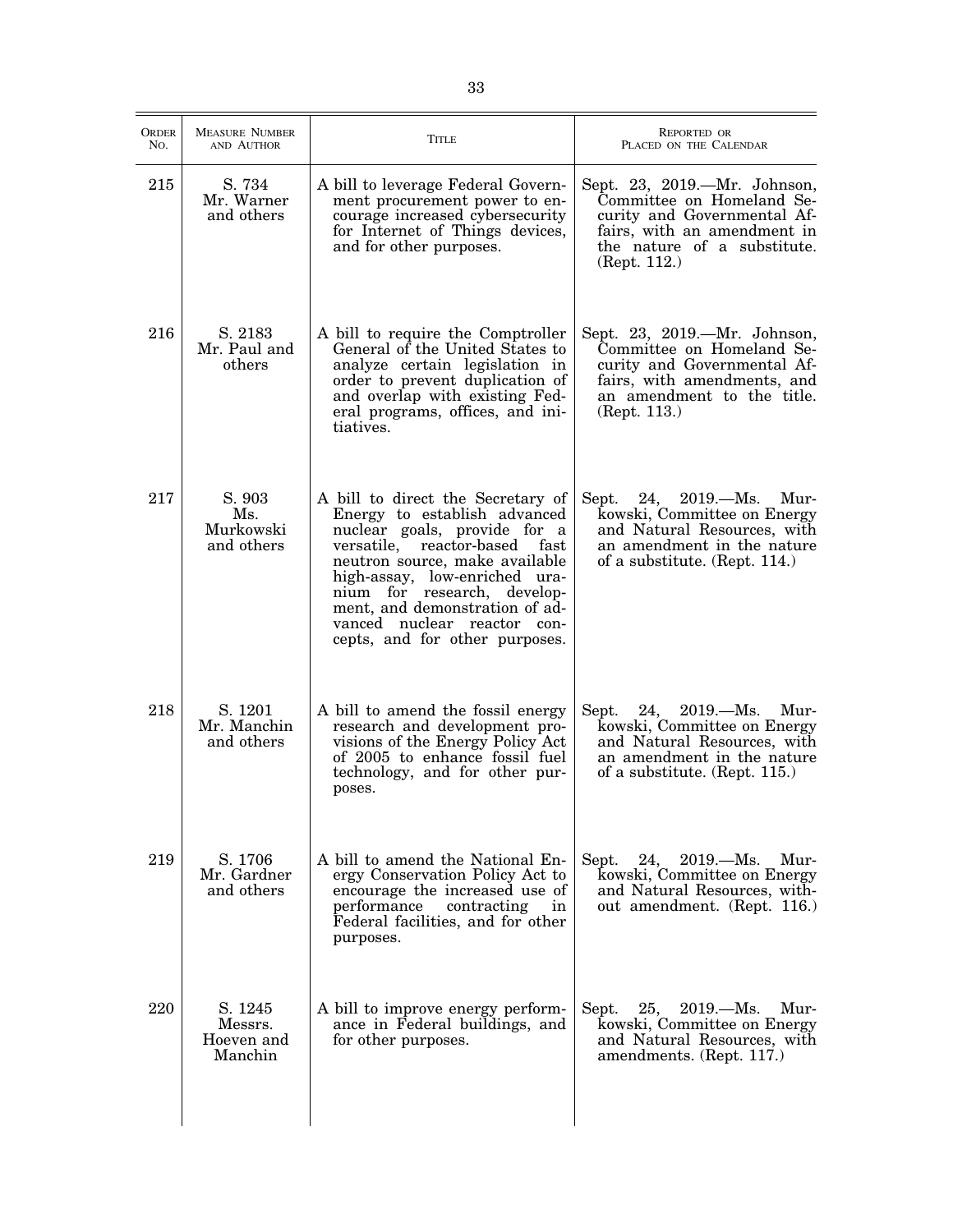| Order No. | Measure Number and Author | Title | Reported or Placed on the Calendar |
| --- | --- | --- | --- |
| 215 | S. 734 Mr. Warner and others | A bill to leverage Federal Government procurement power to encourage increased cybersecurity for Internet of Things devices, and for other purposes. | Sept. 23, 2019.—Mr. Johnson, Committee on Homeland Security and Governmental Affairs, with an amendment in the nature of a substitute. (Rept. 112.) |
| 216 | S. 2183 Mr. Paul and others | A bill to require the Comptroller General of the United States to analyze certain legislation in order to prevent duplication of and overlap with existing Federal programs, offices, and initiatives. | Sept. 23, 2019.—Mr. Johnson, Committee on Homeland Security and Governmental Affairs, with amendments, and an amendment to the title. (Rept. 113.) |
| 217 | S. 903 Ms. Murkowski and others | A bill to direct the Secretary of Energy to establish advanced nuclear goals, provide for a versatile, reactor-based fast neutron source, make available high-assay, low-enriched uranium for research, development, and demonstration of advanced nuclear reactor concepts, and for other purposes. | Sept. 24, 2019.—Ms. Murkowski, Committee on Energy and Natural Resources, with an amendment in the nature of a substitute. (Rept. 114.) |
| 218 | S. 1201 Mr. Manchin and others | A bill to amend the fossil energy research and development provisions of the Energy Policy Act of 2005 to enhance fossil fuel technology, and for other purposes. | Sept. 24, 2019.—Ms. Murkowski, Committee on Energy and Natural Resources, with an amendment in the nature of a substitute. (Rept. 115.) |
| 219 | S. 1706 Mr. Gardner and others | A bill to amend the National Energy Conservation Policy Act to encourage the increased use of performance contracting in Federal facilities, and for other purposes. | Sept. 24, 2019.—Ms. Murkowski, Committee on Energy and Natural Resources, without amendment. (Rept. 116.) |
| 220 | S. 1245 Messrs. Hoeven and Manchin | A bill to improve energy performance in Federal buildings, and for other purposes. | Sept. 25, 2019.—Ms. Murkowski, Committee on Energy and Natural Resources, with amendments. (Rept. 117.) |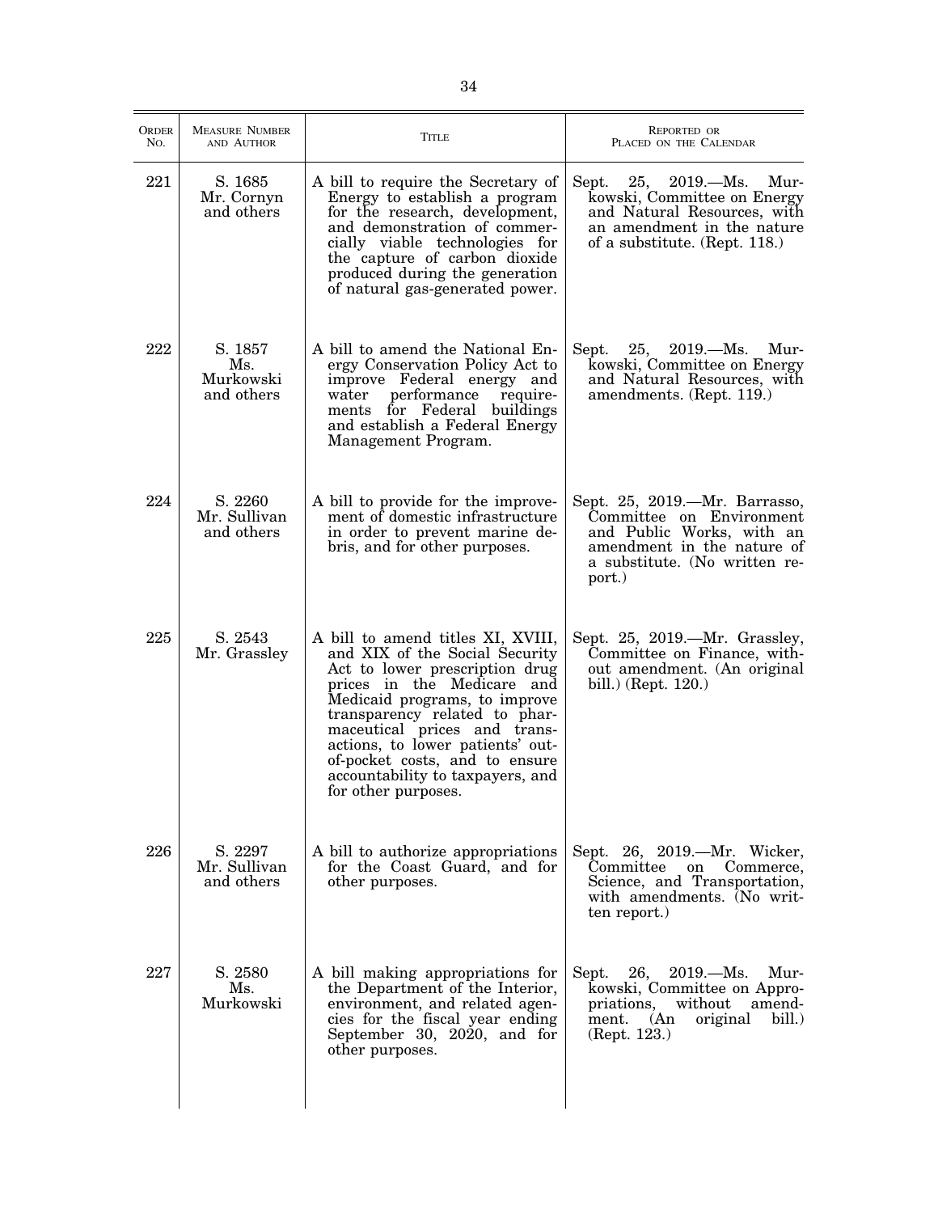| ORDER NO. | MEASURE NUMBER AND AUTHOR | TITLE | REPORTED OR PLACED ON THE CALENDAR |
| --- | --- | --- | --- |
| 221 | S. 1685 Mr. Cornyn and others | A bill to require the Secretary of Energy to establish a program for the research, development, and demonstration of commercially viable technologies for the capture of carbon dioxide produced during the generation of natural gas-generated power. | Sept. 25, 2019.—Ms. Murkowski, Committee on Energy and Natural Resources, with an amendment in the nature of a substitute. (Rept. 118.) |
| 222 | S. 1857 Ms. Murkowski and others | A bill to amend the National Energy Conservation Policy Act to improve Federal energy and water performance requirements for Federal buildings and establish a Federal Energy Management Program. | Sept. 25, 2019.—Ms. Murkowski, Committee on Energy and Natural Resources, with amendments. (Rept. 119.) |
| 224 | S. 2260 Mr. Sullivan and others | A bill to provide for the improvement of domestic infrastructure in order to prevent marine debris, and for other purposes. | Sept. 25, 2019.—Mr. Barrasso, Committee on Environment and Public Works, with an amendment in the nature of a substitute. (No written report.) |
| 225 | S. 2543 Mr. Grassley | A bill to amend titles XI, XVIII, and XIX of the Social Security Act to lower prescription drug prices in the Medicare and Medicaid programs, to improve transparency related to pharmaceutical prices and transactions, to lower patients' out-of-pocket costs, and to ensure accountability to taxpayers, and for other purposes. | Sept. 25, 2019.—Mr. Grassley, Committee on Finance, without amendment. (An original bill.) (Rept. 120.) |
| 226 | S. 2297 Mr. Sullivan and others | A bill to authorize appropriations for the Coast Guard, and for other purposes. | Sept. 26, 2019.—Mr. Wicker, Committee on Commerce, Science, and Transportation, with amendments. (No written report.) |
| 227 | S. 2580 Ms. Murkowski | A bill making appropriations for the Department of the Interior, environment, and related agencies for the fiscal year ending September 30, 2020, and for other purposes. | Sept. 26, 2019.—Ms. Murkowski, Committee on Appropriations, without amendment. (An original bill.) (Rept. 123.) |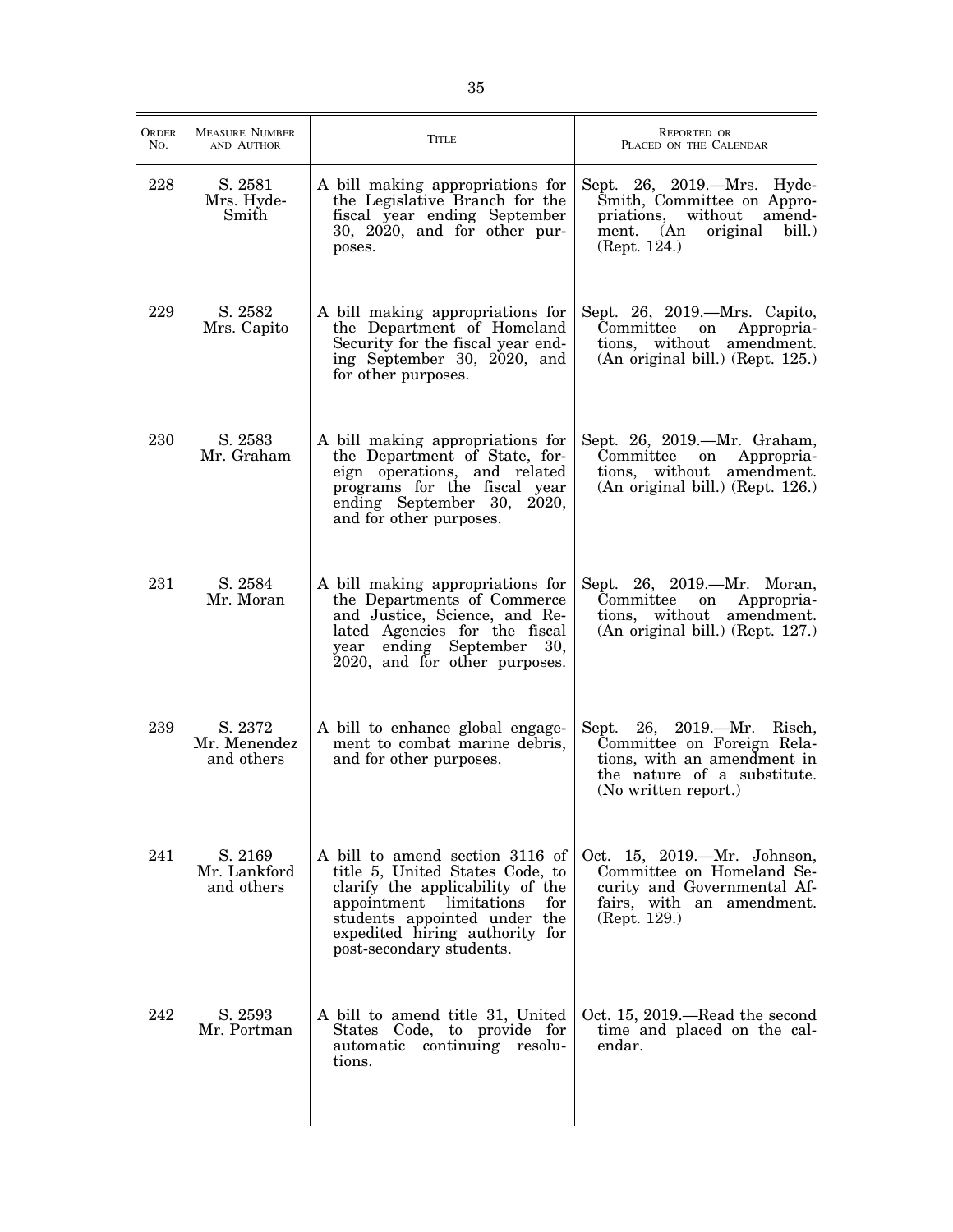| ORDER NO. | MEASURE NUMBER AND AUTHOR | TITLE | REPORTED OR PLACED ON THE CALENDAR |
|---|---|---|---|
| 228 | S. 2581 Mrs. Hyde-Smith | A bill making appropriations for the Legislative Branch for the fiscal year ending September 30, 2020, and for other purposes. | Sept. 26, 2019.—Mrs. Hyde-Smith, Committee on Appropriations, without amendment. (An original bill.) (Rept. 124.) |
| 229 | S. 2582 Mrs. Capito | A bill making appropriations for the Department of Homeland Security for the fiscal year ending September 30, 2020, and for other purposes. | Sept. 26, 2019.—Mrs. Capito, Committee on Appropriations, without amendment. (An original bill.) (Rept. 125.) |
| 230 | S. 2583 Mr. Graham | A bill making appropriations for the Department of State, foreign operations, and related programs for the fiscal year ending September 30, 2020, and for other purposes. | Sept. 26, 2019.—Mr. Graham, Committee on Appropriations, without amendment. (An original bill.) (Rept. 126.) |
| 231 | S. 2584 Mr. Moran | A bill making appropriations for the Departments of Commerce and Justice, Science, and Related Agencies for the fiscal year ending September 30, 2020, and for other purposes. | Sept. 26, 2019.—Mr. Moran, Committee on Appropriations, without amendment. (An original bill.) (Rept. 127.) |
| 239 | S. 2372 Mr. Menendez and others | A bill to enhance global engagement to combat marine debris, and for other purposes. | Sept. 26, 2019.—Mr. Risch, Committee on Foreign Relations, with an amendment in the nature of a substitute. (No written report.) |
| 241 | S. 2169 Mr. Lankford and others | A bill to amend section 3116 of title 5, United States Code, to clarify the applicability of the appointment limitations for students appointed under the expedited hiring authority for post-secondary students. | Oct. 15, 2019.—Mr. Johnson, Committee on Homeland Security and Governmental Affairs, with an amendment. (Rept. 129.) |
| 242 | S. 2593 Mr. Portman | A bill to amend title 31, United States Code, to provide for automatic continuing resolutions. | Oct. 15, 2019.—Read the second time and placed on the calendar. |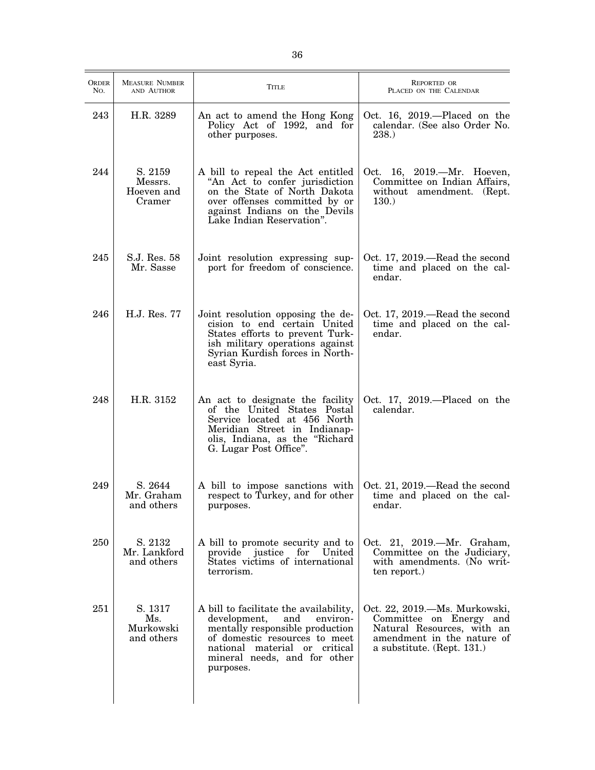| Order No. | Measure Number and Author | Title | Reported or Placed on the Calendar |
|---|---|---|---|
| 243 | H.R. 3289 | An act to amend the Hong Kong Policy Act of 1992, and for other purposes. | Oct. 16, 2019.—Placed on the calendar. (See also Order No. 238.) |
| 244 | S. 2159 Messrs. Hoeven and Cramer | A bill to repeal the Act entitled "An Act to confer jurisdiction on the State of North Dakota over offenses committed by or against Indians on the Devils Lake Indian Reservation". | Oct. 16, 2019.—Mr. Hoeven, Committee on Indian Affairs, without amendment. (Rept. 130.) |
| 245 | S.J. Res. 58 Mr. Sasse | Joint resolution expressing support for freedom of conscience. | Oct. 17, 2019.—Read the second time and placed on the calendar. |
| 246 | H.J. Res. 77 | Joint resolution opposing the decision to end certain United States efforts to prevent Turkish military operations against Syrian Kurdish forces in Northeast Syria. | Oct. 17, 2019.—Read the second time and placed on the calendar. |
| 248 | H.R. 3152 | An act to designate the facility of the United States Postal Service located at 456 North Meridian Street in Indianapolis, Indiana, as the "Richard G. Lugar Post Office". | Oct. 17, 2019.—Placed on the calendar. |
| 249 | S. 2644 Mr. Graham and others | A bill to impose sanctions with respect to Turkey, and for other purposes. | Oct. 21, 2019.—Read the second time and placed on the calendar. |
| 250 | S. 2132 Mr. Lankford and others | A bill to promote security and to provide justice for United States victims of international terrorism. | Oct. 21, 2019.—Mr. Graham, Committee on the Judiciary, with amendments. (No written report.) |
| 251 | S. 1317 Ms. Murkowski and others | A bill to facilitate the availability, development, and environmentally responsible production of domestic resources to meet national material or critical mineral needs, and for other purposes. | Oct. 22, 2019.—Ms. Murkowski, Committee on Energy and Natural Resources, with an amendment in the nature of a substitute. (Rept. 131.) |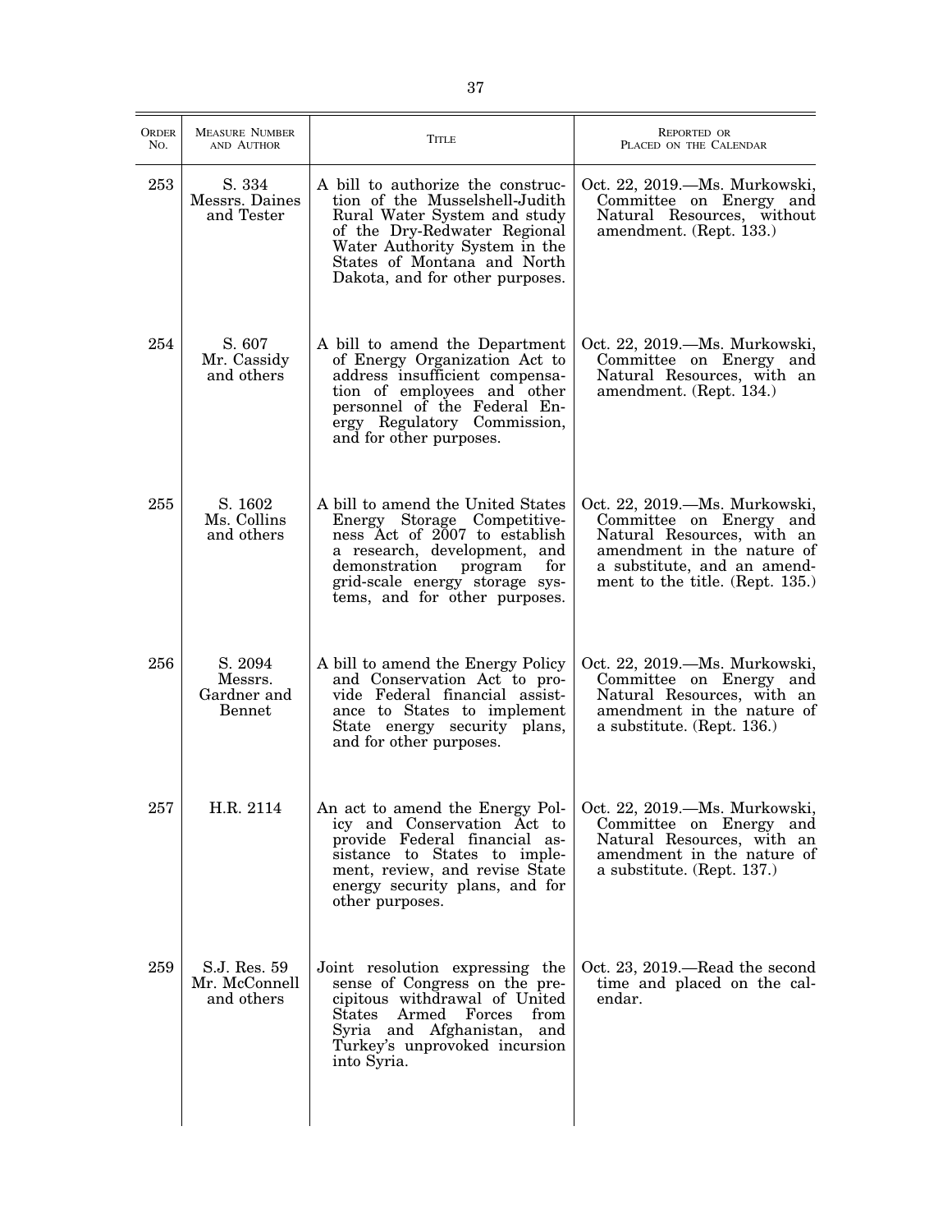| Order No. | Measure Number and Author | Title | Reported or Placed on the Calendar |
|---|---|---|---|
| 253 | S. 334 Messrs. Daines and Tester | A bill to authorize the construction of the Musselshell-Judith Rural Water System and study of the Dry-Redwater Regional Water Authority System in the States of Montana and North Dakota, and for other purposes. | Oct. 22, 2019.—Ms. Murkowski, Committee on Energy and Natural Resources, without amendment. (Rept. 133.) |
| 254 | S. 607 Mr. Cassidy and others | A bill to amend the Department of Energy Organization Act to address insufficient compensation of employees and other personnel of the Federal Energy Regulatory Commission, and for other purposes. | Oct. 22, 2019.—Ms. Murkowski, Committee on Energy and Natural Resources, with an amendment. (Rept. 134.) |
| 255 | S. 1602 Ms. Collins and others | A bill to amend the United States Energy Storage Competitiveness Act of 2007 to establish a research, development, and demonstration program for grid-scale energy storage systems, and for other purposes. | Oct. 22, 2019.—Ms. Murkowski, Committee on Energy and Natural Resources, with an amendment in the nature of a substitute, and an amendment to the title. (Rept. 135.) |
| 256 | S. 2094 Messrs. Gardner and Bennet | A bill to amend the Energy Policy and Conservation Act to provide Federal financial assistance to States to implement State energy security plans, and for other purposes. | Oct. 22, 2019.—Ms. Murkowski, Committee on Energy and Natural Resources, with an amendment in the nature of a substitute. (Rept. 136.) |
| 257 | H.R. 2114 | An act to amend the Energy Policy and Conservation Act to provide Federal financial assistance to States to implement, review, and revise State energy security plans, and for other purposes. | Oct. 22, 2019.—Ms. Murkowski, Committee on Energy and Natural Resources, with an amendment in the nature of a substitute. (Rept. 137.) |
| 259 | S.J. Res. 59 Mr. McConnell and others | Joint resolution expressing the sense of Congress on the precipitous withdrawal of United States Armed Forces from Syria and Afghanistan, and Turkey's unprovoked incursion into Syria. | Oct. 23, 2019.—Read the second time and placed on the calendar. |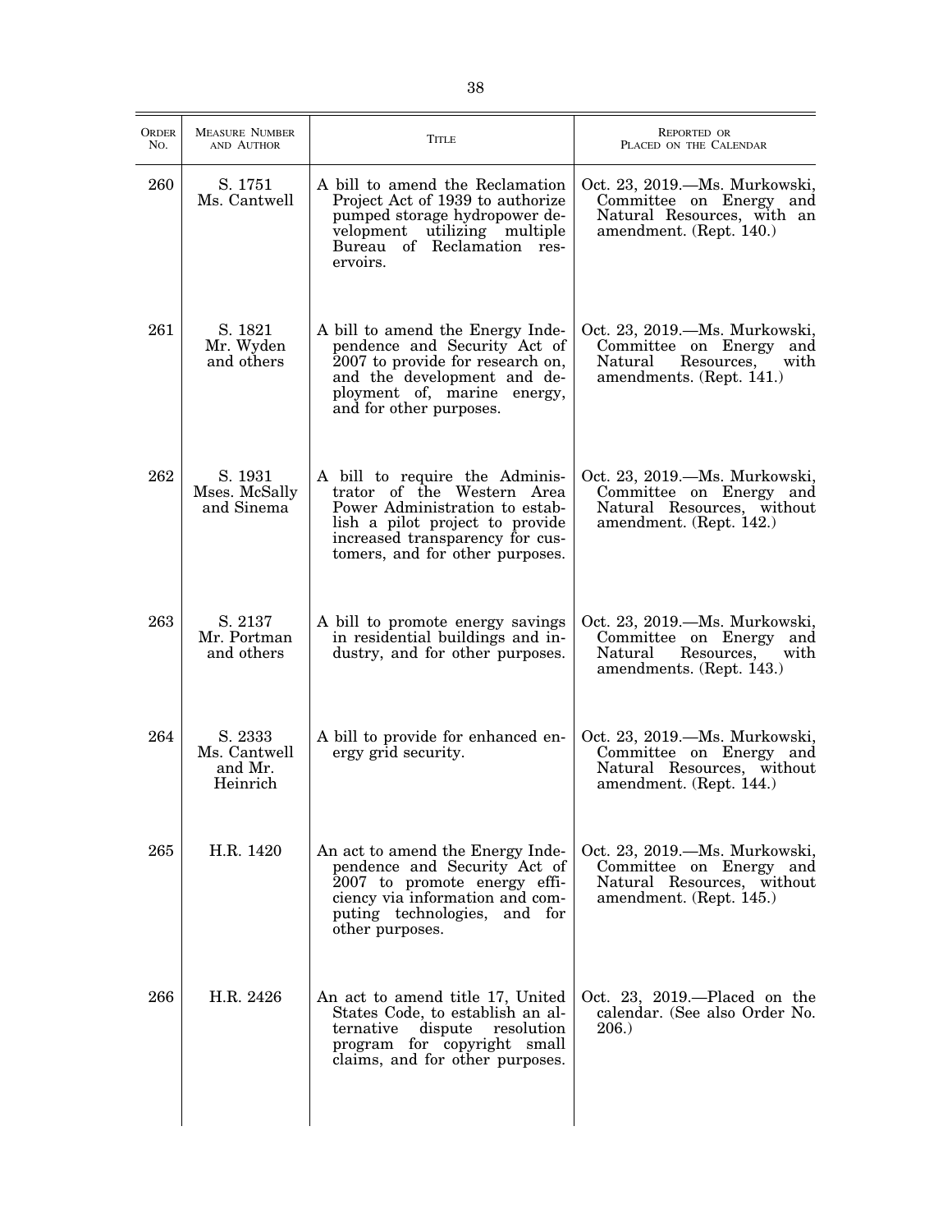| Order No. | Measure Number and Author | Title | Reported or Placed on the Calendar |
|---|---|---|---|
| 260 | S. 1751 Ms. Cantwell | A bill to amend the Reclamation Project Act of 1939 to authorize pumped storage hydropower development utilizing multiple Bureau of Reclamation reservoirs. | Oct. 23, 2019.—Ms. Murkowski, Committee on Energy and Natural Resources, with an amendment. (Rept. 140.) |
| 261 | S. 1821 Mr. Wyden and others | A bill to amend the Energy Independence and Security Act of 2007 to provide for research on, and the development and deployment of, marine energy, and for other purposes. | Oct. 23, 2019.—Ms. Murkowski, Committee on Energy and Natural Resources, with amendments. (Rept. 141.) |
| 262 | S. 1931 Mses. McSally and Sinema | A bill to require the Administrator of the Western Area Power Administration to establish a pilot project to provide increased transparency for customers, and for other purposes. | Oct. 23, 2019.—Ms. Murkowski, Committee on Energy and Natural Resources, without amendment. (Rept. 142.) |
| 263 | S. 2137 Mr. Portman and others | A bill to promote energy savings in residential buildings and industry, and for other purposes. | Oct. 23, 2019.—Ms. Murkowski, Committee on Energy and Natural Resources, with amendments. (Rept. 143.) |
| 264 | S. 2333 Ms. Cantwell and Mr. Heinrich | A bill to provide for enhanced energy grid security. | Oct. 23, 2019.—Ms. Murkowski, Committee on Energy and Natural Resources, without amendment. (Rept. 144.) |
| 265 | H.R. 1420 | An act to amend the Energy Independence and Security Act of 2007 to promote energy efficiency via information and computing technologies, and for other purposes. | Oct. 23, 2019.—Ms. Murkowski, Committee on Energy and Natural Resources, without amendment. (Rept. 145.) |
| 266 | H.R. 2426 | An act to amend title 17, United States Code, to establish an alternative dispute resolution program for copyright small claims, and for other purposes. | Oct. 23, 2019.—Placed on the calendar. (See also Order No. 206.) |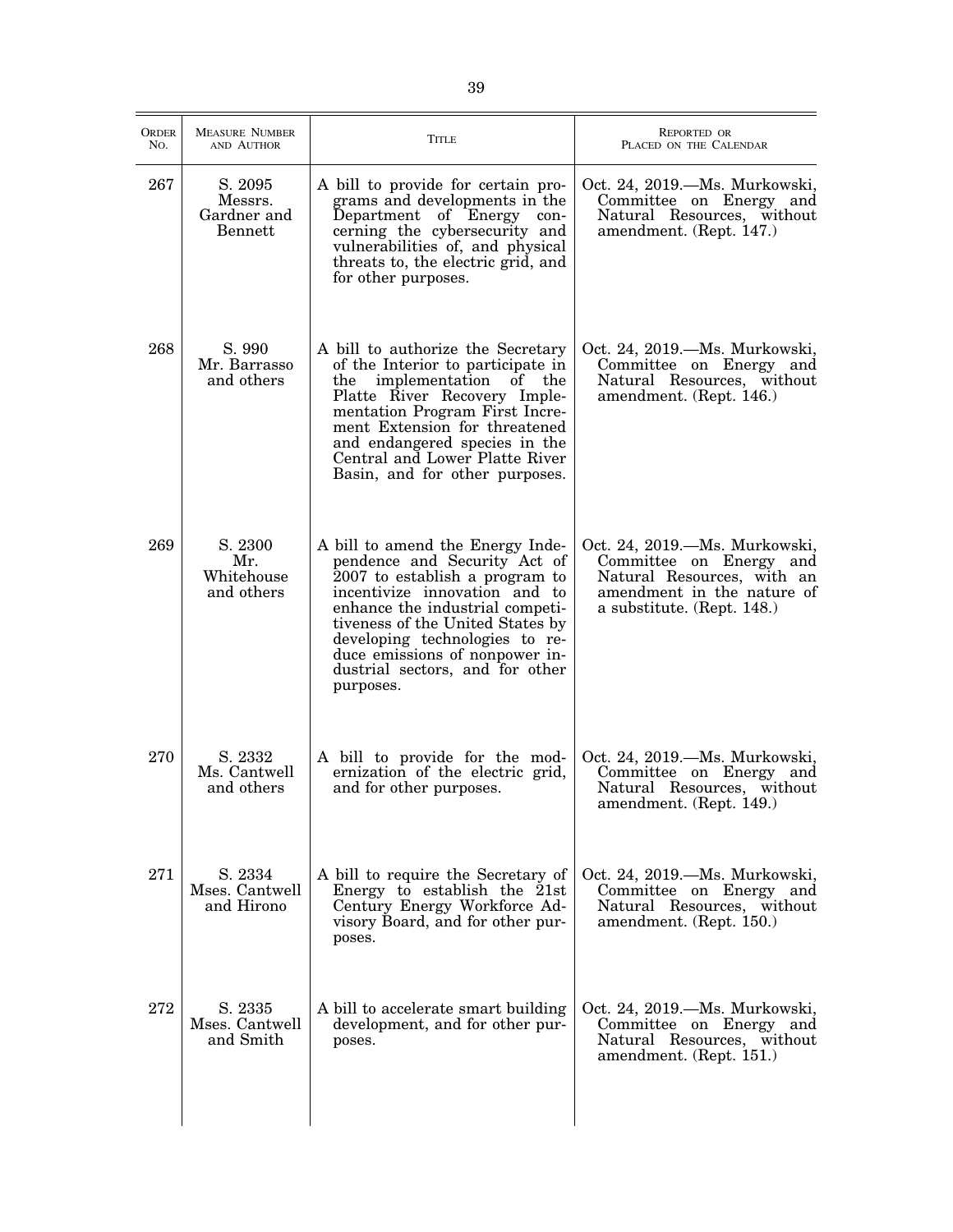| Order No. | Measure Number and Author | Title | Reported or Placed on the Calendar |
|---|---|---|---|
| 267 | S. 2095 Messrs. Gardner and Bennett | A bill to provide for certain programs and developments in the Department of Energy concerning the cybersecurity and vulnerabilities of, and physical threats to, the electric grid, and for other purposes. | Oct. 24, 2019.—Ms. Murkowski, Committee on Energy and Natural Resources, without amendment. (Rept. 147.) |
| 268 | S. 990 Mr. Barrasso and others | A bill to authorize the Secretary of the Interior to participate in the implementation of the Platte River Recovery Implementation Program First Increment Extension for threatened and endangered species in the Central and Lower Platte River Basin, and for other purposes. | Oct. 24, 2019.—Ms. Murkowski, Committee on Energy and Natural Resources, without amendment. (Rept. 146.) |
| 269 | S. 2300 Mr. Whitehouse and others | A bill to amend the Energy Independence and Security Act of 2007 to establish a program to incentivize innovation and to enhance the industrial competitiveness of the United States by developing technologies to reduce emissions of nonpower industrial sectors, and for other purposes. | Oct. 24, 2019.—Ms. Murkowski, Committee on Energy and Natural Resources, with an amendment in the nature of a substitute. (Rept. 148.) |
| 270 | S. 2332 Ms. Cantwell and others | A bill to provide for the modernization of the electric grid, and for other purposes. | Oct. 24, 2019.—Ms. Murkowski, Committee on Energy and Natural Resources, without amendment. (Rept. 149.) |
| 271 | S. 2334 Mses. Cantwell and Hirono | A bill to require the Secretary of Energy to establish the 21st Century Energy Workforce Advisory Board, and for other purposes. | Oct. 24, 2019.—Ms. Murkowski, Committee on Energy and Natural Resources, without amendment. (Rept. 150.) |
| 272 | S. 2335 Mses. Cantwell and Smith | A bill to accelerate smart building development, and for other purposes. | Oct. 24, 2019.—Ms. Murkowski, Committee on Energy and Natural Resources, without amendment. (Rept. 151.) |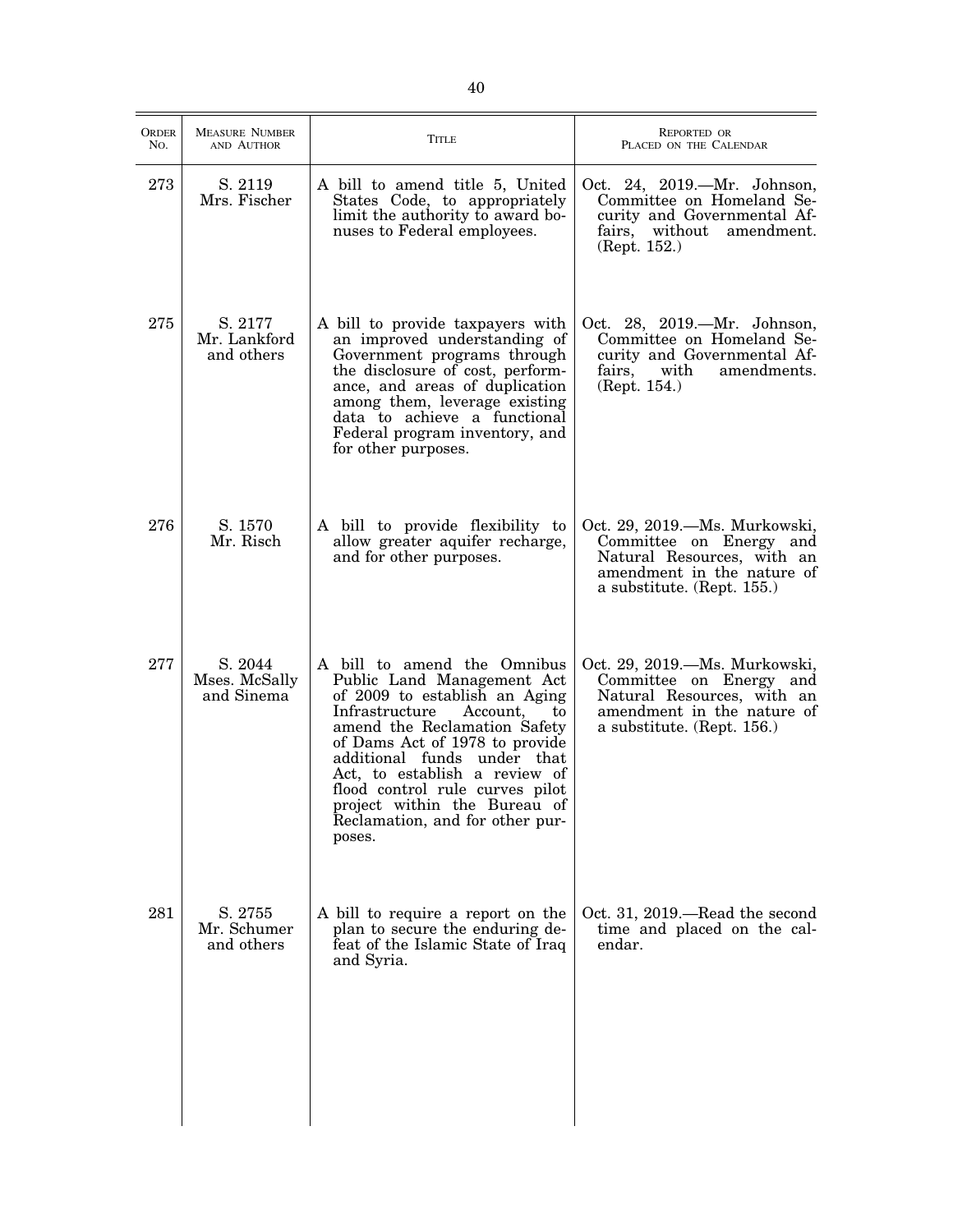| ORDER NO. | MEASURE NUMBER AND AUTHOR | TITLE | REPORTED OR PLACED ON THE CALENDAR |
|---|---|---|---|
| 273 | S. 2119 Mrs. Fischer | A bill to amend title 5, United States Code, to appropriately limit the authority to award bonuses to Federal employees. | Oct. 24, 2019.—Mr. Johnson, Committee on Homeland Security and Governmental Affairs, without amendment. (Rept. 152.) |
| 275 | S. 2177 Mr. Lankford and others | A bill to provide taxpayers with an improved understanding of Government programs through the disclosure of cost, performance, and areas of duplication among them, leverage existing data to achieve a functional Federal program inventory, and for other purposes. | Oct. 28, 2019.—Mr. Johnson, Committee on Homeland Security and Governmental Affairs, with amendments. (Rept. 154.) |
| 276 | S. 1570 Mr. Risch | A bill to provide flexibility to allow greater aquifer recharge, and for other purposes. | Oct. 29, 2019.—Ms. Murkowski, Committee on Energy and Natural Resources, with an amendment in the nature of a substitute. (Rept. 155.) |
| 277 | S. 2044 Mses. McSally and Sinema | A bill to amend the Omnibus Public Land Management Act of 2009 to establish an Aging Infrastructure Account, to amend the Reclamation Safety of Dams Act of 1978 to provide additional funds under that Act, to establish a review of flood control rule curves pilot project within the Bureau of Reclamation, and for other purposes. | Oct. 29, 2019.—Ms. Murkowski, Committee on Energy and Natural Resources, with an amendment in the nature of a substitute. (Rept. 156.) |
| 281 | S. 2755 Mr. Schumer and others | A bill to require a report on the plan to secure the enduring defeat of the Islamic State of Iraq and Syria. | Oct. 31, 2019.—Read the second time and placed on the calendar. |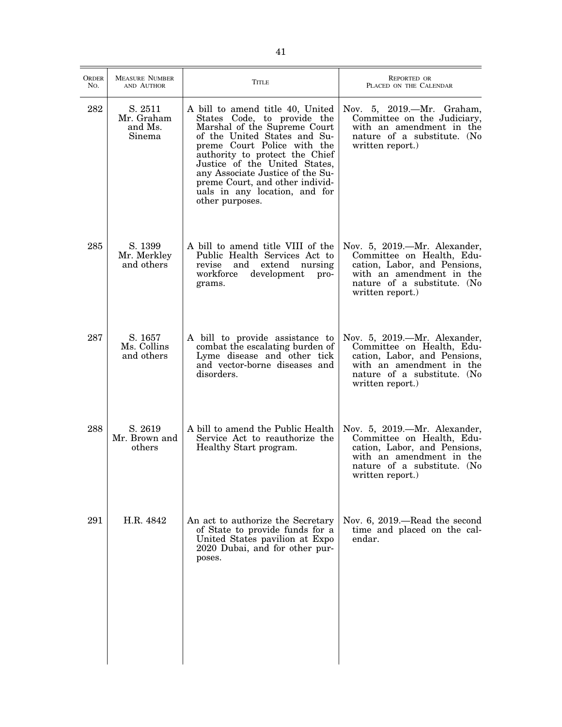| ORDER NO. | MEASURE NUMBER AND AUTHOR | TITLE | REPORTED OR PLACED ON THE CALENDAR |
|---|---|---|---|
| 282 | S. 2511 Mr. Graham and Ms. Sinema | A bill to amend title 40, United States Code, to provide the Marshal of the Supreme Court of the United States and Supreme Court Police with the authority to protect the Chief Justice of the United States, any Associate Justice of the Supreme Court, and other individuals in any location, and for other purposes. | Nov. 5, 2019.—Mr. Graham, Committee on the Judiciary, with an amendment in the nature of a substitute. (No written report.) |
| 285 | S. 1399 Mr. Merkley and others | A bill to amend title VIII of the Public Health Services Act to revise and extend nursing workforce development programs. | Nov. 5, 2019.—Mr. Alexander, Committee on Health, Education, Labor, and Pensions, with an amendment in the nature of a substitute. (No written report.) |
| 287 | S. 1657 Ms. Collins and others | A bill to provide assistance to combat the escalating burden of Lyme disease and other tick and vector-borne diseases and disorders. | Nov. 5, 2019.—Mr. Alexander, Committee on Health, Education, Labor, and Pensions, with an amendment in the nature of a substitute. (No written report.) |
| 288 | S. 2619 Mr. Brown and others | A bill to amend the Public Health Service Act to reauthorize the Healthy Start program. | Nov. 5, 2019.—Mr. Alexander, Committee on Health, Education, Labor, and Pensions, with an amendment in the nature of a substitute. (No written report.) |
| 291 | H.R. 4842 | An act to authorize the Secretary of State to provide funds for a United States pavilion at Expo 2020 Dubai, and for other purposes. | Nov. 6, 2019.—Read the second time and placed on the calendar. |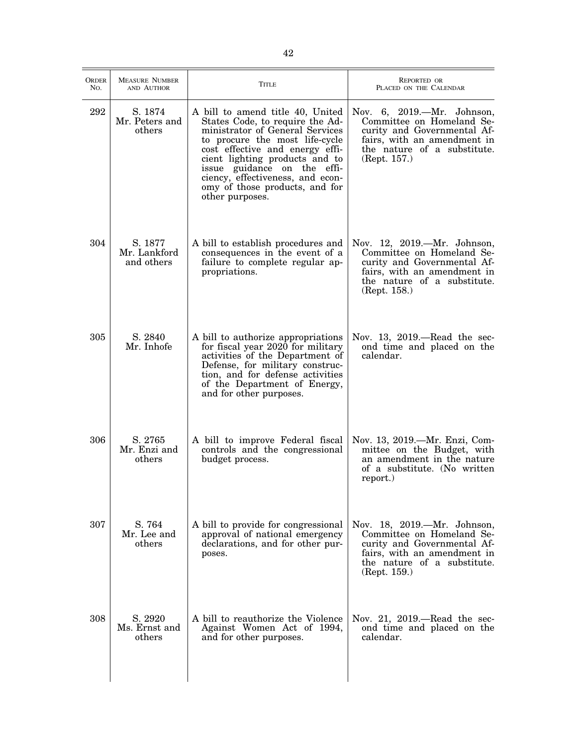| ORDER NO. | MEASURE NUMBER AND AUTHOR | TITLE | REPORTED OR PLACED ON THE CALENDAR |
|---|---|---|---|
| 292 | S. 1874 Mr. Peters and others | A bill to amend title 40, United States Code, to require the Administrator of General Services to procure the most life-cycle cost effective and energy efficient lighting products and to issue guidance on the efficiency, effectiveness, and economy of those products, and for other purposes. | Nov. 6, 2019.—Mr. Johnson, Committee on Homeland Security and Governmental Affairs, with an amendment in the nature of a substitute. (Rept. 157.) |
| 304 | S. 1877 Mr. Lankford and others | A bill to establish procedures and consequences in the event of a failure to complete regular appropriations. | Nov. 12, 2019.—Mr. Johnson, Committee on Homeland Security and Governmental Affairs, with an amendment in the nature of a substitute. (Rept. 158.) |
| 305 | S. 2840 Mr. Inhofe | A bill to authorize appropriations for fiscal year 2020 for military activities of the Department of Defense, for military construction, and for defense activities of the Department of Energy, and for other purposes. | Nov. 13, 2019.—Read the second time and placed on the calendar. |
| 306 | S. 2765 Mr. Enzi and others | A bill to improve Federal fiscal controls and the congressional budget process. | Nov. 13, 2019.—Mr. Enzi, Committee on the Budget, with an amendment in the nature of a substitute. (No written report.) |
| 307 | S. 764 Mr. Lee and others | A bill to provide for congressional approval of national emergency declarations, and for other purposes. | Nov. 18, 2019.—Mr. Johnson, Committee on Homeland Security and Governmental Affairs, with an amendment in the nature of a substitute. (Rept. 159.) |
| 308 | S. 2920 Ms. Ernst and others | A bill to reauthorize the Violence Against Women Act of 1994, and for other purposes. | Nov. 21, 2019.—Read the second time and placed on the calendar. |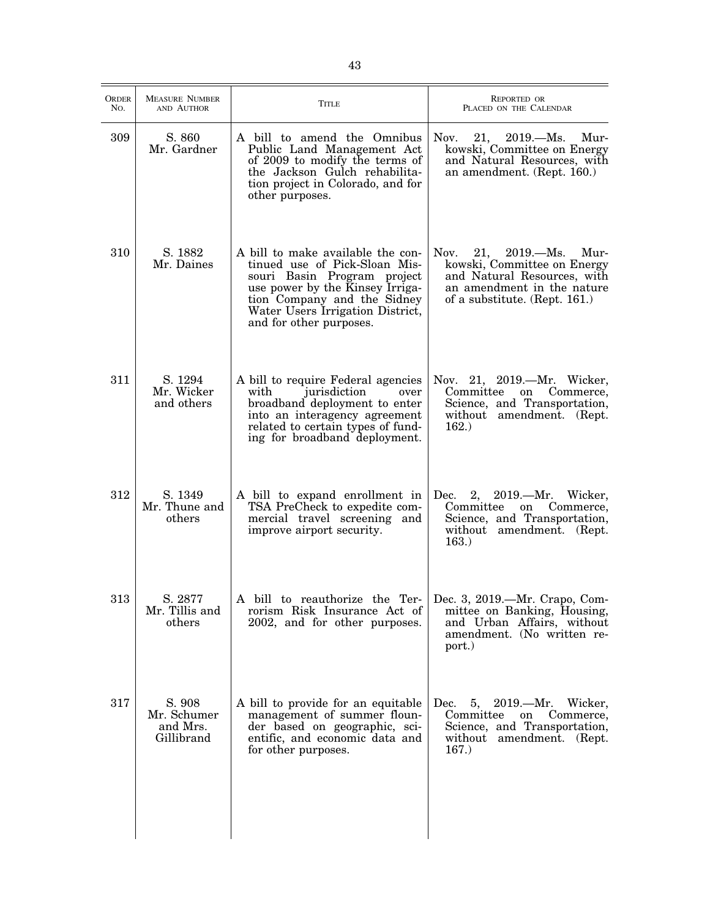| ORDER NO. | MEASURE NUMBER AND AUTHOR | TITLE | REPORTED OR PLACED ON THE CALENDAR |
|---|---|---|---|
| 309 | S. 860<br>Mr. Gardner | A bill to amend the Omnibus Public Land Management Act of 2009 to modify the terms of the Jackson Gulch rehabilitation project in Colorado, and for other purposes. | Nov. 21, 2019.—Ms. Murkowski, Committee on Energy and Natural Resources, with an amendment. (Rept. 160.) |
| 310 | S. 1882<br>Mr. Daines | A bill to make available the continued use of Pick-Sloan Missouri Basin Program project use power by the Kinsey Irrigation Company and the Sidney Water Users Irrigation District, and for other purposes. | Nov. 21, 2019.—Ms. Murkowski, Committee on Energy and Natural Resources, with an amendment in the nature of a substitute. (Rept. 161.) |
| 311 | S. 1294<br>Mr. Wicker and others | A bill to require Federal agencies with jurisdiction over broadband deployment to enter into an interagency agreement related to certain types of funding for broadband deployment. | Nov. 21, 2019.—Mr. Wicker, Committee on Commerce, Science, and Transportation, without amendment. (Rept. 162.) |
| 312 | S. 1349<br>Mr. Thune and others | A bill to expand enrollment in TSA PreCheck to expedite commercial travel screening and improve airport security. | Dec. 2, 2019.—Mr. Wicker, Committee on Commerce, Science, and Transportation, without amendment. (Rept. 163.) |
| 313 | S. 2877<br>Mr. Tillis and others | A bill to reauthorize the Terrorism Risk Insurance Act of 2002, and for other purposes. | Dec. 3, 2019.—Mr. Crapo, Committee on Banking, Housing, and Urban Affairs, without amendment. (No written report.) |
| 317 | S. 908<br>Mr. Schumer and Mrs. Gillibrand | A bill to provide for an equitable management of summer flounder based on geographic, scientific, and economic data and for other purposes. | Dec. 5, 2019.—Mr. Wicker, Committee on Commerce, Science, and Transportation, without amendment. (Rept. 167.) |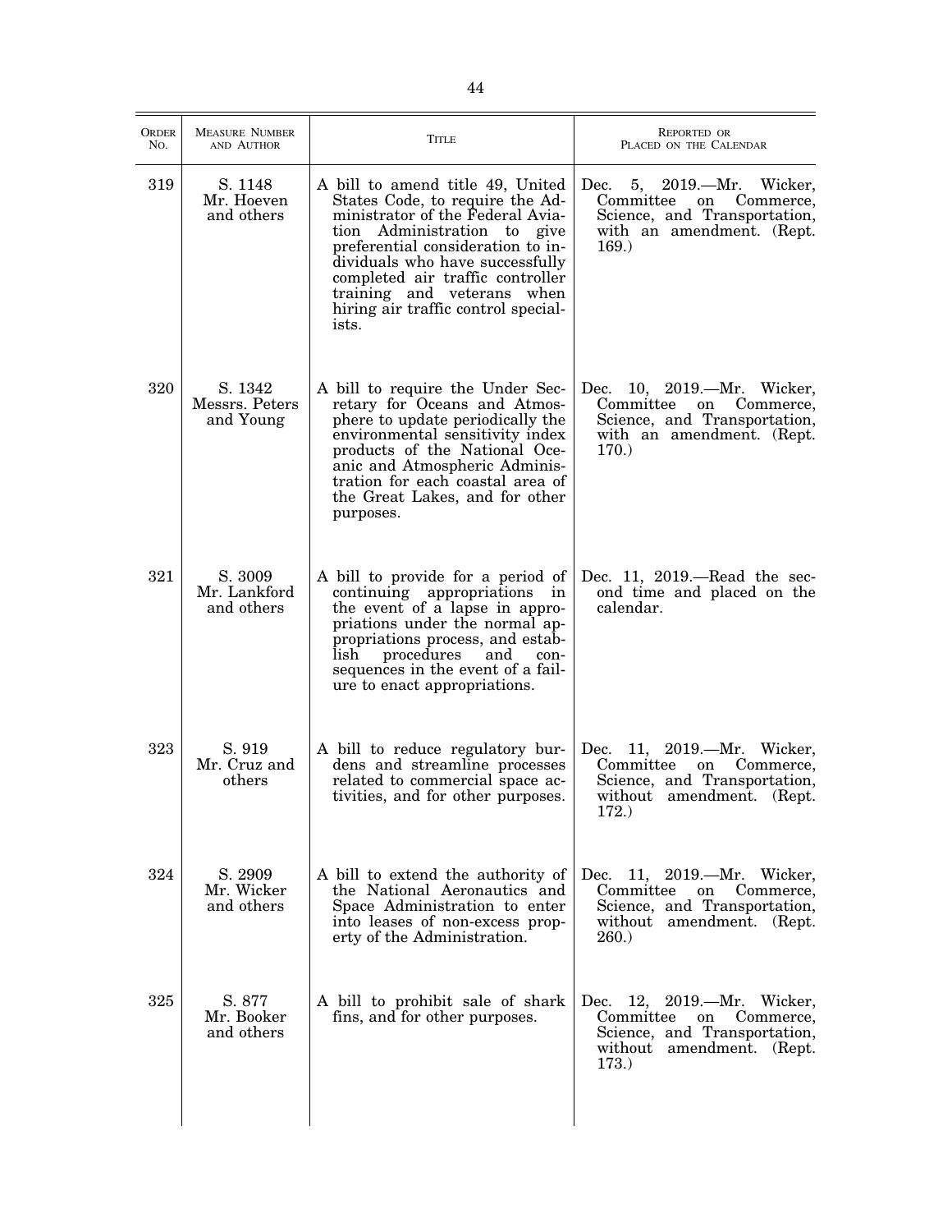| ORDER NO. | MEASURE NUMBER AND AUTHOR | TITLE | REPORTED OR PLACED ON THE CALENDAR |
|---|---|---|---|
| 319 | S. 1148 Mr. Hoeven and others | A bill to amend title 49, United States Code, to require the Administrator of the Federal Aviation Administration to give preferential consideration to individuals who have successfully completed air traffic controller training and veterans when hiring air traffic control specialists. | Dec. 5, 2019.—Mr. Wicker, Committee on Commerce, Science, and Transportation, with an amendment. (Rept. 169.) |
| 320 | S. 1342 Messrs. Peters and Young | A bill to require the Under Secretary for Oceans and Atmosphere to update periodically the environmental sensitivity index products of the National Oceanic and Atmospheric Administration for each coastal area of the Great Lakes, and for other purposes. | Dec. 10, 2019.—Mr. Wicker, Committee on Commerce, Science, and Transportation, with an amendment. (Rept. 170.) |
| 321 | S. 3009 Mr. Lankford and others | A bill to provide for a period of continuing appropriations in the event of a lapse in appropriations under the normal appropriations process, and establish procedures and consequences in the event of a failure to enact appropriations. | Dec. 11, 2019.—Read the second time and placed on the calendar. |
| 323 | S. 919 Mr. Cruz and others | A bill to reduce regulatory burdens and streamline processes related to commercial space activities, and for other purposes. | Dec. 11, 2019.—Mr. Wicker, Committee on Commerce, Science, and Transportation, without amendment. (Rept. 172.) |
| 324 | S. 2909 Mr. Wicker and others | A bill to extend the authority of the National Aeronautics and Space Administration to enter into leases of non-excess property of the Administration. | Dec. 11, 2019.—Mr. Wicker, Committee on Commerce, Science, and Transportation, without amendment. (Rept. 260.) |
| 325 | S. 877 Mr. Booker and others | A bill to prohibit sale of shark fins, and for other purposes. | Dec. 12, 2019.—Mr. Wicker, Committee on Commerce, Science, and Transportation, without amendment. (Rept. 173.) |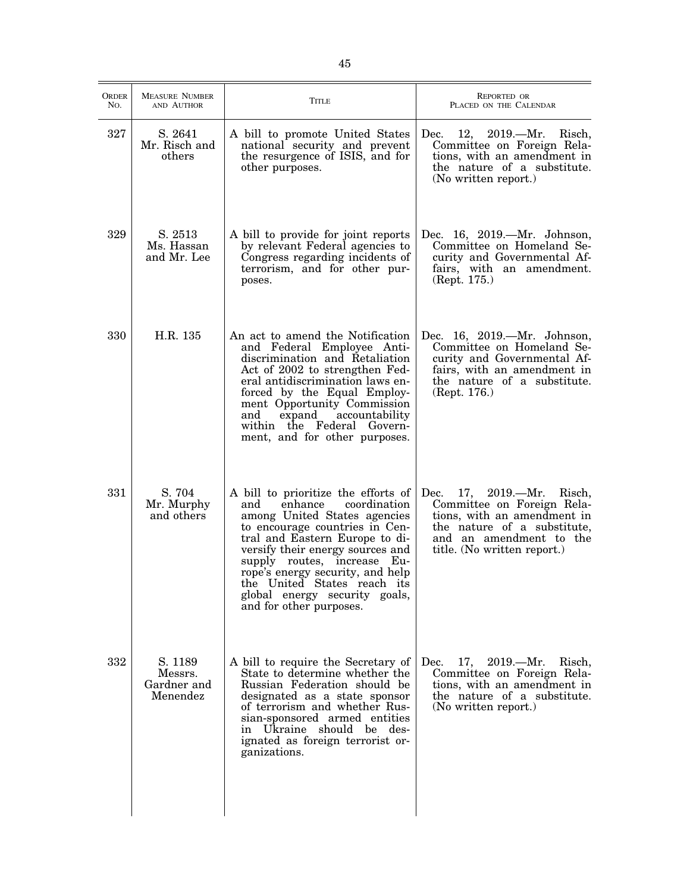| ORDER NO. | MEASURE NUMBER AND AUTHOR | TITLE | REPORTED OR PLACED ON THE CALENDAR |
|---|---|---|---|
| 327 | S. 2641 Mr. Risch and others | A bill to promote United States national security and prevent the resurgence of ISIS, and for other purposes. | Dec. 12, 2019.—Mr. Risch, Committee on Foreign Relations, with an amendment in the nature of a substitute. (No written report.) |
| 329 | S. 2513 Ms. Hassan and Mr. Lee | A bill to provide for joint reports by relevant Federal agencies to Congress regarding incidents of terrorism, and for other purposes. | Dec. 16, 2019.—Mr. Johnson, Committee on Homeland Security and Governmental Affairs, with an amendment. (Rept. 175.) |
| 330 | H.R. 135 | An act to amend the Notification and Federal Employee Antidiscrimination and Retaliation Act of 2002 to strengthen Federal antidiscrimination laws enforced by the Equal Employment Opportunity Commission and expand accountability within the Federal Government, and for other purposes. | Dec. 16, 2019.—Mr. Johnson, Committee on Homeland Security and Governmental Affairs, with an amendment in the nature of a substitute. (Rept. 176.) |
| 331 | S. 704 Mr. Murphy and others | A bill to prioritize the efforts of and enhance coordination among United States agencies to encourage countries in Central and Eastern Europe to diversify their energy sources and supply routes, increase Europe's energy security, and help the United States reach its global energy security goals, and for other purposes. | Dec. 17, 2019.—Mr. Risch, Committee on Foreign Relations, with an amendment in the nature of a substitute, and an amendment to the title. (No written report.) |
| 332 | S. 1189 Messrs. Gardner and Menendez | A bill to require the Secretary of State to determine whether the Russian Federation should be designated as a state sponsor of terrorism and whether Russian-sponsored armed entities in Ukraine should be designated as foreign terrorist organizations. | Dec. 17, 2019.—Mr. Risch, Committee on Foreign Relations, with an amendment in the nature of a substitute. (No written report.) |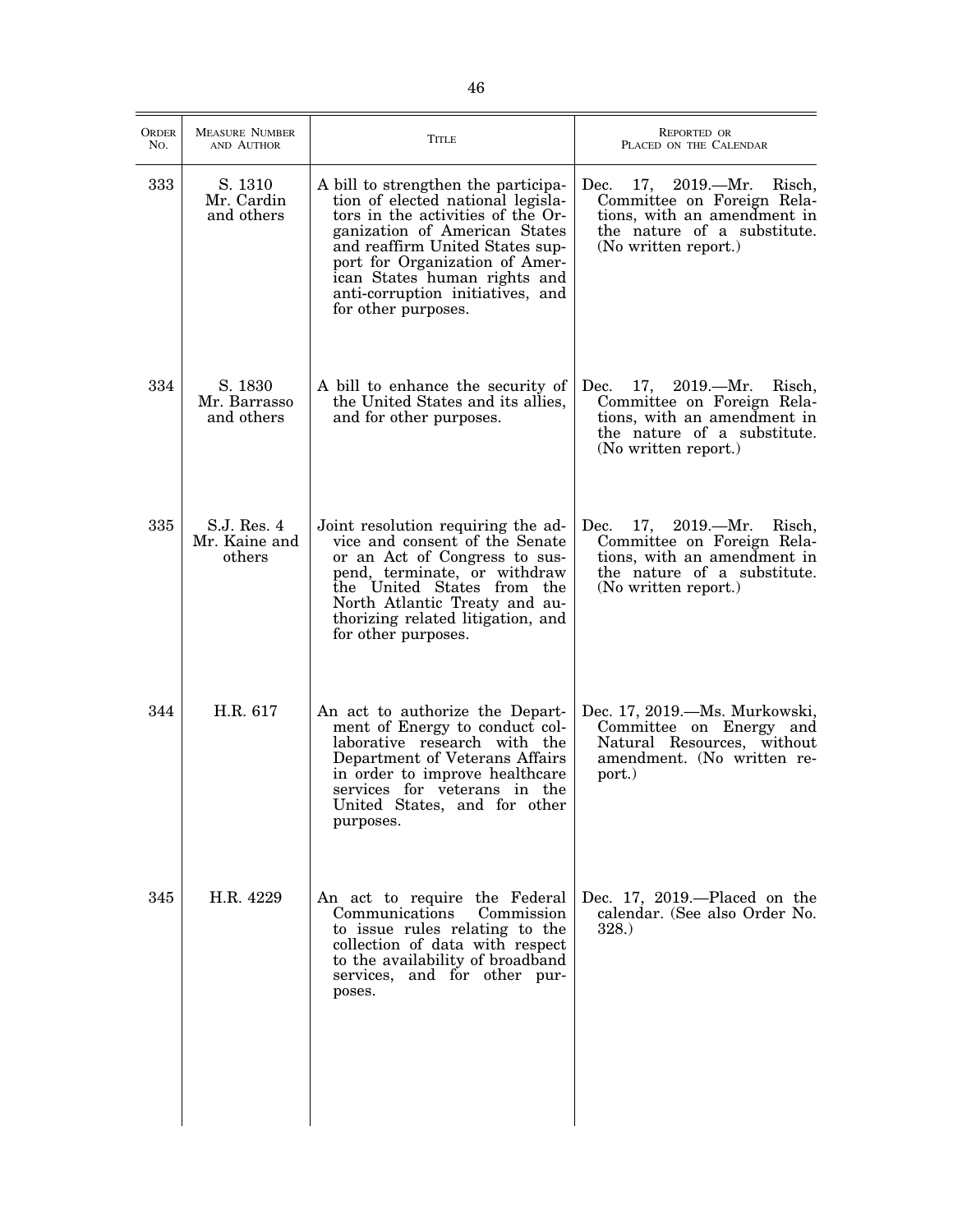| Order No. | Measure Number and Author | Title | Reported or Placed on the Calendar |
|---|---|---|---|
| 333 | S. 1310 Mr. Cardin and others | A bill to strengthen the participation of elected national legislators in the activities of the Organization of American States and reaffirm United States support for Organization of American States human rights and anti-corruption initiatives, and for other purposes. | Dec. 17, 2019.—Mr. Risch, Committee on Foreign Relations, with an amendment in the nature of a substitute. (No written report.) |
| 334 | S. 1830 Mr. Barrasso and others | A bill to enhance the security of the United States and its allies, and for other purposes. | Dec. 17, 2019.—Mr. Risch, Committee on Foreign Relations, with an amendment in the nature of a substitute. (No written report.) |
| 335 | S.J. Res. 4 Mr. Kaine and others | Joint resolution requiring the advice and consent of the Senate or an Act of Congress to suspend, terminate, or withdraw the United States from the North Atlantic Treaty and authorizing related litigation, and for other purposes. | Dec. 17, 2019.—Mr. Risch, Committee on Foreign Relations, with an amendment in the nature of a substitute. (No written report.) |
| 344 | H.R. 617 | An act to authorize the Department of Energy to conduct collaborative research with the Department of Veterans Affairs in order to improve healthcare services for veterans in the United States, and for other purposes. | Dec. 17, 2019.—Ms. Murkowski, Committee on Energy and Natural Resources, without amendment. (No written report.) |
| 345 | H.R. 4229 | An act to require the Federal Communications Commission to issue rules relating to the collection of data with respect to the availability of broadband services, and for other purposes. | Dec. 17, 2019.—Placed on the calendar. (See also Order No. 328.) |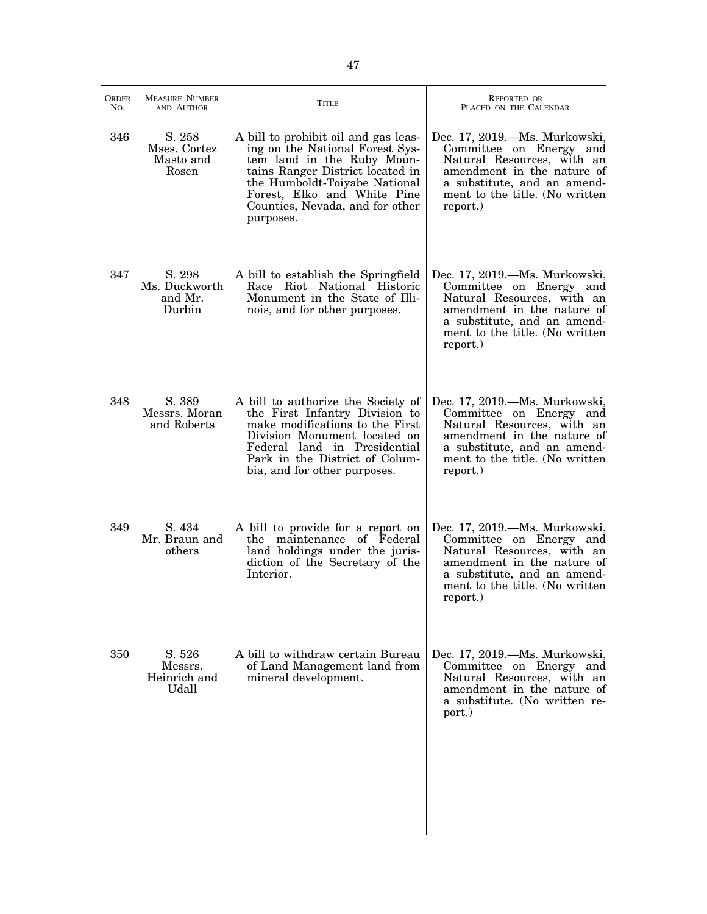| Order No. | Measure Number and Author | Title | Reported or Placed on the Calendar |
|---|---|---|---|
| 346 | S. 258 Mses. Cortez Masto and Rosen | A bill to prohibit oil and gas leasing on the National Forest System land in the Ruby Mountains Ranger District located in the Humboldt-Toiyabe National Forest, Elko and White Pine Counties, Nevada, and for other purposes. | Dec. 17, 2019.—Ms. Murkowski, Committee on Energy and Natural Resources, with an amendment in the nature of a substitute, and an amendment to the title. (No written report.) |
| 347 | S. 298 Ms. Duckworth and Mr. Durbin | A bill to establish the Springfield Race Riot National Historic Monument in the State of Illinois, and for other purposes. | Dec. 17, 2019.—Ms. Murkowski, Committee on Energy and Natural Resources, with an amendment in the nature of a substitute, and an amendment to the title. (No written report.) |
| 348 | S. 389 Messrs. Moran and Roberts | A bill to authorize the Society of the First Infantry Division to make modifications to the First Division Monument located on Federal land in Presidential Park in the District of Columbia, and for other purposes. | Dec. 17, 2019.—Ms. Murkowski, Committee on Energy and Natural Resources, with an amendment in the nature of a substitute, and an amendment to the title. (No written report.) |
| 349 | S. 434 Mr. Braun and others | A bill to provide for a report on the maintenance of Federal land holdings under the jurisdiction of the Secretary of the Interior. | Dec. 17, 2019.—Ms. Murkowski, Committee on Energy and Natural Resources, with an amendment in the nature of a substitute, and an amendment to the title. (No written report.) |
| 350 | S. 526 Messrs. Heinrich and Udall | A bill to withdraw certain Bureau of Land Management land from mineral development. | Dec. 17, 2019.—Ms. Murkowski, Committee on Energy and Natural Resources, with an amendment in the nature of a substitute. (No written report.) |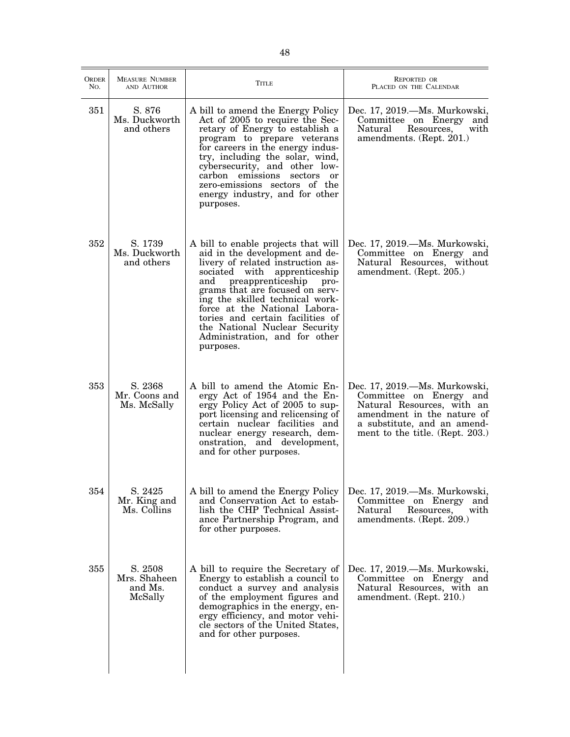| ORDER NO. | MEASURE NUMBER AND AUTHOR | TITLE | REPORTED OR PLACED ON THE CALENDAR |
|---|---|---|---|
| 351 | S. 876 Ms. Duckworth and others | A bill to amend the Energy Policy Act of 2005 to require the Secretary of Energy to establish a program to prepare veterans for careers in the energy industry, including the solar, wind, cybersecurity, and other low-carbon emissions sectors or zero-emissions sectors of the energy industry, and for other purposes. | Dec. 17, 2019.—Ms. Murkowski, Committee on Energy and Natural Resources, with amendments. (Rept. 201.) |
| 352 | S. 1739 Ms. Duckworth and others | A bill to enable projects that will aid in the development and delivery of related instruction associated with apprenticeship and preapprenticeship programs that are focused on serving the skilled technical workforce at the National Laboratories and certain facilities of the National Nuclear Security Administration, and for other purposes. | Dec. 17, 2019.—Ms. Murkowski, Committee on Energy and Natural Resources, without amendment. (Rept. 205.) |
| 353 | S. 2368 Mr. Coons and Ms. McSally | A bill to amend the Atomic Energy Act of 1954 and the Energy Policy Act of 2005 to support licensing and relicensing of certain nuclear facilities and nuclear energy research, demonstration, and development, and for other purposes. | Dec. 17, 2019.—Ms. Murkowski, Committee on Energy and Natural Resources, with an amendment in the nature of a substitute, and an amendment to the title. (Rept. 203.) |
| 354 | S. 2425 Mr. King and Ms. Collins | A bill to amend the Energy Policy and Conservation Act to establish the CHP Technical Assistance Partnership Program, and for other purposes. | Dec. 17, 2019.—Ms. Murkowski, Committee on Energy and Natural Resources, with amendments. (Rept. 209.) |
| 355 | S. 2508 Mrs. Shaheen and Ms. McSally | A bill to require the Secretary of Energy to establish a council to conduct a survey and analysis of the employment figures and demographics in the energy, energy efficiency, and motor vehicle sectors of the United States, and for other purposes. | Dec. 17, 2019.—Ms. Murkowski, Committee on Energy and Natural Resources, with an amendment. (Rept. 210.) |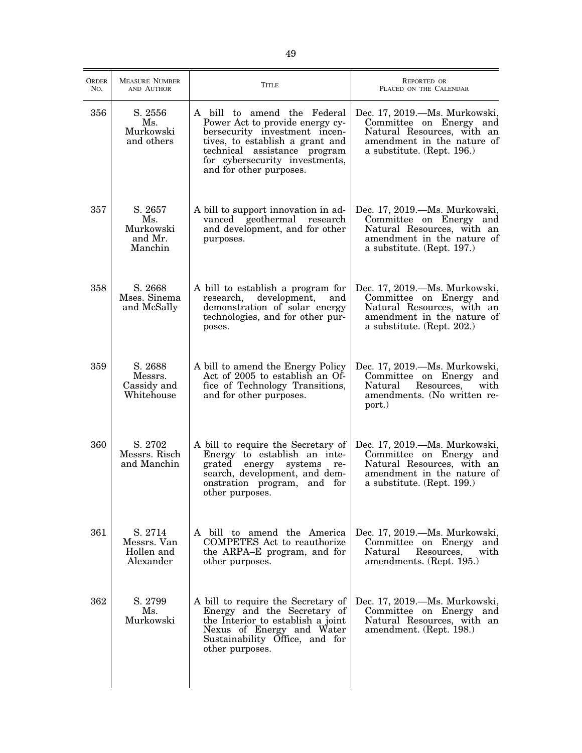| Order No. | Measure Number and Author | Title | Reported or Placed on the Calendar |
|---|---|---|---|
| 356 | S. 2556 Ms. Murkowski and others | A bill to amend the Federal Power Act to provide energy cybersecurity investment incentives, to establish a grant and technical assistance program for cybersecurity investments, and for other purposes. | Dec. 17, 2019.—Ms. Murkowski, Committee on Energy and Natural Resources, with an amendment in the nature of a substitute. (Rept. 196.) |
| 357 | S. 2657 Ms. Murkowski and Mr. Manchin | A bill to support innovation in advanced geothermal research and development, and for other purposes. | Dec. 17, 2019.—Ms. Murkowski, Committee on Energy and Natural Resources, with an amendment in the nature of a substitute. (Rept. 197.) |
| 358 | S. 2668 Mses. Sinema and McSally | A bill to establish a program for research, development, and demonstration of solar energy technologies, and for other purposes. | Dec. 17, 2019.—Ms. Murkowski, Committee on Energy and Natural Resources, with an amendment in the nature of a substitute. (Rept. 202.) |
| 359 | S. 2688 Messrs. Cassidy and Whitehouse | A bill to amend the Energy Policy Act of 2005 to establish an Office of Technology Transitions, and for other purposes. | Dec. 17, 2019.—Ms. Murkowski, Committee on Energy and Natural Resources, with amendments. (No written report.) |
| 360 | S. 2702 Messrs. Risch and Manchin | A bill to require the Secretary of Energy to establish an integrated energy systems research, development, and demonstration program, and for other purposes. | Dec. 17, 2019.—Ms. Murkowski, Committee on Energy and Natural Resources, with an amendment in the nature of a substitute. (Rept. 199.) |
| 361 | S. 2714 Messrs. Van Hollen and Alexander | A bill to amend the America COMPETES Act to reauthorize the ARPA–E program, and for other purposes. | Dec. 17, 2019.—Ms. Murkowski, Committee on Energy and Natural Resources, with amendments. (Rept. 195.) |
| 362 | S. 2799 Ms. Murkowski | A bill to require the Secretary of Energy and the Secretary of the Interior to establish a joint Nexus of Energy and Water Sustainability Office, and for other purposes. | Dec. 17, 2019.—Ms. Murkowski, Committee on Energy and Natural Resources, with an amendment. (Rept. 198.) |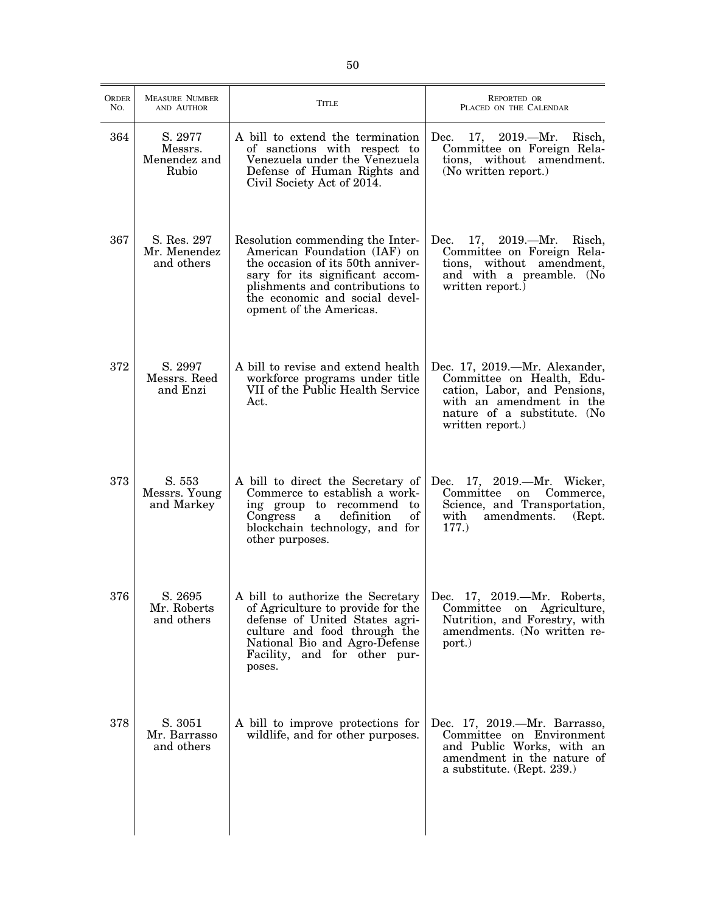| Order No. | Measure Number and Author | Title | Reported or Placed on the Calendar |
|---|---|---|---|
| 364 | S. 2977 Messrs. Menendez and Rubio | A bill to extend the termination of sanctions with respect to Venezuela under the Venezuela Defense of Human Rights and Civil Society Act of 2014. | Dec. 17, 2019.—Mr. Risch, Committee on Foreign Relations, without amendment. (No written report.) |
| 367 | S. Res. 297 Mr. Menendez and others | Resolution commending the Inter-American Foundation (IAF) on the occasion of its 50th anniversary for its significant accomplishments and contributions to the economic and social development of the Americas. | Dec. 17, 2019.—Mr. Risch, Committee on Foreign Relations, without amendment, and with a preamble. (No written report.) |
| 372 | S. 2997 Messrs. Reed and Enzi | A bill to revise and extend health workforce programs under title VII of the Public Health Service Act. | Dec. 17, 2019.—Mr. Alexander, Committee on Health, Education, Labor, and Pensions, with an amendment in the nature of a substitute. (No written report.) |
| 373 | S. 553 Messrs. Young and Markey | A bill to direct the Secretary of Commerce to establish a working group to recommend to Congress a definition of blockchain technology, and for other purposes. | Dec. 17, 2019.—Mr. Wicker, Committee on Commerce, Science, and Transportation, with amendments. (Rept. 177.) |
| 376 | S. 2695 Mr. Roberts and others | A bill to authorize the Secretary of Agriculture to provide for the defense of United States agriculture and food through the National Bio and Agro-Defense Facility, and for other purposes. | Dec. 17, 2019.—Mr. Roberts, Committee on Agriculture, Nutrition, and Forestry, with amendments. (No written report.) |
| 378 | S. 3051 Mr. Barrasso and others | A bill to improve protections for wildlife, and for other purposes. | Dec. 17, 2019.—Mr. Barrasso, Committee on Environment and Public Works, with an amendment in the nature of a substitute. (Rept. 239.) |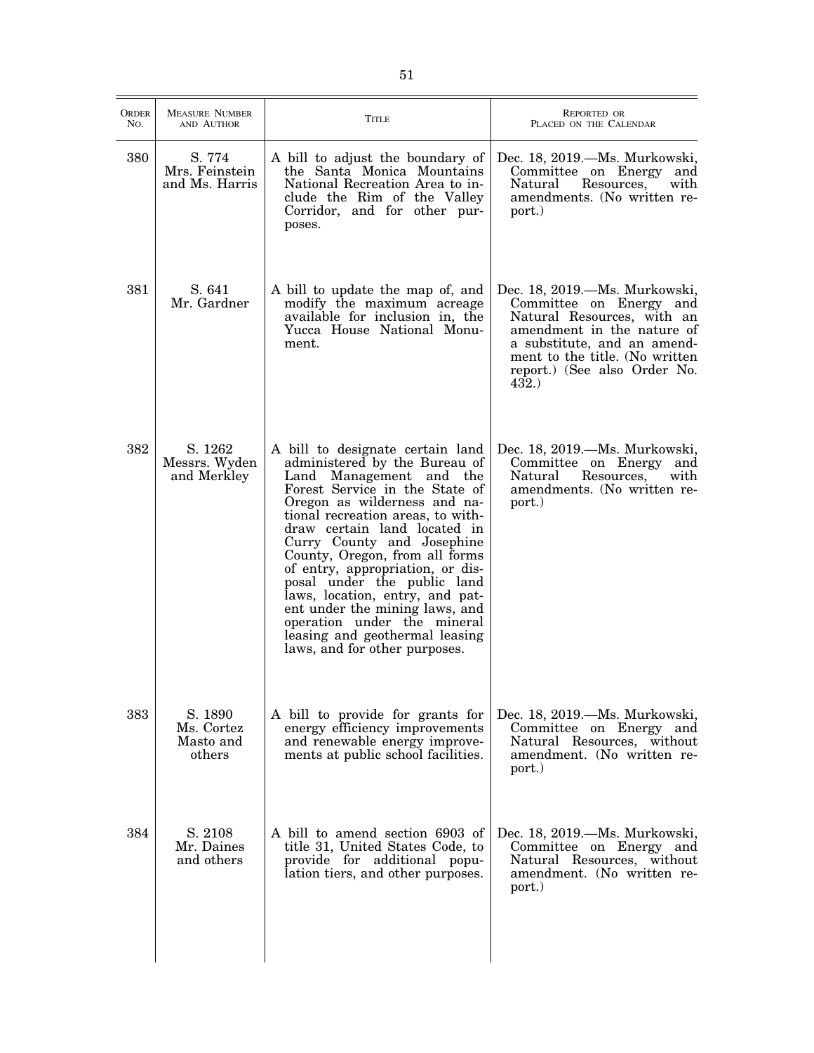| Order No. | Measure Number and Author | Title | Reported or Placed on the Calendar |
|---|---|---|---|
| 380 | S. 774 Mrs. Feinstein and Ms. Harris | A bill to adjust the boundary of the Santa Monica Mountains National Recreation Area to include the Rim of the Valley Corridor, and for other purposes. | Dec. 18, 2019.—Ms. Murkowski, Committee on Energy and Natural Resources, with amendments. (No written report.) |
| 381 | S. 641 Mr. Gardner | A bill to update the map of, and modify the maximum acreage available for inclusion in, the Yucca House National Monument. | Dec. 18, 2019.—Ms. Murkowski, Committee on Energy and Natural Resources, with an amendment in the nature of a substitute, and an amendment to the title. (No written report.) (See also Order No. 432.) |
| 382 | S. 1262 Messrs. Wyden and Merkley | A bill to designate certain land administered by the Bureau of Land Management and the Forest Service in the State of Oregon as wilderness and national recreation areas, to withdraw certain land located in Curry County and Josephine County, Oregon, from all forms of entry, appropriation, or disposal under the public land laws, location, entry, and patent under the mining laws, and operation under the mineral leasing and geothermal leasing laws, and for other purposes. | Dec. 18, 2019.—Ms. Murkowski, Committee on Energy and Natural Resources, with amendments. (No written report.) |
| 383 | S. 1890 Ms. Cortez Masto and others | A bill to provide for grants for energy efficiency improvements and renewable energy improvements at public school facilities. | Dec. 18, 2019.—Ms. Murkowski, Committee on Energy and Natural Resources, without amendment. (No written report.) |
| 384 | S. 2108 Mr. Daines and others | A bill to amend section 6903 of title 31, United States Code, to provide for additional population tiers, and other purposes. | Dec. 18, 2019.—Ms. Murkowski, Committee on Energy and Natural Resources, without amendment. (No written report.) |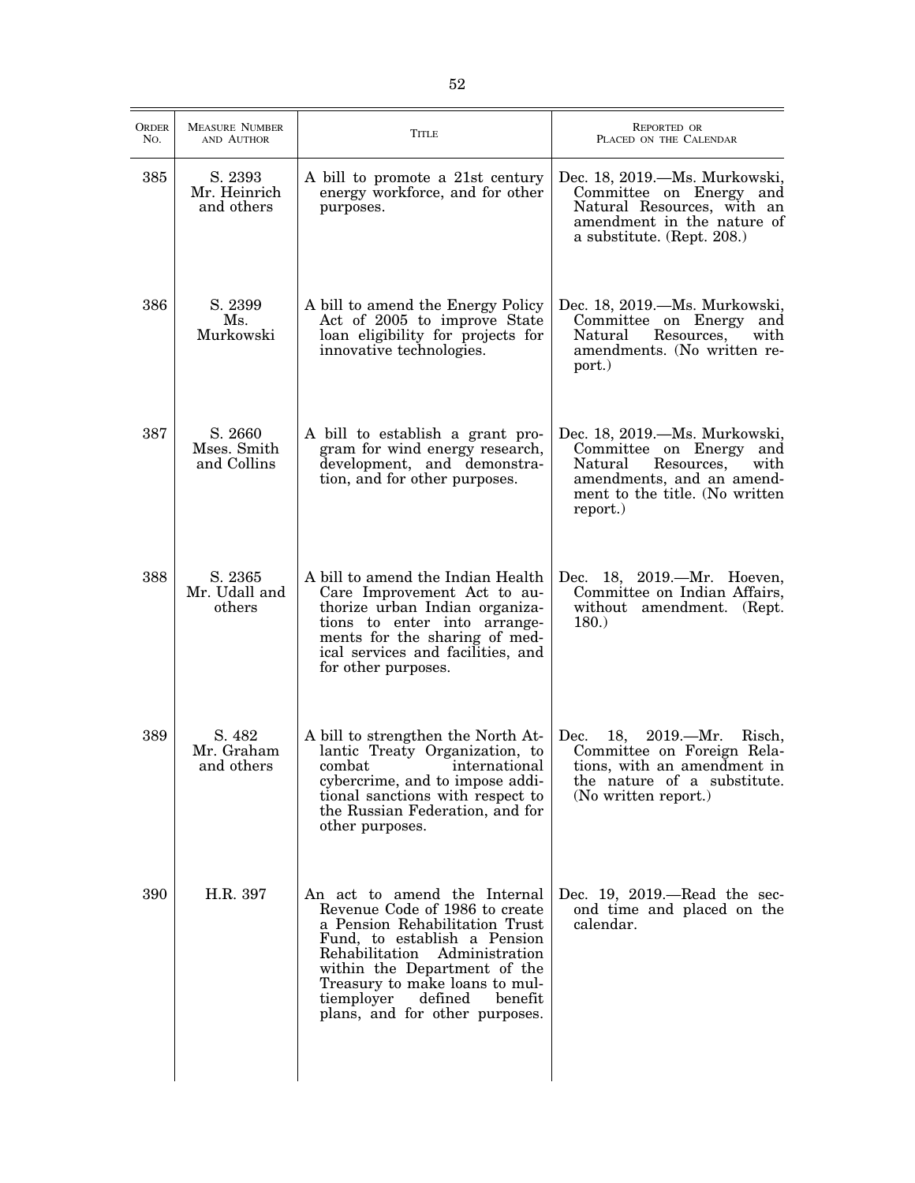| ORDER NO. | MEASURE NUMBER AND AUTHOR | TITLE | REPORTED OR PLACED ON THE CALENDAR |
|---|---|---|---|
| 385 | S. 2393 Mr. Heinrich and others | A bill to promote a 21st century energy workforce, and for other purposes. | Dec. 18, 2019.—Ms. Murkowski, Committee on Energy and Natural Resources, with an amendment in the nature of a substitute. (Rept. 208.) |
| 386 | S. 2399 Ms. Murkowski | A bill to amend the Energy Policy Act of 2005 to improve State loan eligibility for projects for innovative technologies. | Dec. 18, 2019.—Ms. Murkowski, Committee on Energy and Natural Resources, with amendments. (No written report.) |
| 387 | S. 2660 Mses. Smith and Collins | A bill to establish a grant program for wind energy research, development, and demonstration, and for other purposes. | Dec. 18, 2019.—Ms. Murkowski, Committee on Energy and Natural Resources, with amendments, and an amendment to the title. (No written report.) |
| 388 | S. 2365 Mr. Udall and others | A bill to amend the Indian Health Care Improvement Act to authorize urban Indian organizations to enter into arrangements for the sharing of medical services and facilities, and for other purposes. | Dec. 18, 2019.—Mr. Hoeven, Committee on Indian Affairs, without amendment. (Rept. 180.) |
| 389 | S. 482 Mr. Graham and others | A bill to strengthen the North Atlantic Treaty Organization, to combat international cybercrime, and to impose additional sanctions with respect to the Russian Federation, and for other purposes. | Dec. 18, 2019.—Mr. Risch, Committee on Foreign Relations, with an amendment in the nature of a substitute. (No written report.) |
| 390 | H.R. 397 | An act to amend the Internal Revenue Code of 1986 to create a Pension Rehabilitation Trust Fund, to establish a Pension Rehabilitation Administration within the Department of the Treasury to make loans to multiemployer defined benefit plans, and for other purposes. | Dec. 19, 2019.—Read the second time and placed on the calendar. |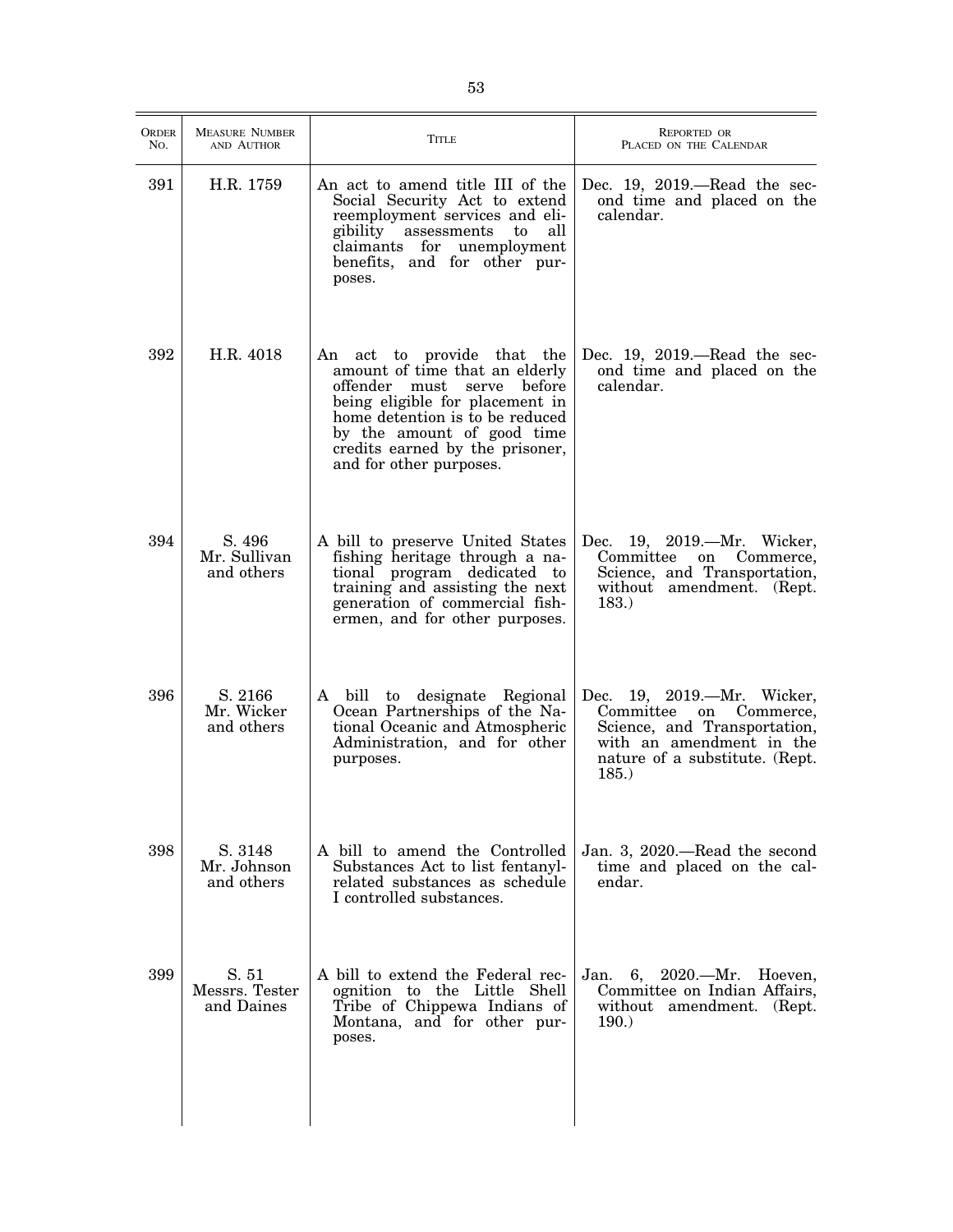| Order No. | Measure Number and Author | Title | Reported or Placed on the Calendar |
|---|---|---|---|
| 391 | H.R. 1759 | An act to amend title III of the Social Security Act to extend reemployment services and eligibility assessments to all claimants for unemployment benefits, and for other purposes. | Dec. 19, 2019.—Read the second time and placed on the calendar. |
| 392 | H.R. 4018 | An act to provide that the amount of time that an elderly offender must serve before being eligible for placement in home detention is to be reduced by the amount of good time credits earned by the prisoner, and for other purposes. | Dec. 19, 2019.—Read the second time and placed on the calendar. |
| 394 | S. 496 Mr. Sullivan and others | A bill to preserve United States fishing heritage through a national program dedicated to training and assisting the next generation of commercial fishermen, and for other purposes. | Dec. 19, 2019.—Mr. Wicker, Committee on Commerce, Science, and Transportation, without amendment. (Rept. 183.) |
| 396 | S. 2166 Mr. Wicker and others | A bill to designate Regional Ocean Partnerships of the National Oceanic and Atmospheric Administration, and for other purposes. | Dec. 19, 2019.—Mr. Wicker, Committee on Commerce, Science, and Transportation, with an amendment in the nature of a substitute. (Rept. 185.) |
| 398 | S. 3148 Mr. Johnson and others | A bill to amend the Controlled Substances Act to list fentanyl-related substances as schedule I controlled substances. | Jan. 3, 2020.—Read the second time and placed on the calendar. |
| 399 | S. 51 Messrs. Tester and Daines | A bill to extend the Federal recognition to the Little Shell Tribe of Chippewa Indians of Montana, and for other purposes. | Jan. 6, 2020.—Mr. Hoeven, Committee on Indian Affairs, without amendment. (Rept. 190.) |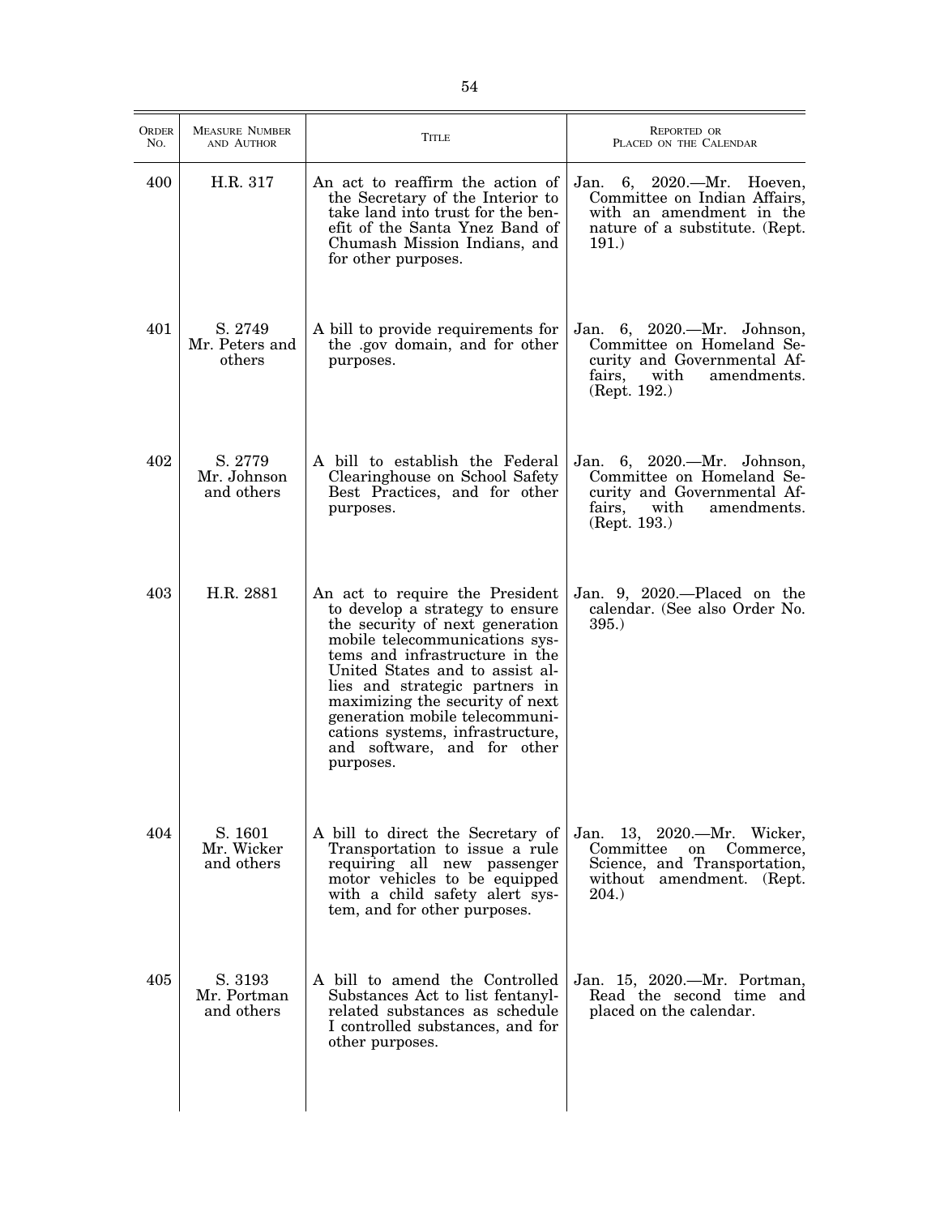| ORDER NO. | MEASURE NUMBER AND AUTHOR | TITLE | REPORTED OR PLACED ON THE CALENDAR |
|---|---|---|---|
| 400 | H.R. 317 | An act to reaffirm the action of the Secretary of the Interior to take land into trust for the benefit of the Santa Ynez Band of Chumash Mission Indians, and for other purposes. | Jan. 6, 2020.—Mr. Hoeven, Committee on Indian Affairs, with an amendment in the nature of a substitute. (Rept. 191.) |
| 401 | S. 2749 Mr. Peters and others | A bill to provide requirements for the .gov domain, and for other purposes. | Jan. 6, 2020.—Mr. Johnson, Committee on Homeland Security and Governmental Affairs, with amendments. (Rept. 192.) |
| 402 | S. 2779 Mr. Johnson and others | A bill to establish the Federal Clearinghouse on School Safety Best Practices, and for other purposes. | Jan. 6, 2020.—Mr. Johnson, Committee on Homeland Security and Governmental Affairs, with amendments. (Rept. 193.) |
| 403 | H.R. 2881 | An act to require the President to develop a strategy to ensure the security of next generation mobile telecommunications systems and infrastructure in the United States and to assist allies and strategic partners in maximizing the security of next generation mobile telecommunications systems, infrastructure, and software, and for other purposes. | Jan. 9, 2020.—Placed on the calendar. (See also Order No. 395.) |
| 404 | S. 1601 Mr. Wicker and others | A bill to direct the Secretary of Transportation to issue a rule requiring all new passenger motor vehicles to be equipped with a child safety alert system, and for other purposes. | Jan. 13, 2020.—Mr. Wicker, Committee on Commerce, Science, and Transportation, without amendment. (Rept. 204.) |
| 405 | S. 3193 Mr. Portman and others | A bill to amend the Controlled Substances Act to list fentanyl-related substances as schedule I controlled substances, and for other purposes. | Jan. 15, 2020.—Mr. Portman, Read the second time and placed on the calendar. |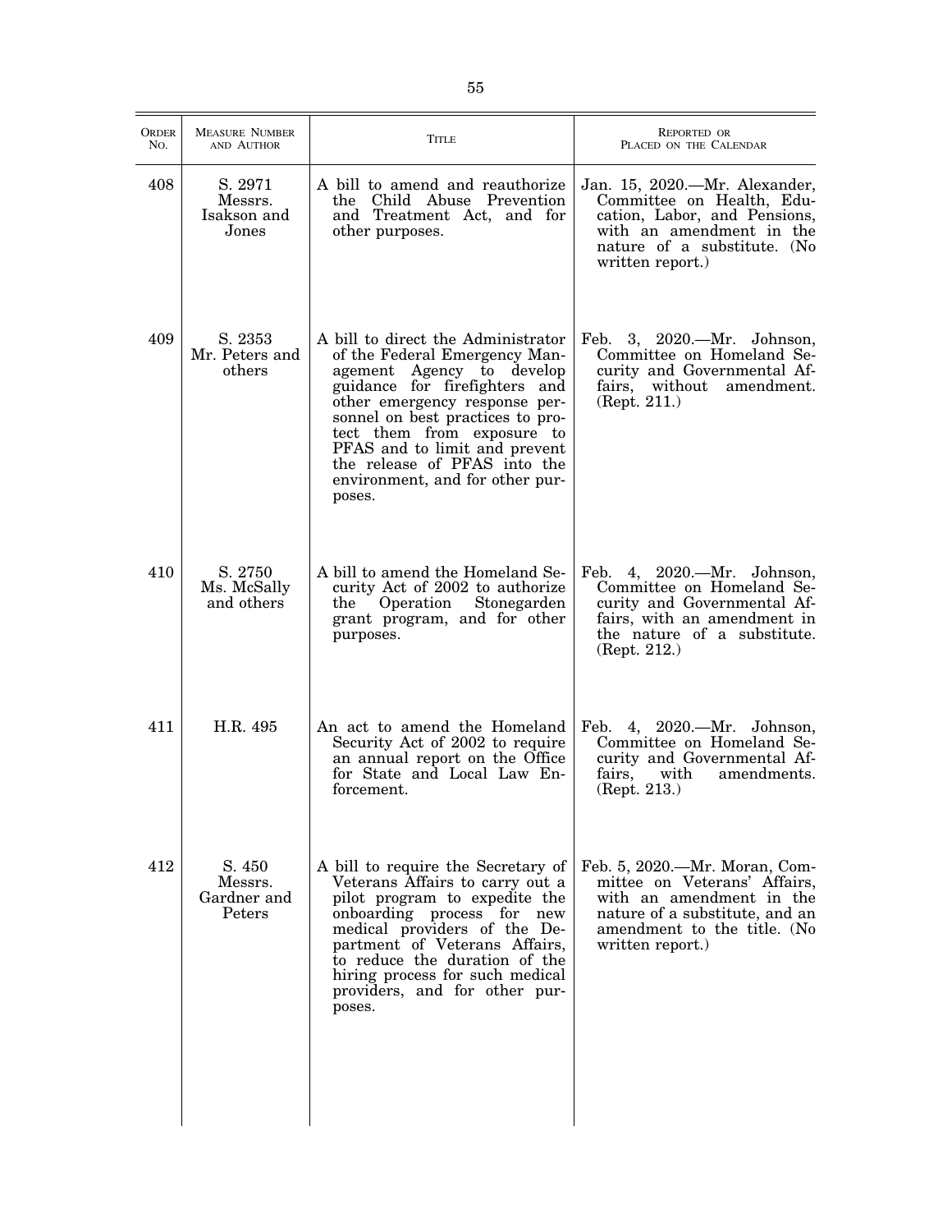| ORDER NO. | MEASURE NUMBER AND AUTHOR | TITLE | REPORTED OR PLACED ON THE CALENDAR |
|---|---|---|---|
| 408 | S. 2971 Messrs. Isakson and Jones | A bill to amend and reauthorize the Child Abuse Prevention and Treatment Act, and for other purposes. | Jan. 15, 2020.—Mr. Alexander, Committee on Health, Education, Labor, and Pensions, with an amendment in the nature of a substitute. (No written report.) |
| 409 | S. 2353 Mr. Peters and others | A bill to direct the Administrator of the Federal Emergency Management Agency to develop guidance for firefighters and other emergency response personnel on best practices to protect them from exposure to PFAS and to limit and prevent the release of PFAS into the environment, and for other purposes. | Feb. 3, 2020.—Mr. Johnson, Committee on Homeland Security and Governmental Affairs, without amendment. (Rept. 211.) |
| 410 | S. 2750 Ms. McSally and others | A bill to amend the Homeland Security Act of 2002 to authorize the Operation Stonegarden grant program, and for other purposes. | Feb. 4, 2020.—Mr. Johnson, Committee on Homeland Security and Governmental Affairs, with an amendment in the nature of a substitute. (Rept. 212.) |
| 411 | H.R. 495 | An act to amend the Homeland Security Act of 2002 to require an annual report on the Office for State and Local Law Enforcement. | Feb. 4, 2020.—Mr. Johnson, Committee on Homeland Security and Governmental Affairs, with amendments. (Rept. 213.) |
| 412 | S. 450 Messrs. Gardner and Peters | A bill to require the Secretary of Veterans Affairs to carry out a pilot program to expedite the onboarding process for new medical providers of the Department of Veterans Affairs, to reduce the duration of the hiring process for such medical providers, and for other purposes. | Feb. 5, 2020.—Mr. Moran, Committee on Veterans' Affairs, with an amendment in the nature of a substitute, and an amendment to the title. (No written report.) |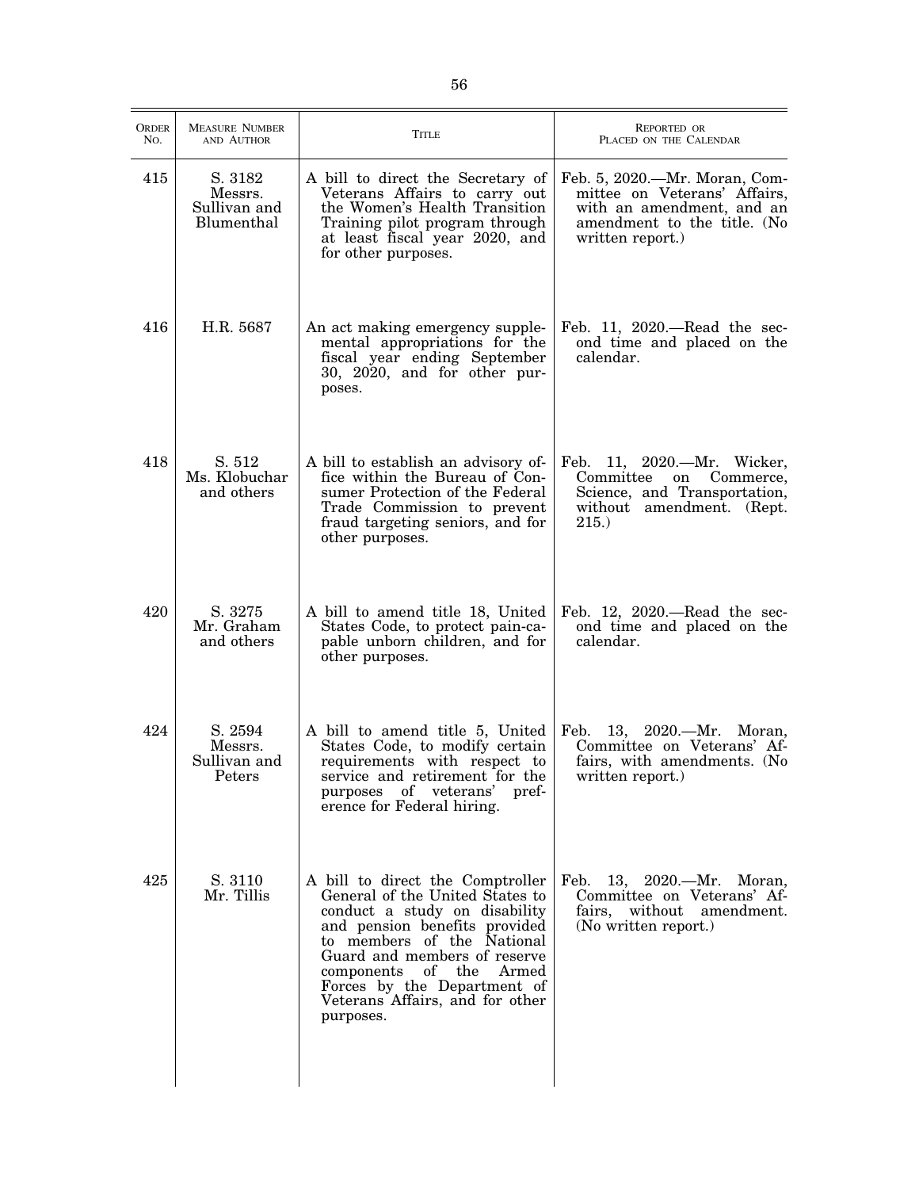| ORDER NO. | MEASURE NUMBER AND AUTHOR | TITLE | REPORTED OR PLACED ON THE CALENDAR |
|---|---|---|---|
| 415 | S. 3182 Messrs. Sullivan and Blumenthal | A bill to direct the Secretary of Veterans Affairs to carry out the Women's Health Transition Training pilot program through at least fiscal year 2020, and for other purposes. | Feb. 5, 2020.—Mr. Moran, Committee on Veterans' Affairs, with an amendment, and an amendment to the title. (No written report.) |
| 416 | H.R. 5687 | An act making emergency supplemental appropriations for the fiscal year ending September 30, 2020, and for other purposes. | Feb. 11, 2020.—Read the second time and placed on the calendar. |
| 418 | S. 512 Ms. Klobuchar and others | A bill to establish an advisory office within the Bureau of Consumer Protection of the Federal Trade Commission to prevent fraud targeting seniors, and for other purposes. | Feb. 11, 2020.—Mr. Wicker, Committee on Commerce, Science, and Transportation, without amendment. (Rept. 215.) |
| 420 | S. 3275 Mr. Graham and others | A bill to amend title 18, United States Code, to protect pain-capable unborn children, and for other purposes. | Feb. 12, 2020.—Read the second time and placed on the calendar. |
| 424 | S. 2594 Messrs. Sullivan and Peters | A bill to amend title 5, United States Code, to modify certain requirements with respect to service and retirement for the purposes of veterans' preference for Federal hiring. | Feb. 13, 2020.—Mr. Moran, Committee on Veterans' Affairs, with amendments. (No written report.) |
| 425 | S. 3110 Mr. Tillis | A bill to direct the Comptroller General of the United States to conduct a study on disability and pension benefits provided to members of the National Guard and members of reserve components of the Armed Forces by the Department of Veterans Affairs, and for other purposes. | Feb. 13, 2020.—Mr. Moran, Committee on Veterans' Affairs, without amendment. (No written report.) |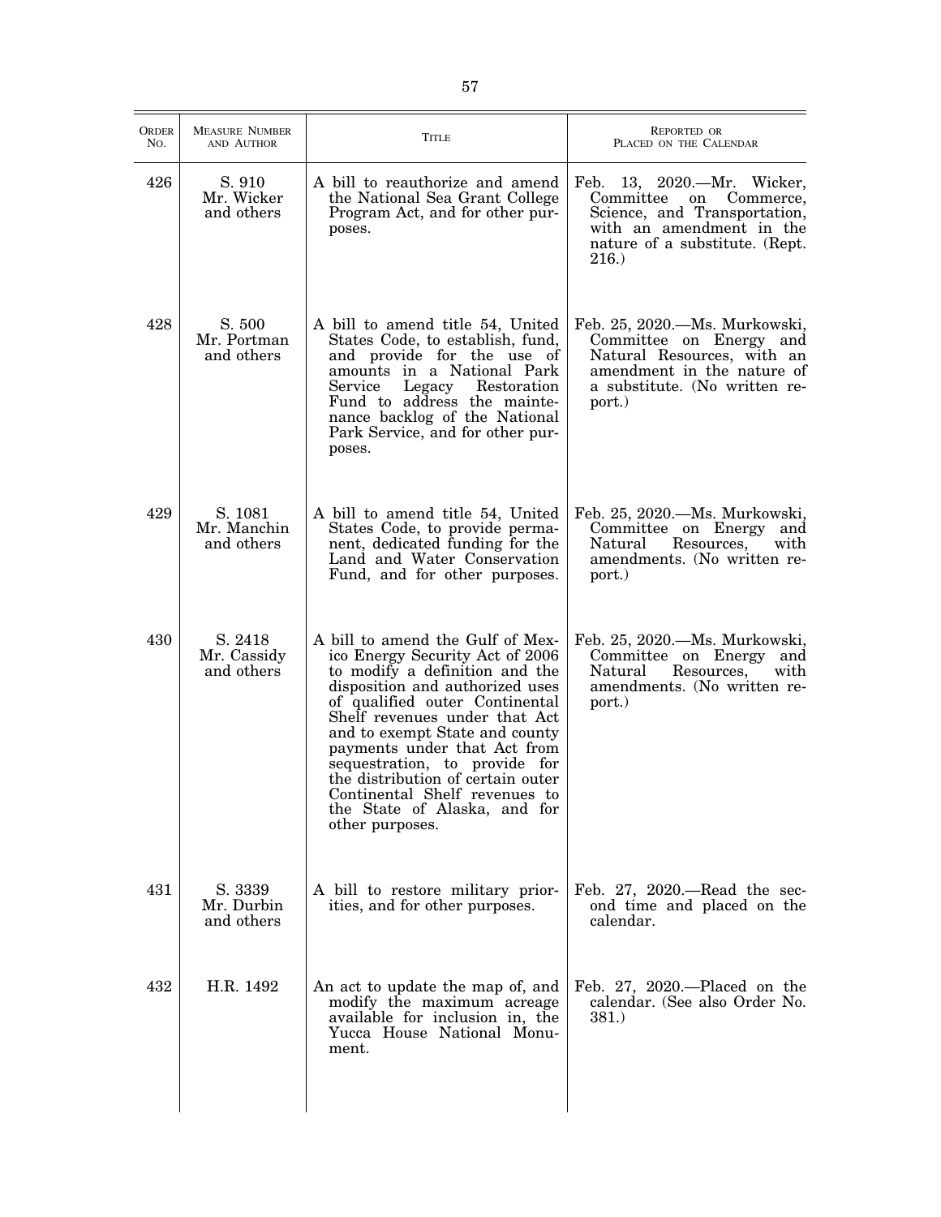| ORDER NO. | MEASURE NUMBER AND AUTHOR | TITLE | REPORTED OR PLACED ON THE CALENDAR |
|---|---|---|---|
| 426 | S. 910 Mr. Wicker and others | A bill to reauthorize and amend the National Sea Grant College Program Act, and for other purposes. | Feb. 13, 2020.—Mr. Wicker, Committee on Commerce, Science, and Transportation, with an amendment in the nature of a substitute. (Rept. 216.) |
| 428 | S. 500 Mr. Portman and others | A bill to amend title 54, United States Code, to establish, fund, and provide for the use of amounts in a National Park Service Legacy Restoration Fund to address the maintenance backlog of the National Park Service, and for other purposes. | Feb. 25, 2020.—Ms. Murkowski, Committee on Energy and Natural Resources, with an amendment in the nature of a substitute. (No written report.) |
| 429 | S. 1081 Mr. Manchin and others | A bill to amend title 54, United States Code, to provide permanent, dedicated funding for the Land and Water Conservation Fund, and for other purposes. | Feb. 25, 2020.—Ms. Murkowski, Committee on Energy and Natural Resources, with amendments. (No written report.) |
| 430 | S. 2418 Mr. Cassidy and others | A bill to amend the Gulf of Mexico Energy Security Act of 2006 to modify a definition and the disposition and authorized uses of qualified outer Continental Shelf revenues under that Act and to exempt State and county payments under that Act from sequestration, to provide for the distribution of certain outer Continental Shelf revenues to the State of Alaska, and for other purposes. | Feb. 25, 2020.—Ms. Murkowski, Committee on Energy and Natural Resources, with amendments. (No written report.) |
| 431 | S. 3339 Mr. Durbin and others | A bill to restore military priorities, and for other purposes. | Feb. 27, 2020.—Read the second time and placed on the calendar. |
| 432 | H.R. 1492 | An act to update the map of, and modify the maximum acreage available for inclusion in, the Yucca House National Monument. | Feb. 27, 2020.—Placed on the calendar. (See also Order No. 381.) |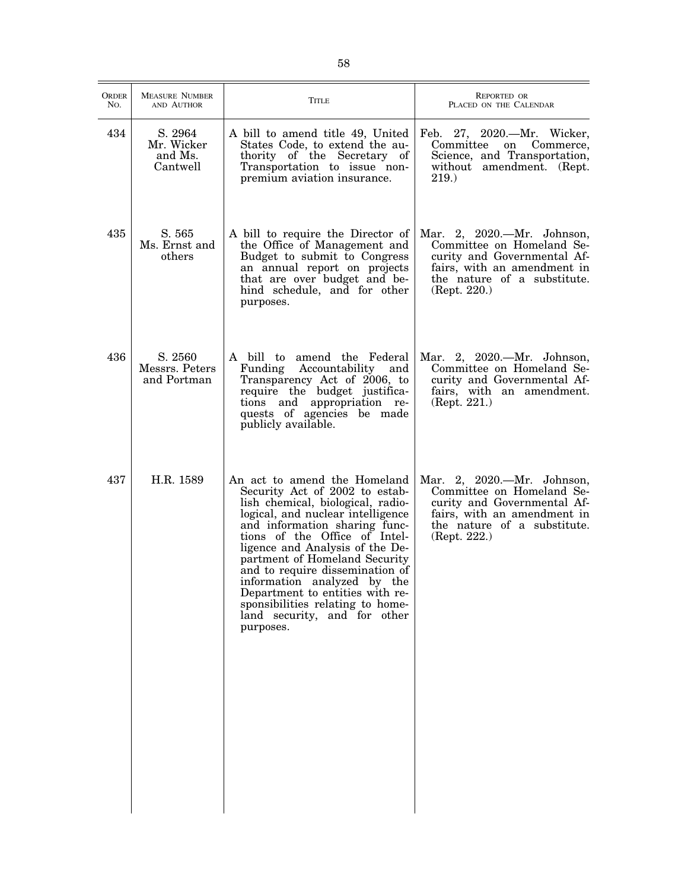| ORDER NO. | MEASURE NUMBER AND AUTHOR | TITLE | REPORTED OR PLACED ON THE CALENDAR |
|---|---|---|---|
| 434 | S. 2964 Mr. Wicker and Ms. Cantwell | A bill to amend title 49, United States Code, to extend the authority of the Secretary of Transportation to issue non-premium aviation insurance. | Feb. 27, 2020.—Mr. Wicker, Committee on Commerce, Science, and Transportation, without amendment. (Rept. 219.) |
| 435 | S. 565 Ms. Ernst and others | A bill to require the Director of the Office of Management and Budget to submit to Congress an annual report on projects that are over budget and behind schedule, and for other purposes. | Mar. 2, 2020.—Mr. Johnson, Committee on Homeland Security and Governmental Affairs, with an amendment in the nature of a substitute. (Rept. 220.) |
| 436 | S. 2560 Messrs. Peters and Portman | A bill to amend the Federal Funding Accountability and Transparency Act of 2006, to require the budget justifications and appropriation requests of agencies be made publicly available. | Mar. 2, 2020.—Mr. Johnson, Committee on Homeland Security and Governmental Affairs, with an amendment. (Rept. 221.) |
| 437 | H.R. 1589 | An act to amend the Homeland Security Act of 2002 to establish chemical, biological, radiological, and nuclear intelligence and information sharing functions of the Office of Intelligence and Analysis of the Department of Homeland Security and to require dissemination of information analyzed by the Department to entities with responsibilities relating to homeland security, and for other purposes. | Mar. 2, 2020.—Mr. Johnson, Committee on Homeland Security and Governmental Affairs, with an amendment in the nature of a substitute. (Rept. 222.) |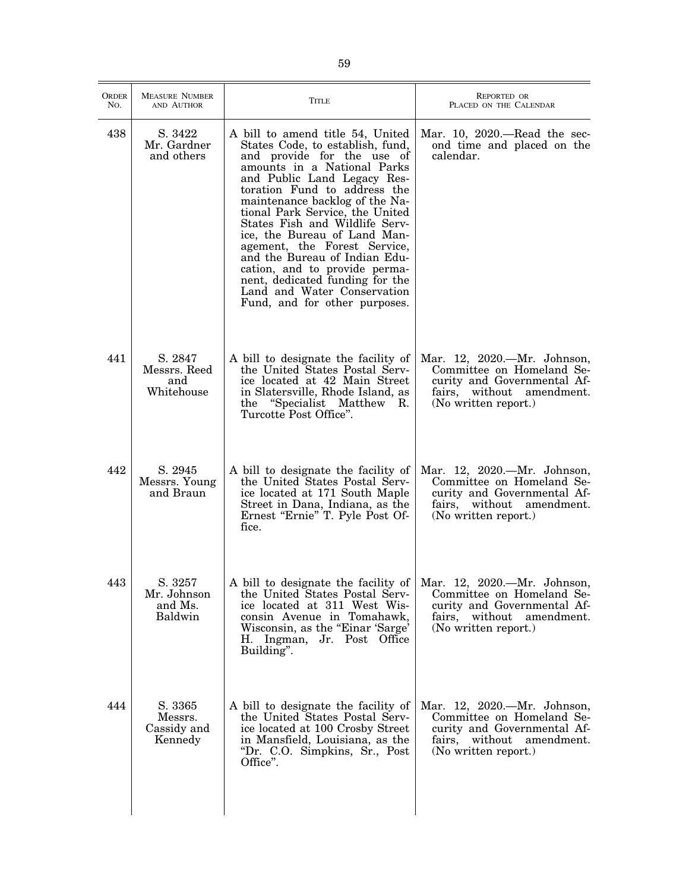| ORDER NO. | MEASURE NUMBER AND AUTHOR | TITLE | REPORTED OR PLACED ON THE CALENDAR |
| --- | --- | --- | --- |
| 438 | S. 3422 Mr. Gardner and others | A bill to amend title 54, United States Code, to establish, fund, and provide for the use of amounts in a National Parks and Public Land Legacy Restoration Fund to address the maintenance backlog of the National Park Service, the United States Fish and Wildlife Service, the Bureau of Land Management, the Forest Service, and the Bureau of Indian Education, and to provide permanent, dedicated funding for the Land and Water Conservation Fund, and for other purposes. | Mar. 10, 2020.—Read the second time and placed on the calendar. |
| 441 | S. 2847 Messrs. Reed and Whitehouse | A bill to designate the facility of the United States Postal Service located at 42 Main Street in Slatersville, Rhode Island, as the "Specialist Matthew R. Turcotte Post Office". | Mar. 12, 2020.—Mr. Johnson, Committee on Homeland Security and Governmental Affairs, without amendment. (No written report.) |
| 442 | S. 2945 Messrs. Young and Braun | A bill to designate the facility of the United States Postal Service located at 171 South Maple Street in Dana, Indiana, as the Ernest "Ernie" T. Pyle Post Office. | Mar. 12, 2020.—Mr. Johnson, Committee on Homeland Security and Governmental Affairs, without amendment. (No written report.) |
| 443 | S. 3257 Mr. Johnson and Ms. Baldwin | A bill to designate the facility of the United States Postal Service located at 311 West Wisconsin Avenue in Tomahawk, Wisconsin, as the "Einar 'Sarge' H. Ingman, Jr. Post Office Building". | Mar. 12, 2020.—Mr. Johnson, Committee on Homeland Security and Governmental Affairs, without amendment. (No written report.) |
| 444 | S. 3365 Messrs. Cassidy and Kennedy | A bill to designate the facility of the United States Postal Service located at 100 Crosby Street in Mansfield, Louisiana, as the "Dr. C.O. Simpkins, Sr., Post Office". | Mar. 12, 2020.—Mr. Johnson, Committee on Homeland Security and Governmental Affairs, without amendment. (No written report.) |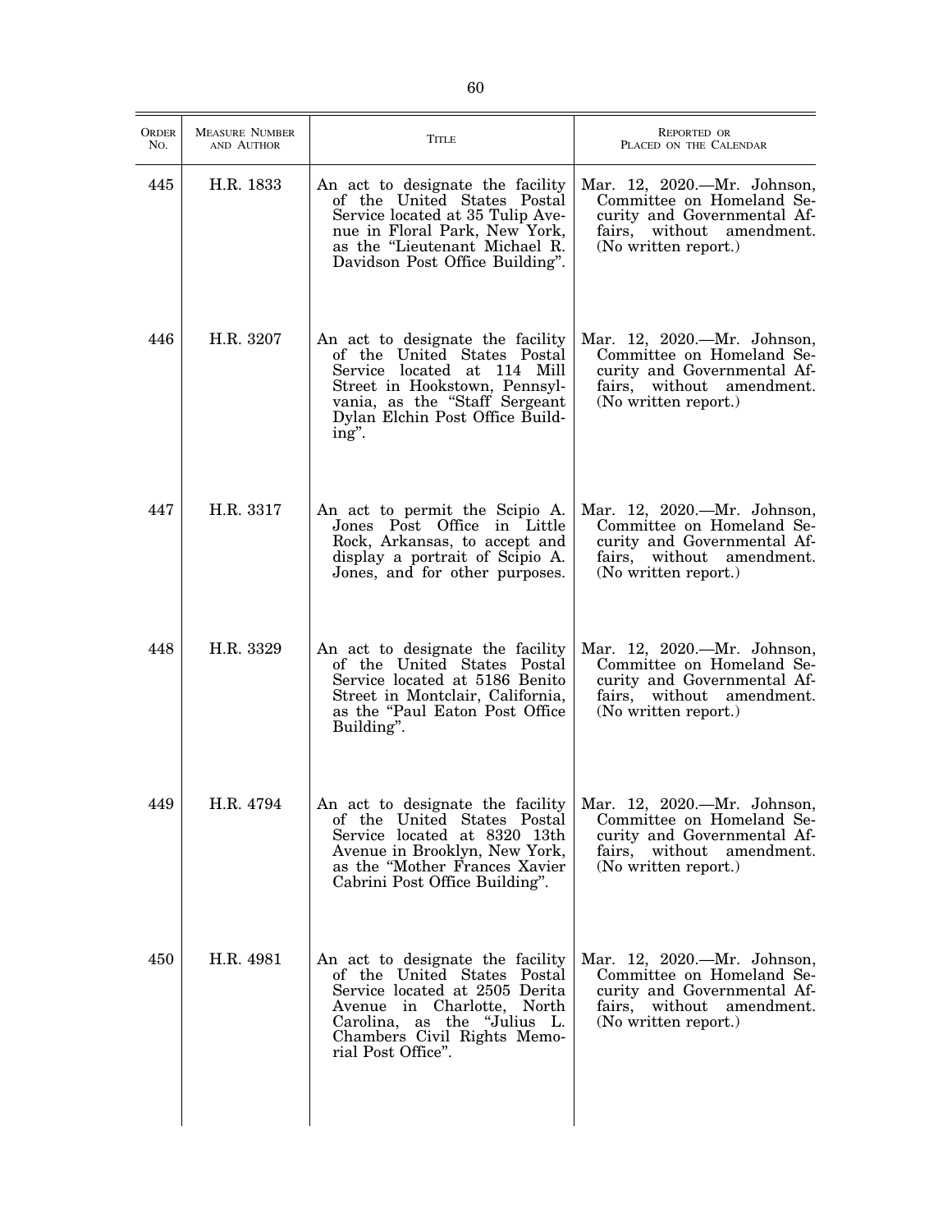| Order No. | Measure Number and Author | Title | Reported or Placed on the Calendar |
|---|---|---|---|
| 445 | H.R. 1833 | An act to designate the facility of the United States Postal Service located at 35 Tulip Avenue in Floral Park, New York, as the "Lieutenant Michael R. Davidson Post Office Building". | Mar. 12, 2020.—Mr. Johnson, Committee on Homeland Security and Governmental Affairs, without amendment. (No written report.) |
| 446 | H.R. 3207 | An act to designate the facility of the United States Postal Service located at 114 Mill Street in Hookstown, Pennsylvania, as the "Staff Sergeant Dylan Elchin Post Office Building". | Mar. 12, 2020.—Mr. Johnson, Committee on Homeland Security and Governmental Affairs, without amendment. (No written report.) |
| 447 | H.R. 3317 | An act to permit the Scipio A. Jones Post Office in Little Rock, Arkansas, to accept and display a portrait of Scipio A. Jones, and for other purposes. | Mar. 12, 2020.—Mr. Johnson, Committee on Homeland Security and Governmental Affairs, without amendment. (No written report.) |
| 448 | H.R. 3329 | An act to designate the facility of the United States Postal Service located at 5186 Benito Street in Montclair, California, as the "Paul Eaton Post Office Building". | Mar. 12, 2020.—Mr. Johnson, Committee on Homeland Security and Governmental Affairs, without amendment. (No written report.) |
| 449 | H.R. 4794 | An act to designate the facility of the United States Postal Service located at 8320 13th Avenue in Brooklyn, New York, as the "Mother Frances Xavier Cabrini Post Office Building". | Mar. 12, 2020.—Mr. Johnson, Committee on Homeland Security and Governmental Affairs, without amendment. (No written report.) |
| 450 | H.R. 4981 | An act to designate the facility of the United States Postal Service located at 2505 Derita Avenue in Charlotte, North Carolina, as the "Julius L. Chambers Civil Rights Memorial Post Office". | Mar. 12, 2020.—Mr. Johnson, Committee on Homeland Security and Governmental Affairs, without amendment. (No written report.) |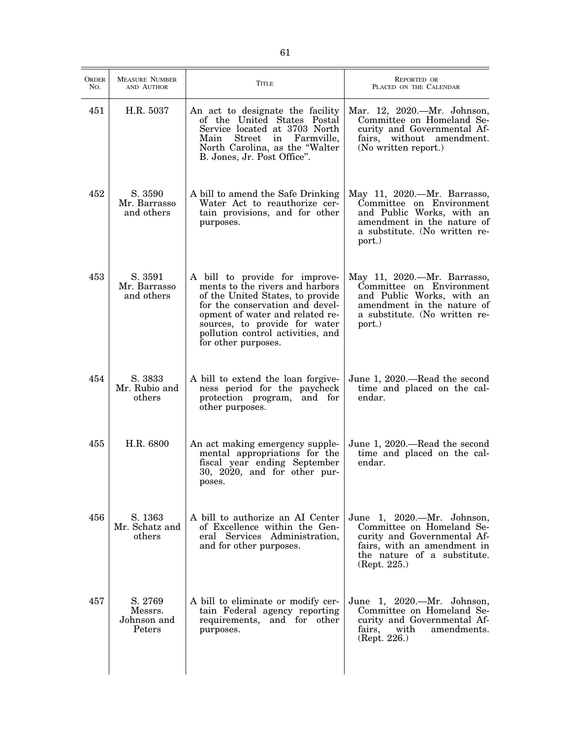| ORDER NO. | MEASURE NUMBER AND AUTHOR | TITLE | REPORTED OR PLACED ON THE CALENDAR |
|---|---|---|---|
| 451 | H.R. 5037 | An act to designate the facility of the United States Postal Service located at 3703 North Main Street in Farmville, North Carolina, as the "Walter B. Jones, Jr. Post Office". | Mar. 12, 2020.—Mr. Johnson, Committee on Homeland Security and Governmental Affairs, without amendment. (No written report.) |
| 452 | S. 3590 Mr. Barrasso and others | A bill to amend the Safe Drinking Water Act to reauthorize certain provisions, and for other purposes. | May 11, 2020.—Mr. Barrasso, Committee on Environment and Public Works, with an amendment in the nature of a substitute. (No written report.) |
| 453 | S. 3591 Mr. Barrasso and others | A bill to provide for improvements to the rivers and harbors of the United States, to provide for the conservation and development of water and related resources, to provide for water pollution control activities, and for other purposes. | May 11, 2020.—Mr. Barrasso, Committee on Environment and Public Works, with an amendment in the nature of a substitute. (No written report.) |
| 454 | S. 3833 Mr. Rubio and others | A bill to extend the loan forgiveness period for the paycheck protection program, and for other purposes. | June 1, 2020.—Read the second time and placed on the calendar. |
| 455 | H.R. 6800 | An act making emergency supplemental appropriations for the fiscal year ending September 30, 2020, and for other purposes. | June 1, 2020.—Read the second time and placed on the calendar. |
| 456 | S. 1363 Mr. Schatz and others | A bill to authorize an AI Center of Excellence within the General Services Administration, and for other purposes. | June 1, 2020.—Mr. Johnson, Committee on Homeland Security and Governmental Affairs, with an amendment in the nature of a substitute. (Rept. 225.) |
| 457 | S. 2769 Messrs. Johnson and Peters | A bill to eliminate or modify certain Federal agency reporting requirements, and for other purposes. | June 1, 2020.—Mr. Johnson, Committee on Homeland Security and Governmental Affairs, with amendments. (Rept. 226.) |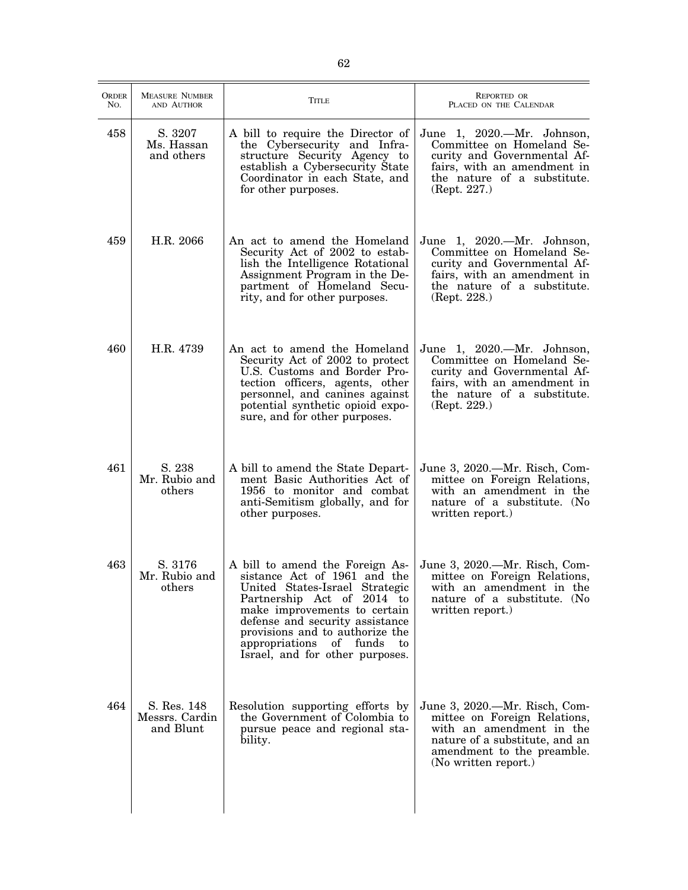| ORDER NO. | MEASURE NUMBER AND AUTHOR | TITLE | REPORTED OR PLACED ON THE CALENDAR |
|---|---|---|---|
| 458 | S. 3207 Ms. Hassan and others | A bill to require the Director of the Cybersecurity and Infrastructure Security Agency to establish a Cybersecurity State Coordinator in each State, and for other purposes. | June 1, 2020.—Mr. Johnson, Committee on Homeland Security and Governmental Affairs, with an amendment in the nature of a substitute. (Rept. 227.) |
| 459 | H.R. 2066 | An act to amend the Homeland Security Act of 2002 to establish the Intelligence Rotational Assignment Program in the Department of Homeland Security, and for other purposes. | June 1, 2020.—Mr. Johnson, Committee on Homeland Security and Governmental Affairs, with an amendment in the nature of a substitute. (Rept. 228.) |
| 460 | H.R. 4739 | An act to amend the Homeland Security Act of 2002 to protect U.S. Customs and Border Protection officers, agents, other personnel, and canines against potential synthetic opioid exposure, and for other purposes. | June 1, 2020.—Mr. Johnson, Committee on Homeland Security and Governmental Affairs, with an amendment in the nature of a substitute. (Rept. 229.) |
| 461 | S. 238 Mr. Rubio and others | A bill to amend the State Department Basic Authorities Act of 1956 to monitor and combat anti-Semitism globally, and for other purposes. | June 3, 2020.—Mr. Risch, Committee on Foreign Relations, with an amendment in the nature of a substitute. (No written report.) |
| 463 | S. 3176 Mr. Rubio and others | A bill to amend the Foreign Assistance Act of 1961 and the United States-Israel Strategic Partnership Act of 2014 to make improvements to certain defense and security assistance provisions and to authorize the appropriations of funds to Israel, and for other purposes. | June 3, 2020.—Mr. Risch, Committee on Foreign Relations, with an amendment in the nature of a substitute. (No written report.) |
| 464 | S. Res. 148 Messrs. Cardin and Blunt | Resolution supporting efforts by the Government of Colombia to pursue peace and regional stability. | June 3, 2020.—Mr. Risch, Committee on Foreign Relations, with an amendment in the nature of a substitute, and an amendment to the preamble. (No written report.) |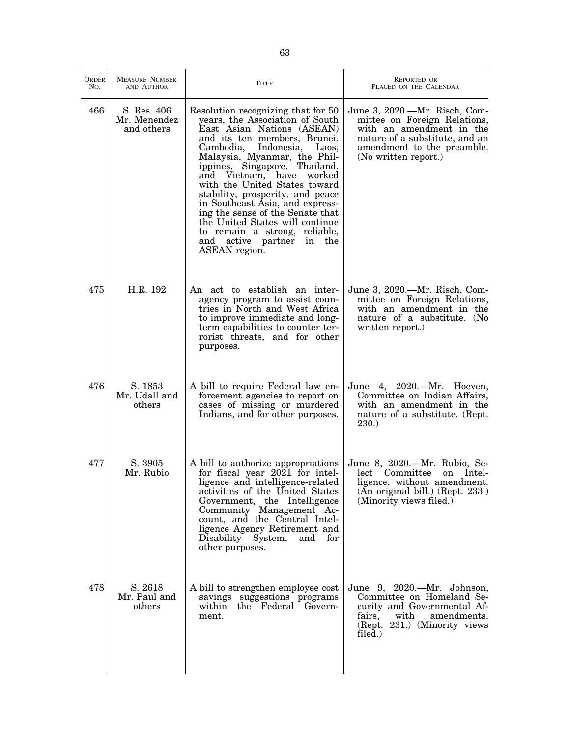| ORDER NO. | MEASURE NUMBER AND AUTHOR | TITLE | REPORTED OR PLACED ON THE CALENDAR |
|---|---|---|---|
| 466 | S. Res. 406 Mr. Menendez and others | Resolution recognizing that for 50 years, the Association of South East Asian Nations (ASEAN) and its ten members, Brunei, Cambodia, Indonesia, Laos, Malaysia, Myanmar, the Philippines, Singapore, Thailand, and Vietnam, have worked with the United States toward stability, prosperity, and peace in Southeast Asia, and expressing the sense of the Senate that the United States will continue to remain a strong, reliable, and active partner in the ASEAN region. | June 3, 2020.—Mr. Risch, Committee on Foreign Relations, with an amendment in the nature of a substitute, and an amendment to the preamble. (No written report.) |
| 475 | H.R. 192 | An act to establish an interagency program to assist countries in North and West Africa to improve immediate and long-term capabilities to counter terrorist threats, and for other purposes. | June 3, 2020.—Mr. Risch, Committee on Foreign Relations, with an amendment in the nature of a substitute. (No written report.) |
| 476 | S. 1853 Mr. Udall and others | A bill to require Federal law enforcement agencies to report on cases of missing or murdered Indians, and for other purposes. | June 4, 2020.—Mr. Hoeven, Committee on Indian Affairs, with an amendment in the nature of a substitute. (Rept. 230.) |
| 477 | S. 3905 Mr. Rubio | A bill to authorize appropriations for fiscal year 2021 for intelligence and intelligence-related activities of the United States Government, the Intelligence Community Management Account, and the Central Intelligence Agency Retirement and Disability System, and for other purposes. | June 8, 2020.—Mr. Rubio, Select Committee on Intelligence, without amendment. (An original bill.) (Rept. 233.) (Minority views filed.) |
| 478 | S. 2618 Mr. Paul and others | A bill to strengthen employee cost savings suggestions programs within the Federal Government. | June 9, 2020.—Mr. Johnson, Committee on Homeland Security and Governmental Affairs, with amendments. (Rept. 231.) (Minority views filed.) |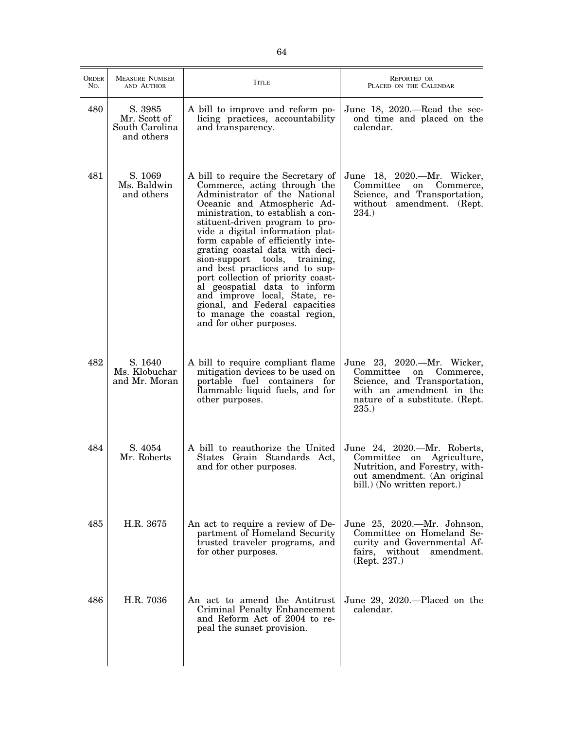| ORDER NO. | MEASURE NUMBER AND AUTHOR | TITLE | REPORTED OR PLACED ON THE CALENDAR |
|---|---|---|---|
| 480 | S. 3985 Mr. Scott of South Carolina and others | A bill to improve and reform policing practices, accountability and transparency. | June 18, 2020.—Read the second time and placed on the calendar. |
| 481 | S. 1069 Ms. Baldwin and others | A bill to require the Secretary of Commerce, acting through the Administrator of the National Oceanic and Atmospheric Administration, to establish a constituent-driven program to provide a digital information platform capable of efficiently integrating coastal data with decision-support tools, training, and best practices and to support collection of priority coastal geospatial data to inform and improve local, State, regional, and Federal capacities to manage the coastal region, and for other purposes. | June 18, 2020.—Mr. Wicker, Committee on Commerce, Science, and Transportation, without amendment. (Rept. 234.) |
| 482 | S. 1640 Ms. Klobuchar and Mr. Moran | A bill to require compliant flame mitigation devices to be used on portable fuel containers for flammable liquid fuels, and for other purposes. | June 23, 2020.—Mr. Wicker, Committee on Commerce, Science, and Transportation, with an amendment in the nature of a substitute. (Rept. 235.) |
| 484 | S. 4054 Mr. Roberts | A bill to reauthorize the United States Grain Standards Act, and for other purposes. | June 24, 2020.—Mr. Roberts, Committee on Agriculture, Nutrition, and Forestry, without amendment. (An original bill.) (No written report.) |
| 485 | H.R. 3675 | An act to require a review of Department of Homeland Security trusted traveler programs, and for other purposes. | June 25, 2020.—Mr. Johnson, Committee on Homeland Security and Governmental Affairs, without amendment. (Rept. 237.) |
| 486 | H.R. 7036 | An act to amend the Antitrust Criminal Penalty Enhancement and Reform Act of 2004 to repeal the sunset provision. | June 29, 2020.—Placed on the calendar. |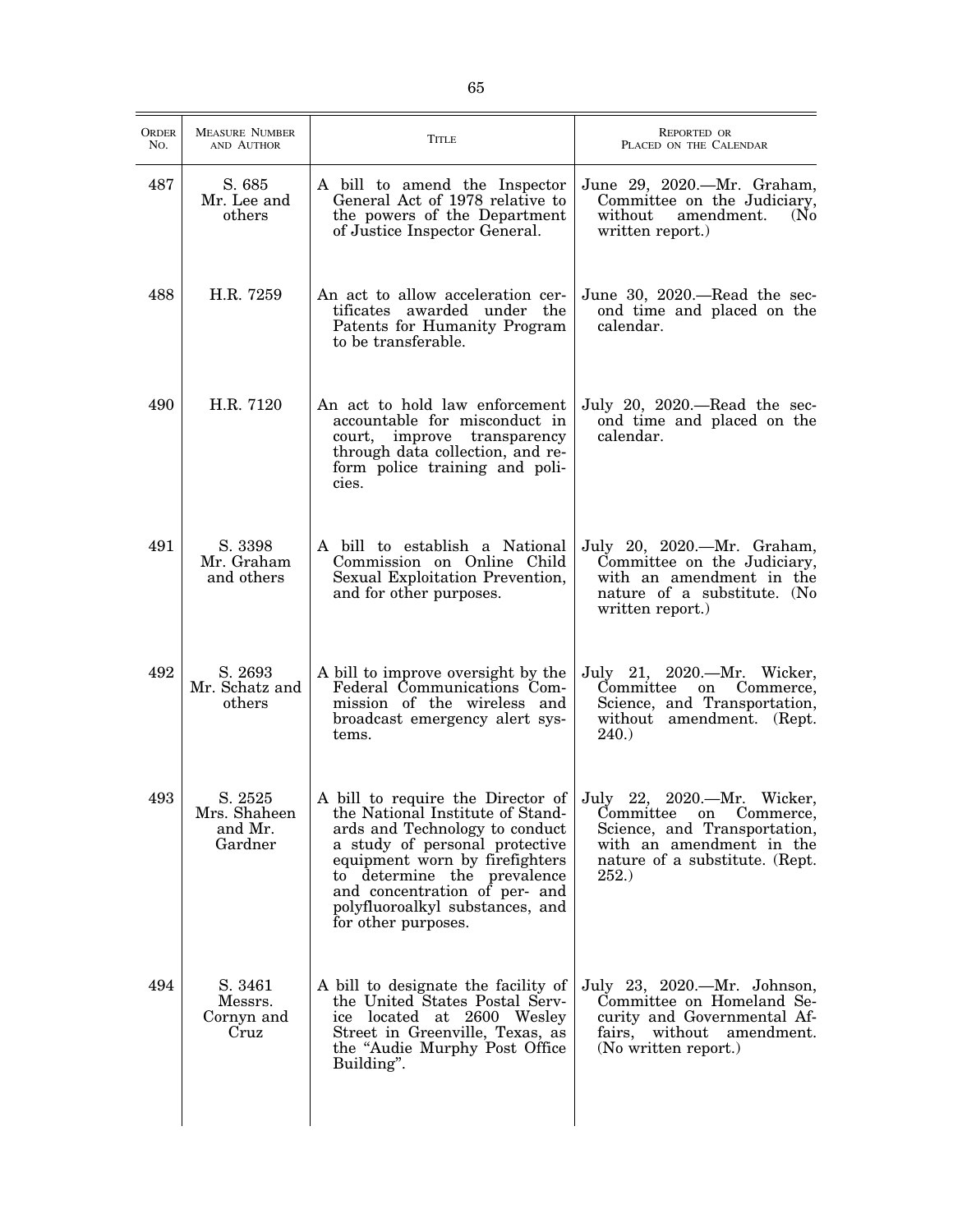| Order No. | Measure Number and Author | Title | Reported or Placed on the Calendar |
|---|---|---|---|
| 487 | S. 685 Mr. Lee and others | A bill to amend the Inspector General Act of 1978 relative to the powers of the Department of Justice Inspector General. | June 29, 2020.—Mr. Graham, Committee on the Judiciary, without amendment. (No written report.) |
| 488 | H.R. 7259 | An act to allow acceleration certificates awarded under the Patents for Humanity Program to be transferable. | June 30, 2020.—Read the second time and placed on the calendar. |
| 490 | H.R. 7120 | An act to hold law enforcement accountable for misconduct in court, improve transparency through data collection, and reform police training and policies. | July 20, 2020.—Read the second time and placed on the calendar. |
| 491 | S. 3398 Mr. Graham and others | A bill to establish a National Commission on Online Child Sexual Exploitation Prevention, and for other purposes. | July 20, 2020.—Mr. Graham, Committee on the Judiciary, with an amendment in the nature of a substitute. (No written report.) |
| 492 | S. 2693 Mr. Schatz and others | A bill to improve oversight by the Federal Communications Commission of the wireless and broadcast emergency alert systems. | July 21, 2020.—Mr. Wicker, Committee on Commerce, Science, and Transportation, without amendment. (Rept. 240.) |
| 493 | S. 2525 Mrs. Shaheen and Mr. Gardner | A bill to require the Director of the National Institute of Standards and Technology to conduct a study of personal protective equipment worn by firefighters to determine the prevalence and concentration of per- and polyfluoroalkyl substances, and for other purposes. | July 22, 2020.—Mr. Wicker, Committee on Commerce, Science, and Transportation, with an amendment in the nature of a substitute. (Rept. 252.) |
| 494 | S. 3461 Messrs. Cornyn and Cruz | A bill to designate the facility of the United States Postal Service located at 2600 Wesley Street in Greenville, Texas, as the "Audie Murphy Post Office Building". | July 23, 2020.—Mr. Johnson, Committee on Homeland Security and Governmental Affairs, without amendment. (No written report.) |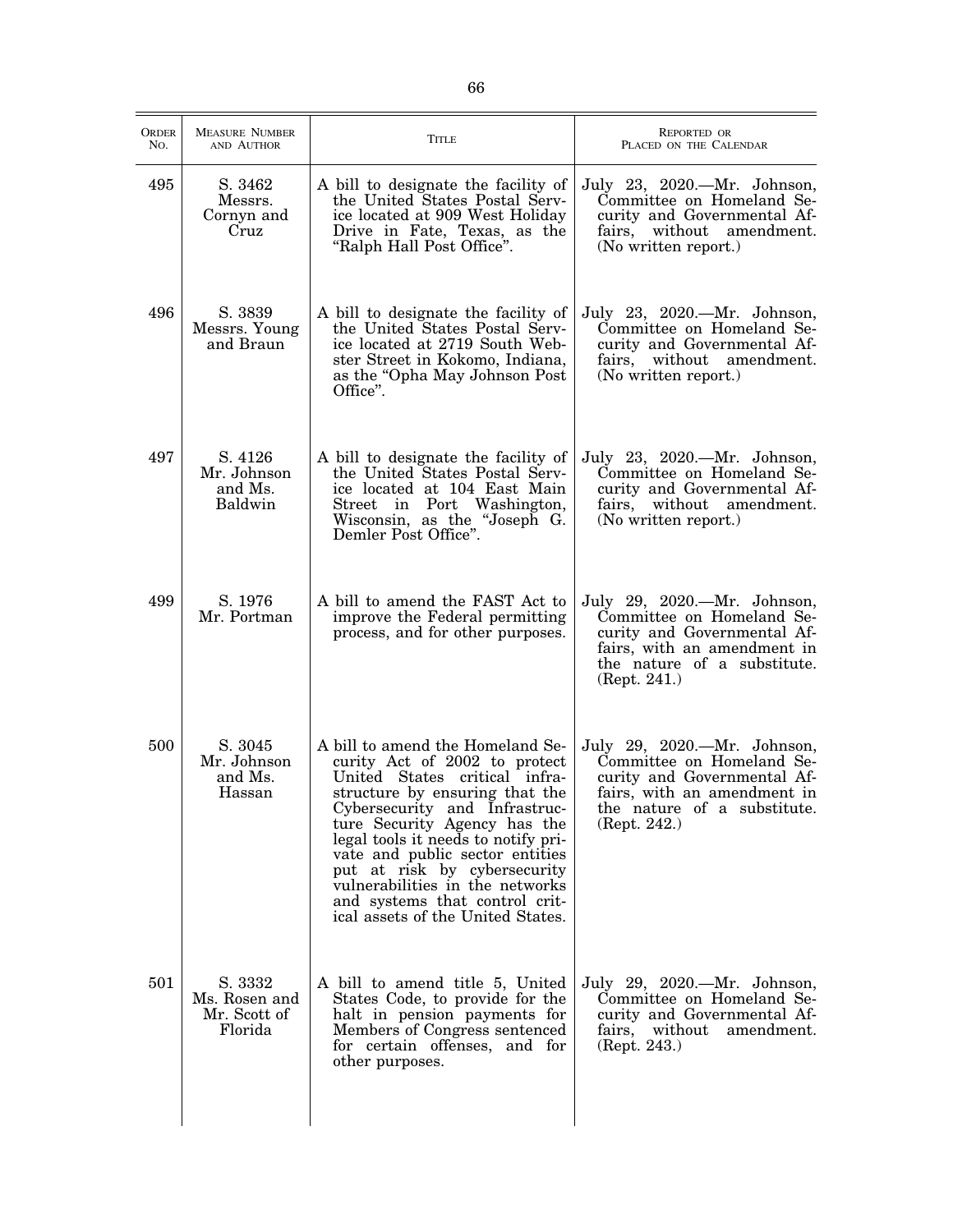| ORDER NO. | MEASURE NUMBER AND AUTHOR | TITLE | REPORTED OR PLACED ON THE CALENDAR |
|---|---|---|---|
| 495 | S. 3462 Messrs. Cornyn and Cruz | A bill to designate the facility of the United States Postal Service located at 909 West Holiday Drive in Fate, Texas, as the "Ralph Hall Post Office". | July 23, 2020.—Mr. Johnson, Committee on Homeland Security and Governmental Affairs, without amendment. (No written report.) |
| 496 | S. 3839 Messrs. Young and Braun | A bill to designate the facility of the United States Postal Service located at 2719 South Webster Street in Kokomo, Indiana, as the "Opha May Johnson Post Office". | July 23, 2020.—Mr. Johnson, Committee on Homeland Security and Governmental Affairs, without amendment. (No written report.) |
| 497 | S. 4126 Mr. Johnson and Ms. Baldwin | A bill to designate the facility of the United States Postal Service located at 104 East Main Street in Port Washington, Wisconsin, as the "Joseph G. Demler Post Office". | July 23, 2020.—Mr. Johnson, Committee on Homeland Security and Governmental Affairs, without amendment. (No written report.) |
| 499 | S. 1976 Mr. Portman | A bill to amend the FAST Act to improve the Federal permitting process, and for other purposes. | July 29, 2020.—Mr. Johnson, Committee on Homeland Security and Governmental Affairs, with an amendment in the nature of a substitute. (Rept. 241.) |
| 500 | S. 3045 Mr. Johnson and Ms. Hassan | A bill to amend the Homeland Security Act of 2002 to protect United States critical infrastructure by ensuring that the Cybersecurity and Infrastructure Security Agency has the legal tools it needs to notify private and public sector entities put at risk by cybersecurity vulnerabilities in the networks and systems that control critical assets of the United States. | July 29, 2020.—Mr. Johnson, Committee on Homeland Security and Governmental Affairs, with an amendment in the nature of a substitute. (Rept. 242.) |
| 501 | S. 3332 Ms. Rosen and Mr. Scott of Florida | A bill to amend title 5, United States Code, to provide for the halt in pension payments for Members of Congress sentenced for certain offenses, and for other purposes. | July 29, 2020.—Mr. Johnson, Committee on Homeland Security and Governmental Affairs, without amendment. (Rept. 243.) |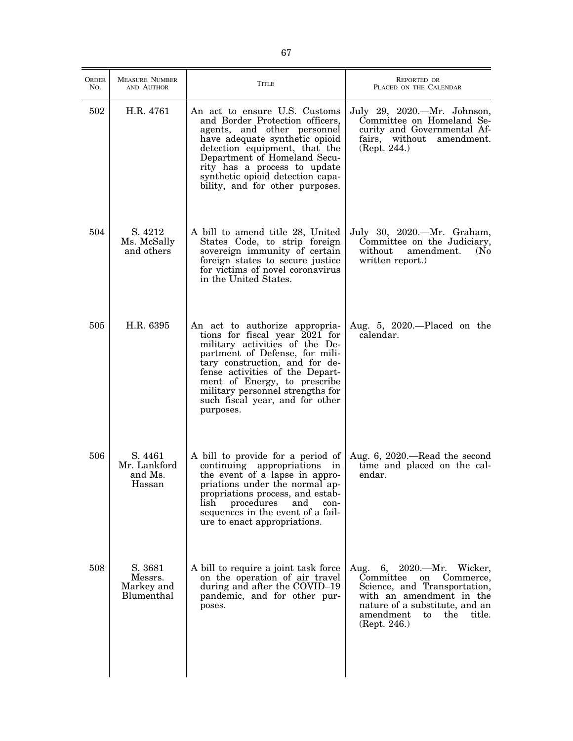| ORDER NO. | MEASURE NUMBER AND AUTHOR | TITLE | REPORTED OR PLACED ON THE CALENDAR |
|---|---|---|---|
| 502 | H.R. 4761 | An act to ensure U.S. Customs and Border Protection officers, agents, and other personnel have adequate synthetic opioid detection equipment, that the Department of Homeland Security has a process to update synthetic opioid detection capability, and for other purposes. | July 29, 2020.—Mr. Johnson, Committee on Homeland Security and Governmental Affairs, without amendment. (Rept. 244.) |
| 504 | S. 4212 Ms. McSally and others | A bill to amend title 28, United States Code, to strip foreign sovereign immunity of certain foreign states to secure justice for victims of novel coronavirus in the United States. | July 30, 2020.—Mr. Graham, Committee on the Judiciary, without amendment. (No written report.) |
| 505 | H.R. 6395 | An act to authorize appropriations for fiscal year 2021 for military activities of the Department of Defense, for military construction, and for defense activities of the Department of Energy, to prescribe military personnel strengths for such fiscal year, and for other purposes. | Aug. 5, 2020.—Placed on the calendar. |
| 506 | S. 4461 Mr. Lankford and Ms. Hassan | A bill to provide for a period of continuing appropriations in the event of a lapse in appropriations under the normal appropriations process, and establish procedures and consequences in the event of a failure to enact appropriations. | Aug. 6, 2020.—Read the second time and placed on the calendar. |
| 508 | S. 3681 Messrs. Markey and Blumenthal | A bill to require a joint task force on the operation of air travel during and after the COVID–19 pandemic, and for other purposes. | Aug. 6, 2020.—Mr. Wicker, Committee on Commerce, Science, and Transportation, with an amendment in the nature of a substitute, and an amendment to the title. (Rept. 246.) |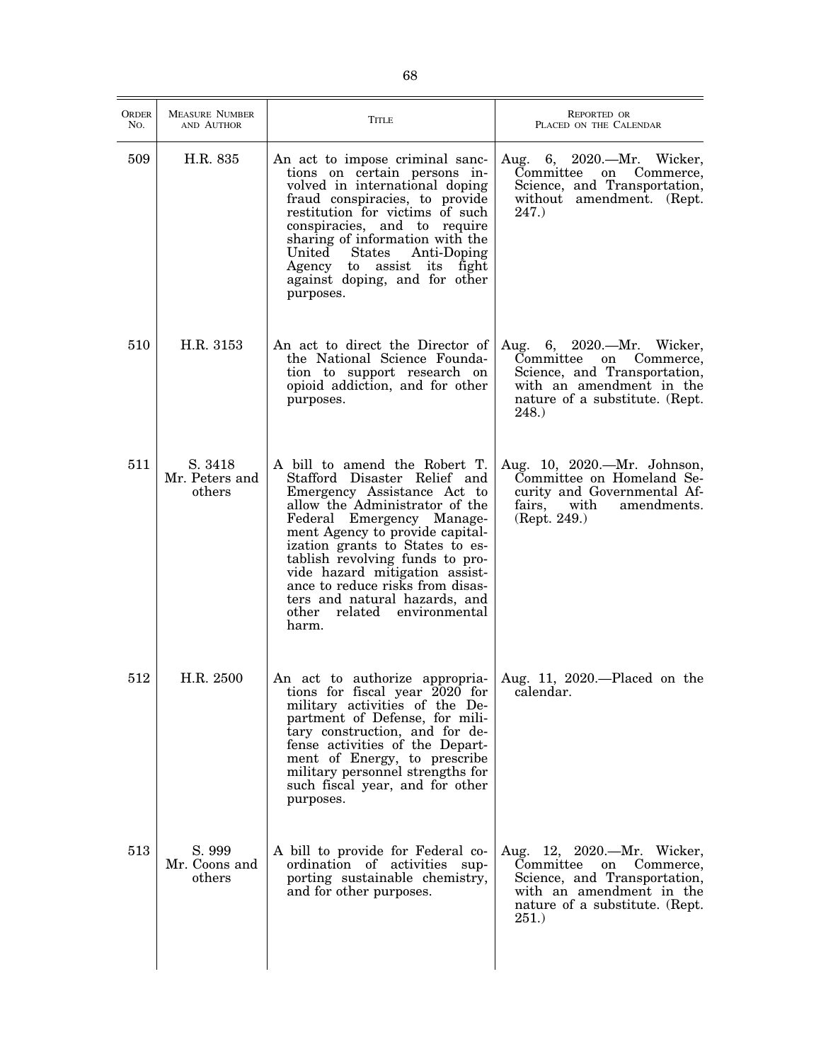| ORDER NO. | MEASURE NUMBER AND AUTHOR | TITLE | REPORTED OR PLACED ON THE CALENDAR |
|---|---|---|---|
| 509 | H.R. 835 | An act to impose criminal sanctions on certain persons involved in international doping fraud conspiracies, to provide restitution for victims of such conspiracies, and to require sharing of information with the United States Anti-Doping Agency to assist its fight against doping, and for other purposes. | Aug. 6, 2020.—Mr. Wicker, Committee on Commerce, Science, and Transportation, without amendment. (Rept. 247.) |
| 510 | H.R. 3153 | An act to direct the Director of the National Science Foundation to support research on opioid addiction, and for other purposes. | Aug. 6, 2020.—Mr. Wicker, Committee on Commerce, Science, and Transportation, with an amendment in the nature of a substitute. (Rept. 248.) |
| 511 | S. 3418 Mr. Peters and others | A bill to amend the Robert T. Stafford Disaster Relief and Emergency Assistance Act to allow the Administrator of the Federal Emergency Management Agency to provide capitalization grants to States to establish revolving funds to provide hazard mitigation assistance to reduce risks from disasters and natural hazards, and other related environmental harm. | Aug. 10, 2020.—Mr. Johnson, Committee on Homeland Security and Governmental Affairs, with amendments. (Rept. 249.) |
| 512 | H.R. 2500 | An act to authorize appropriations for fiscal year 2020 for military activities of the Department of Defense, for military construction, and for defense activities of the Department of Energy, to prescribe military personnel strengths for such fiscal year, and for other purposes. | Aug. 11, 2020.—Placed on the calendar. |
| 513 | S. 999 Mr. Coons and others | A bill to provide for Federal coordination of activities supporting sustainable chemistry, and for other purposes. | Aug. 12, 2020.—Mr. Wicker, Committee on Commerce, Science, and Transportation, with an amendment in the nature of a substitute. (Rept. 251.) |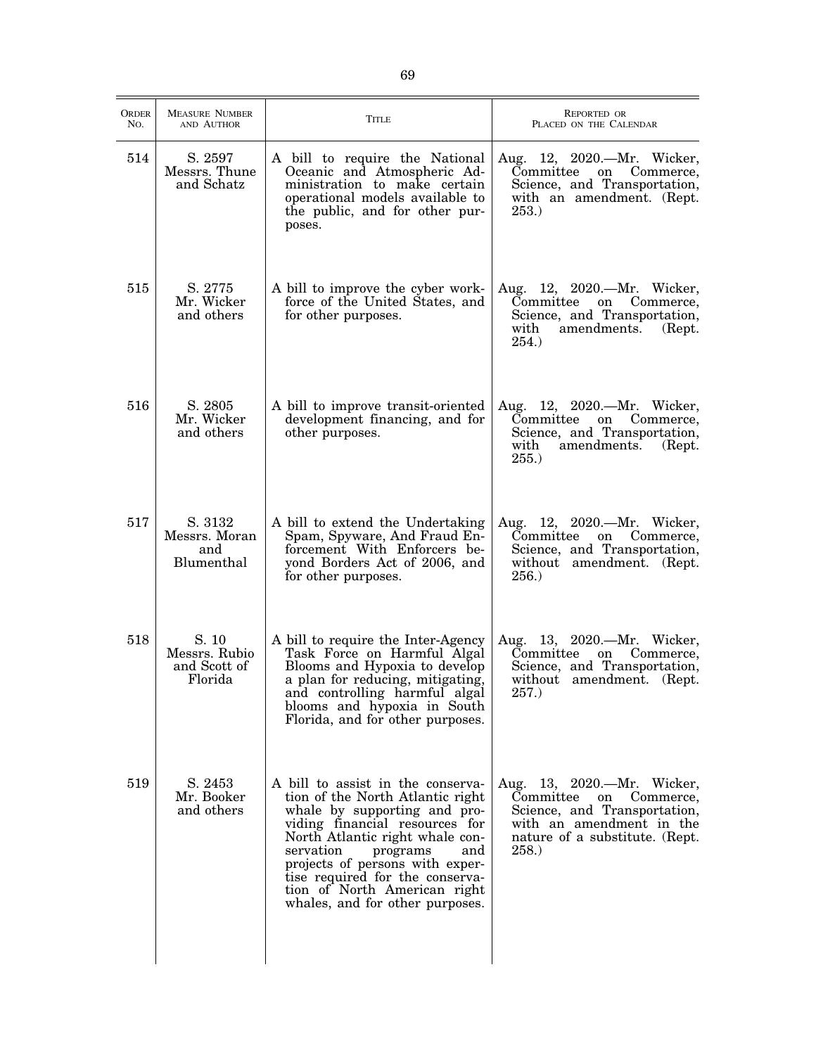| ORDER NO. | MEASURE NUMBER AND AUTHOR | TITLE | REPORTED OR PLACED ON THE CALENDAR |
| --- | --- | --- | --- |
| 514 | S. 2597 Messrs. Thune and Schatz | A bill to require the National Oceanic and Atmospheric Administration to make certain operational models available to the public, and for other purposes. | Aug. 12, 2020.—Mr. Wicker, Committee on Commerce, Science, and Transportation, with an amendment. (Rept. 253.) |
| 515 | S. 2775 Mr. Wicker and others | A bill to improve the cyber workforce of the United States, and for other purposes. | Aug. 12, 2020.—Mr. Wicker, Committee on Commerce, Science, and Transportation, with amendments. (Rept. 254.) |
| 516 | S. 2805 Mr. Wicker and others | A bill to improve transit-oriented development financing, and for other purposes. | Aug. 12, 2020.—Mr. Wicker, Committee on Commerce, Science, and Transportation, with amendments. (Rept. 255.) |
| 517 | S. 3132 Messrs. Moran and Blumenthal | A bill to extend the Undertaking Spam, Spyware, And Fraud Enforcement With Enforcers beyond Borders Act of 2006, and for other purposes. | Aug. 12, 2020.—Mr. Wicker, Committee on Commerce, Science, and Transportation, without amendment. (Rept. 256.) |
| 518 | S. 10 Messrs. Rubio and Scott of Florida | A bill to require the Inter-Agency Task Force on Harmful Algal Blooms and Hypoxia to develop a plan for reducing, mitigating, and controlling harmful algal blooms and hypoxia in South Florida, and for other purposes. | Aug. 13, 2020.—Mr. Wicker, Committee on Commerce, Science, and Transportation, without amendment. (Rept. 257.) |
| 519 | S. 2453 Mr. Booker and others | A bill to assist in the conservation of the North Atlantic right whale by supporting and providing financial resources for North Atlantic right whale conservation programs and projects of persons with expertise required for the conservation of North American right whales, and for other purposes. | Aug. 13, 2020.—Mr. Wicker, Committee on Commerce, Science, and Transportation, with an amendment in the nature of a substitute. (Rept. 258.) |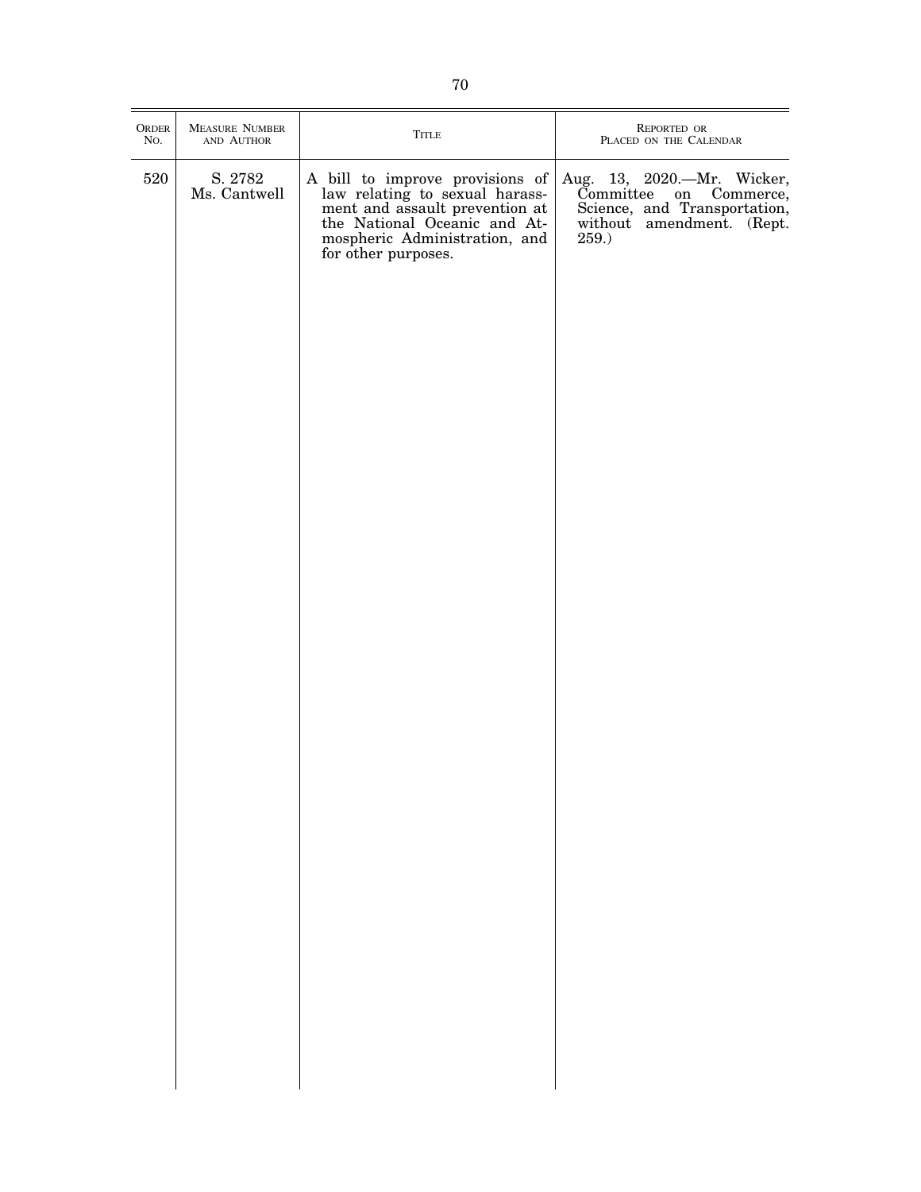| ORDER NO. | MEASURE NUMBER AND AUTHOR | TITLE | REPORTED OR PLACED ON THE CALENDAR |
|---|---|---|---|
| 520 | S. 2782 Ms. Cantwell | A bill to improve provisions of law relating to sexual harassment and assault prevention at the National Oceanic and Atmospheric Administration, and for other purposes. | Aug. 13, 2020.—Mr. Wicker, Committee on Commerce, Science, and Transportation, without amendment. (Rept. 259.) |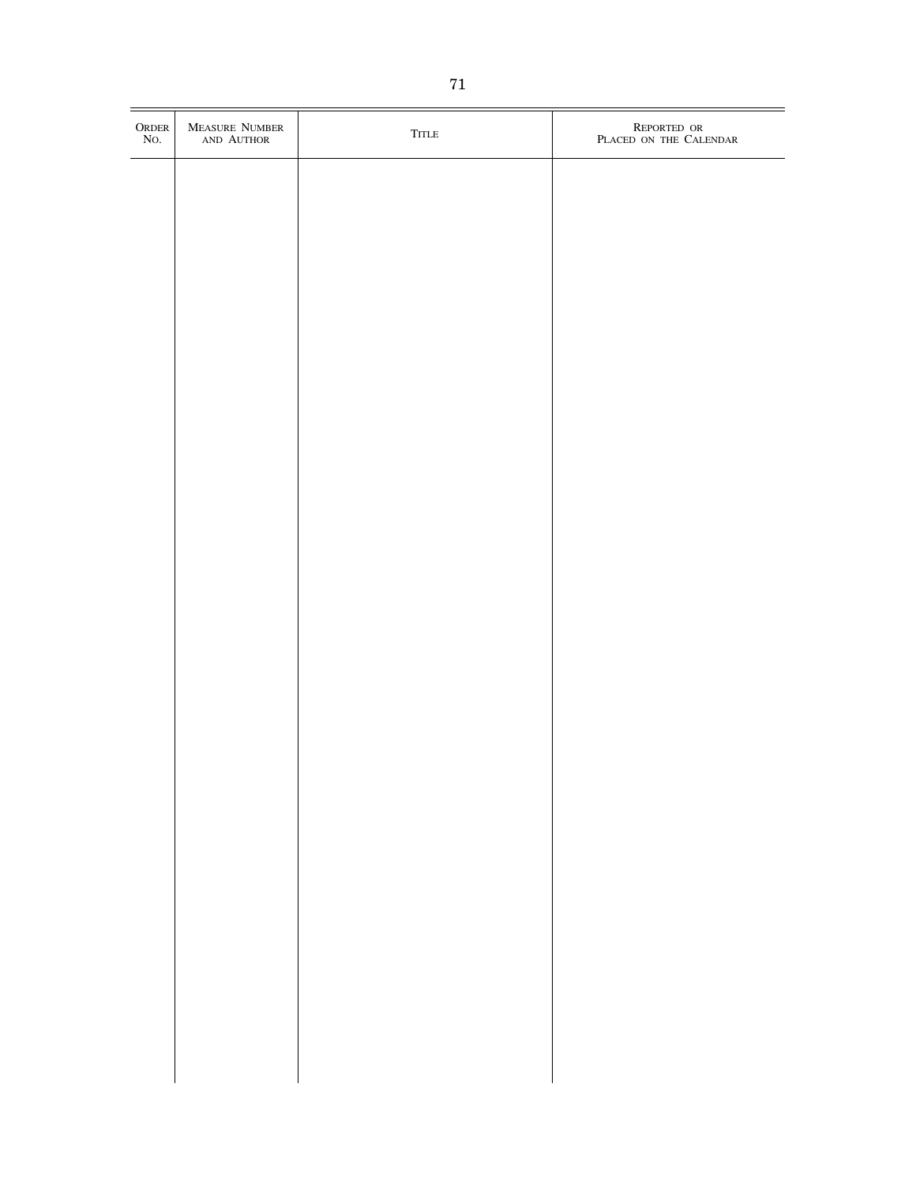| Order No. | Measure Number and Author | Title | Reported or Placed on the Calendar |
|---|---|---|---|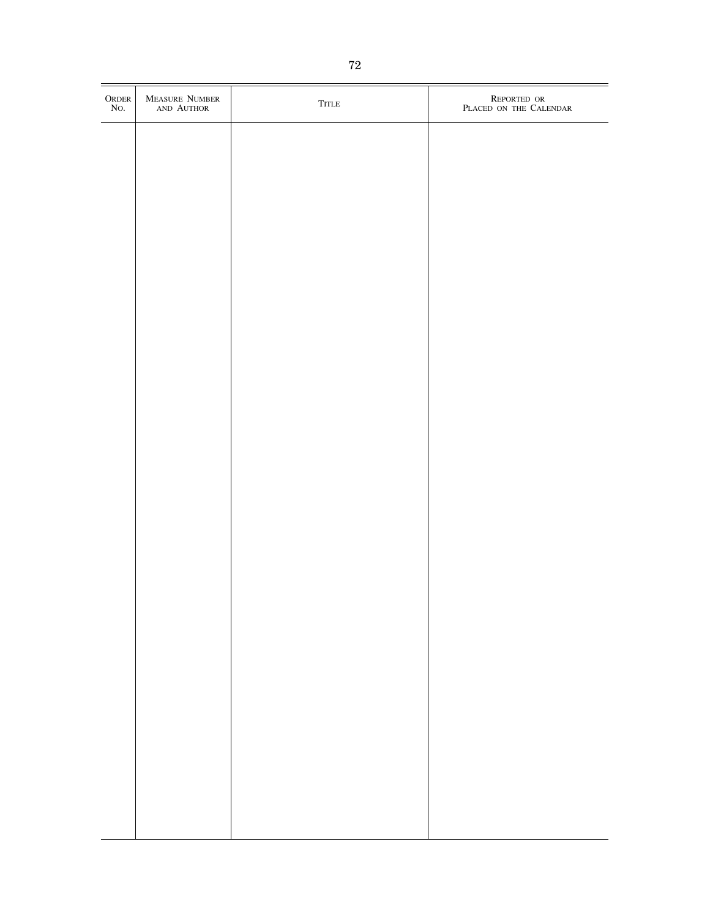| Order No. | Measure Number and Author | Title | Reported or Placed on the Calendar |
| --- | --- | --- | --- |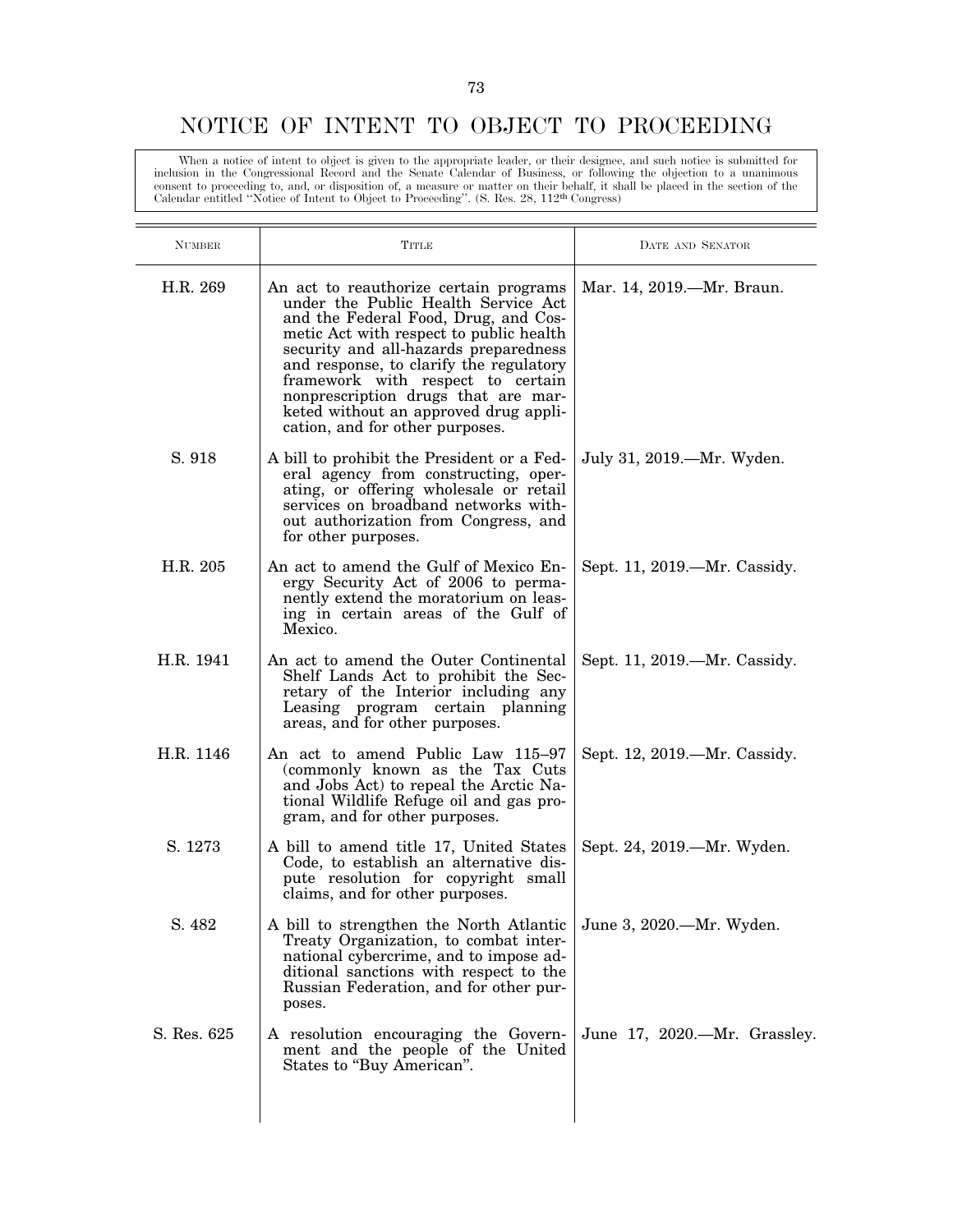# NOTICE OF INTENT TO OBJECT TO PROCEEDING

When a notice of intent to object is given to the appropriate leader, or their designee, and such notice is submitted for inclusion in the Congressional Record and the Senate Calendar of Business, or following the objection to a unanimous consent to proceeding to, and, or disposition of, a measure or matter on their behalf, it shall be placed in the section of the Calendar entitled ''Notice of Intent to Object to Proceeding''. (S. Res. 28, 112th Congress)

| NUMBER | TITLE | DATE AND SENATOR |
|---|---|---|
| H.R. 269 | An act to reauthorize certain programs under the Public Health Service Act and the Federal Food, Drug, and Cosmetic Act with respect to public health security and all-hazards preparedness and response, to clarify the regulatory framework with respect to certain nonprescription drugs that are marketed without an approved drug application, and for other purposes. | Mar. 14, 2019.—Mr. Braun. |
| S. 918 | A bill to prohibit the President or a Federal agency from constructing, operating, or offering wholesale or retail services on broadband networks without authorization from Congress, and for other purposes. | July 31, 2019.—Mr. Wyden. |
| H.R. 205 | An act to amend the Gulf of Mexico Energy Security Act of 2006 to permanently extend the moratorium on leasing in certain areas of the Gulf of Mexico. | Sept. 11, 2019.—Mr. Cassidy. |
| H.R. 1941 | An act to amend the Outer Continental Shelf Lands Act to prohibit the Secretary of the Interior including any Leasing program certain planning areas, and for other purposes. | Sept. 11, 2019.—Mr. Cassidy. |
| H.R. 1146 | An act to amend Public Law 115–97 (commonly known as the Tax Cuts and Jobs Act) to repeal the Arctic National Wildlife Refuge oil and gas program, and for other purposes. | Sept. 12, 2019.—Mr. Cassidy. |
| S. 1273 | A bill to amend title 17, United States Code, to establish an alternative dispute resolution for copyright small claims, and for other purposes. | Sept. 24, 2019.—Mr. Wyden. |
| S. 482 | A bill to strengthen the North Atlantic Treaty Organization, to combat international cybercrime, and to impose additional sanctions with respect to the Russian Federation, and for other purposes. | June 3, 2020.—Mr. Wyden. |
| S. Res. 625 | A resolution encouraging the Government and the people of the United States to "Buy American". | June 17, 2020.—Mr. Grassley. |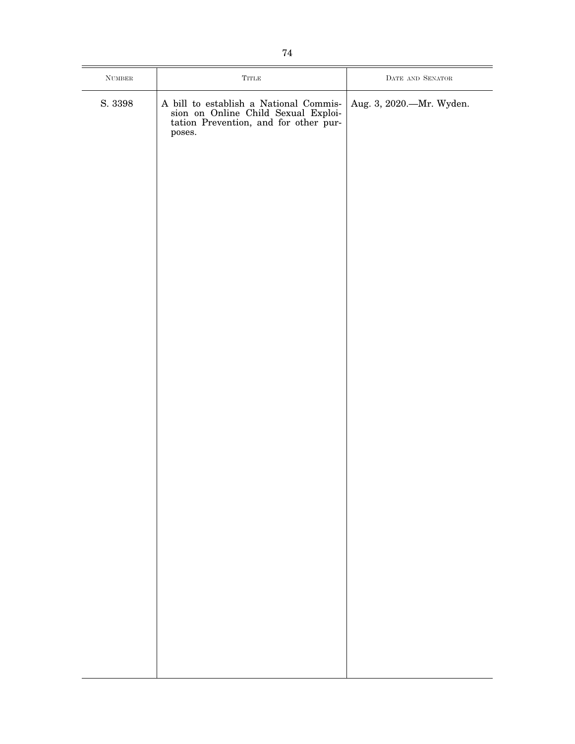| NUMBER | TITLE | DATE AND SENATOR |
| --- | --- | --- |
| S. 3398 | A bill to establish a National Commission on Online Child Sexual Exploitation Prevention, and for other purposes. | Aug. 3, 2020.—Mr. Wyden. |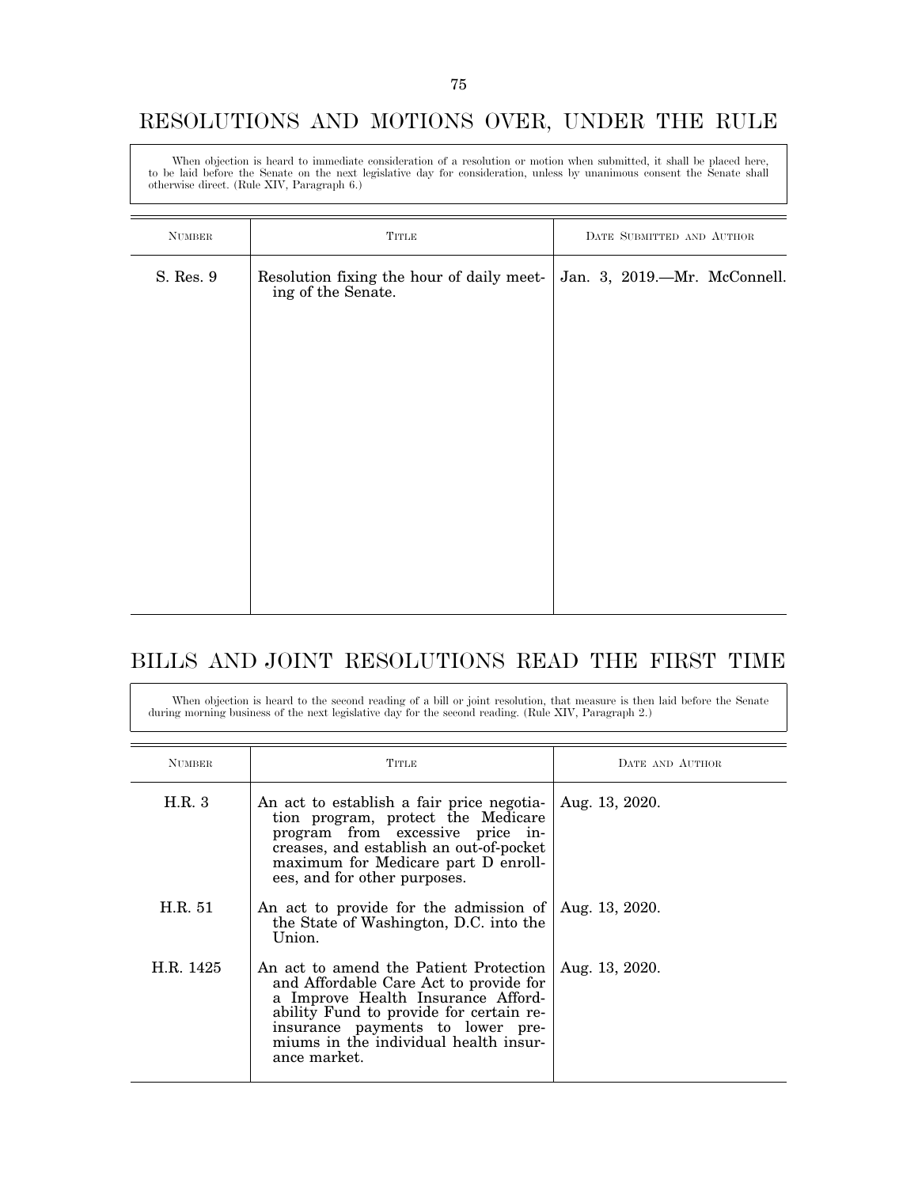# RESOLUTIONS AND MOTIONS OVER, UNDER THE RULE

When objection is heard to immediate consideration of a resolution or motion when submitted, it shall be placed here, to be laid before the Senate on the next legislative day for consideration, unless by unanimous consent the Senate shall otherwise direct. (Rule XIV, Paragraph 6.)

| Number | Title | Date Submitted and Author |
|---|---|---|
| S. Res. 9 | Resolution fixing the hour of daily meeting of the Senate. | Jan. 3, 2019.—Mr. McConnell. |

# BILLS AND JOINT RESOLUTIONS READ THE FIRST TIME

When objection is heard to the second reading of a bill or joint resolution, that measure is then laid before the Senate during morning business of the next legislative day for the second reading. (Rule XIV, Paragraph 2.)

| Number | Title | Date and Author |
|---|---|---|
| H.R. 3 | An act to establish a fair price negotiation program, protect the Medicare program from excessive price increases, and establish an out-of-pocket maximum for Medicare part D enrollees, and for other purposes. | Aug. 13, 2020. |
| H.R. 51 | An act to provide for the admission of the State of Washington, D.C. into the Union. | Aug. 13, 2020. |
| H.R. 1425 | An act to amend the Patient Protection and Affordable Care Act to provide for a Improve Health Insurance Affordability Fund to provide for certain reinsurance payments to lower premiums in the individual health insurance market. | Aug. 13, 2020. |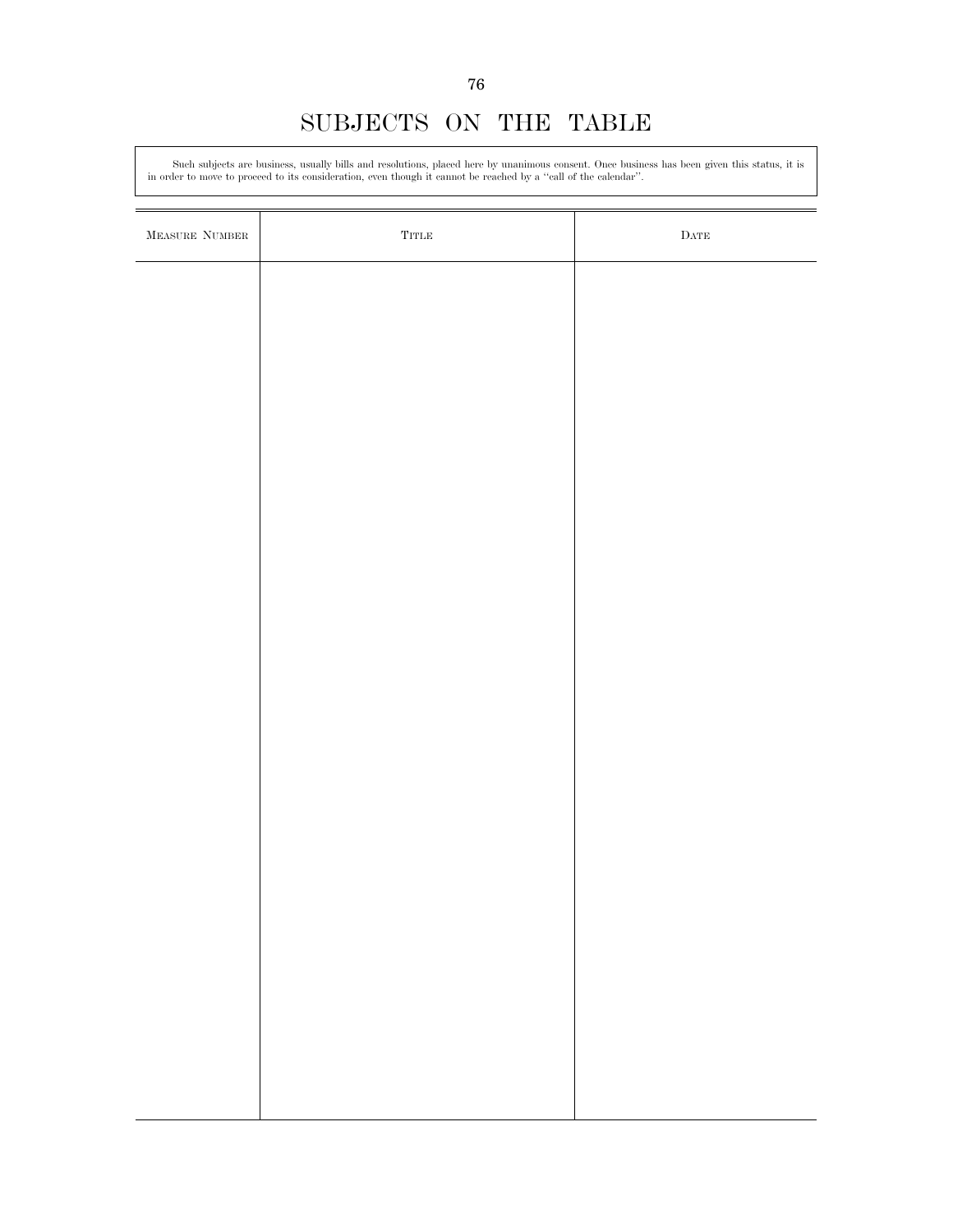# SUBJECTS ON THE TABLE

Such subjects are business, usually bills and resolutions, placed here by unanimous consent. Once business has been given this status, it is in order to move to proceed to its consideration, even though it cannot be reached by a ''call of the calendar''.

| MEASURE NUMBER | TITLE | DATE |
|---|---|---|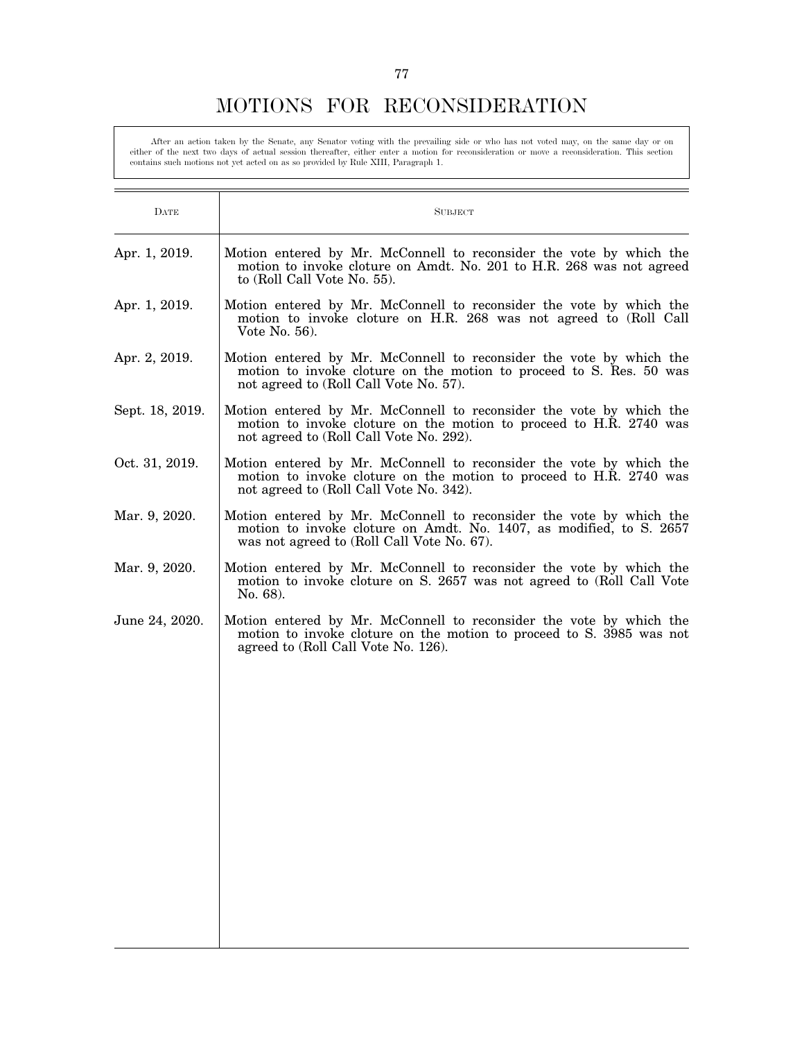# MOTIONS FOR RECONSIDERATION

After an action taken by the Senate, any Senator voting with the prevailing side or who has not voted may, on the same day or on either of the next two days of actual session thereafter, either enter a motion for reconsideration or move a reconsideration. This section contains such motions not yet acted on as so provided by Rule XIII, Paragraph 1.

| Date | Subject |
| --- | --- |
| Apr. 1, 2019. | Motion entered by Mr. McConnell to reconsider the vote by which the motion to invoke cloture on Amdt. No. 201 to H.R. 268 was not agreed to (Roll Call Vote No. 55). |
| Apr. 1, 2019. | Motion entered by Mr. McConnell to reconsider the vote by which the motion to invoke cloture on H.R. 268 was not agreed to (Roll Call Vote No. 56). |
| Apr. 2, 2019. | Motion entered by Mr. McConnell to reconsider the vote by which the motion to invoke cloture on the motion to proceed to S. Res. 50 was not agreed to (Roll Call Vote No. 57). |
| Sept. 18, 2019. | Motion entered by Mr. McConnell to reconsider the vote by which the motion to invoke cloture on the motion to proceed to H.R. 2740 was not agreed to (Roll Call Vote No. 292). |
| Oct. 31, 2019. | Motion entered by Mr. McConnell to reconsider the vote by which the motion to invoke cloture on the motion to proceed to H.R. 2740 was not agreed to (Roll Call Vote No. 342). |
| Mar. 9, 2020. | Motion entered by Mr. McConnell to reconsider the vote by which the motion to invoke cloture on Amdt. No. 1407, as modified, to S. 2657 was not agreed to (Roll Call Vote No. 67). |
| Mar. 9, 2020. | Motion entered by Mr. McConnell to reconsider the vote by which the motion to invoke cloture on S. 2657 was not agreed to (Roll Call Vote No. 68). |
| June 24, 2020. | Motion entered by Mr. McConnell to reconsider the vote by which the motion to invoke cloture on the motion to proceed to S. 3985 was not agreed to (Roll Call Vote No. 126). |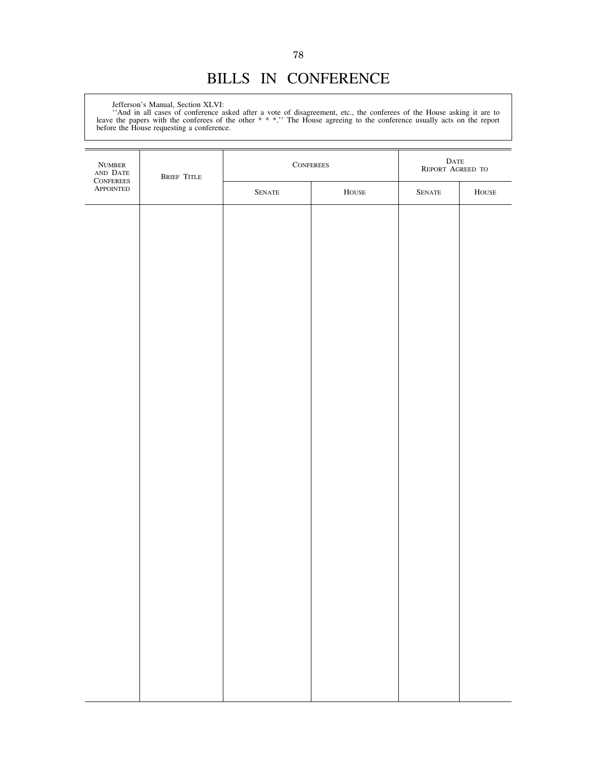# BILLS IN CONFERENCE

Jefferson's Manual, Section XLVI:

''And in all cases of conference asked after a vote of disagreement, etc., the conferees of the House asking it are to leave the papers with the conferees of the other * * *.'' The House agreeing to the conference usually acts on the report before the House requesting a conference.

| NUMBER AND DATE CONFEREES APPOINTED | BRIEF TITLE | CONFEREES | | DATE REPORT AGREED TO | |
|---|---|---|---|---|---|
| | | SENATE | HOUSE | SENATE | HOUSE |
| | | | | | |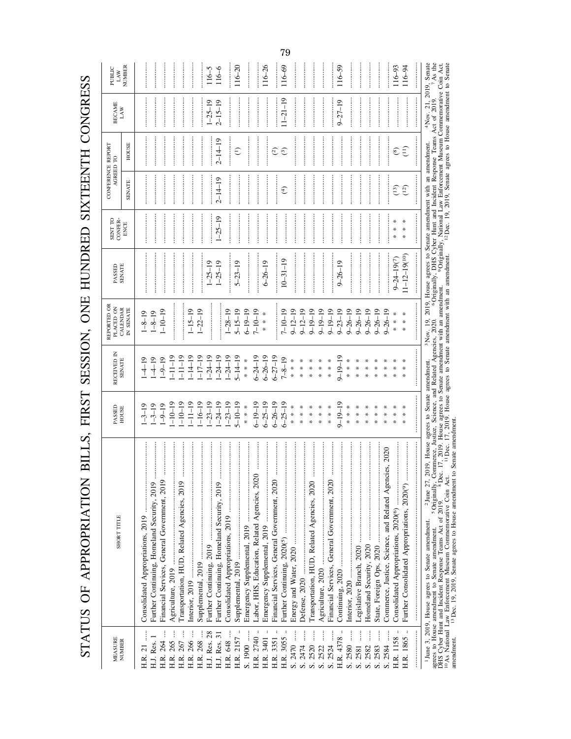# STATUS OF APPROPRIATION BILLS, FIRST SESSION, ONE HUNDRED SIXTEENTH CONGRESS

| MEASURE NUMBER | SHORT TITLE | PASSED HOUSE | RECEIVED IN SENATE | REPORTED OR PLACED ON CALENDAR IN SENATE | PASSED SENATE | SENT TO CONFERENCE | CONFERENCE REPORT AGREED TO | | BECAME LAW | PUBLIC LAW NUMBER |
|---|---|---|---|---|---|---|---|---|---|---|
| | | | | | | | SENATE | HOUSE | | |
| H.R. 21 | Consolidated Appropriations, 2019 | 1–3–19 | 1–4–19 | 1–8–19 | | | | | | |
| H.J. Res. 1 | Further Continuing, Homeland Security, 2019 | 1–3–19 | 1–4–19 | 1–8–19 | | | | | | |
| H.R. 264 | Financial Services, General Government, 2019 | 1–9–19 | 1–9–19 | 1–10–19 | | | | | | |
| H.R. 265 | Agriculture, 2019 | 1–10–19 | 1–11–19 | | | | | | | |
| H.R. 267 | Transportation, HUD, Related Agencies, 2019 | 1–10–19 | 1–11–19 | | | | | | | |
| H.R. 266 | Interior, 2019 | 1–11–19 | 1–14–19 | 1–15–19 | | | | | | |
| H.R. 268 | Supplemental, 2019 | 1–16–19 | 1–17–19 | 1–22–19 | | | | | | |
| H.J. Res. 28 | Further Continuing, 2019 | 1–23–19 | 1–24–19 | | 1–25–19 | | | | 1–25–19 | 116–5 |
| H.J. Res. 31 | Further Continuing, Homeland Security, 2019 | 1–24–19 | 1–24–19 | | 1–25–19 | 1–25–19 | 2–14–19 | 2–14–19 | 2–15–19 | 116–6 |
| H.R. 648 | Consolidated Appropriations, 2019 | 1–23–19 | 1–24–19 | 1–28–19 | | | | | | |
| H.R. 2157 | Supplemental, 2019 | 5–10–19 | 5–14–19 | 5–15–19 | 5–23–19 | | | (1) | | 116–20 |
| S. 1900 | Emergency Supplemental, 2019 | * * * | * * * | 6–19–19 | | | | | | |
| H.R. 2740 | Labor, HHS, Education, Related Agencies, 2020 | 6–19–19 | 6–24–19 | 7–10–19 | | | | | | |
| H.R. 3401 | Emergency Supplemental, 2019 | 6–25–19 | 6–26–19 | * * * | 6–26–19 | | | | | 116–26 |
| H.R. 3351 | Financial Services, General Government, 2020 | 6–26–19 | 6–27–19 | | | | | (2) | | |
| H.R. 3055 | Further Continuing, 2020(5) | 6–25–19 | 7–8–19 | 7–10–19 | 10–31–19 | | (4) | (3) | 11–21–19 | 116–69 |
| S. 2470 | Energy and Water, 2020 | * * * | * * * | 9–12–19 | | | | | | |
| S. 2474 | Defense, 2020 | * * * | * * * | 9–12–19 | | | | | | |
| S. 2520 | Transportation, HUD, Related Agencies, 2020 | * * * | * * * | 9–19–19 | | | | | | |
| S. 2522 | Agriculture, 2020 | * * * | * * * | 9–19–19 | | | | | | |
| S. 2524 | Financial Services, General Government, 2020 | * * * | * * * | 9–19–19 | | | | | | |
| H.R. 4378 | Continuing, 2020 | 9–19–19 | 9–19–19 | 9–23–19 | 9–26–19 | | | | 9–27–19 | 116–59 |
| S. 2580 | Interior, 2020 | * * * | * * * | 9–26–19 | | | | | | |
| S. 2581 | Legislative Branch, 2020 | * * * | * * * | 9–26–19 | | | | | | |
| S. 2582 | Homeland Security, 2020 | * * * | * * * | 9–26–19 | | | | | | |
| S. 2583 | State, Foreign Ops, 2020 | * * * | * * * | 9–26–19 | | | | | | |
| S. 2584 | Commerce, Justice, Science, and Related Agencies, 2020 | * * * | * * * | 9–26–19 | | | | | | |
| H.R. 1158 | Consolidated Appropriations, 2020(6) | * * * | * * * | * * * | 9–24–19(7) | * * * | (13) | (8) | | 116–93 |
| H.R. 1865 | Further Consolidated Appropriations, 2020(9) | * * * | * * * | * * * | 11–12–19(10) | * * * | (12) | (11) | | 116–94 |

[1] June 3, 2019, House agrees to Senate amendment. [2] June 27, 2019, House agrees to Senate amendment. [3] Nov. 19, 2019, House agrees to Senate amendment with an amendment. [4] Nov. 21, 2019, Senate agrees to House amendment to Senate amendment. [5] Originally, Commerce, Justice, Science, and Related Agencies, 2020. [6] Originally, DHS Cyber Hunt and Incident Response Teams Act of 2019. [7] As the DHS Cyber Hunt and Incident Response Teams Act of 2019. [8] Dec. 17, 2019, House agrees to Senate amendment with an amendment. [9] Originally, National Law Enforcement Museum Commemorative Coin Act. [10] As National Law Enforcement Museum Commemorative Coin Act. [11] Dec. 17, 2019, House agrees to Senate amendment with an amendment. [12] Dec. 19, 2019, Senate agrees to House amendment to Senate amendment. [13] Dec. 19, 2019, Senate agrees to House amendment to Senate amendment.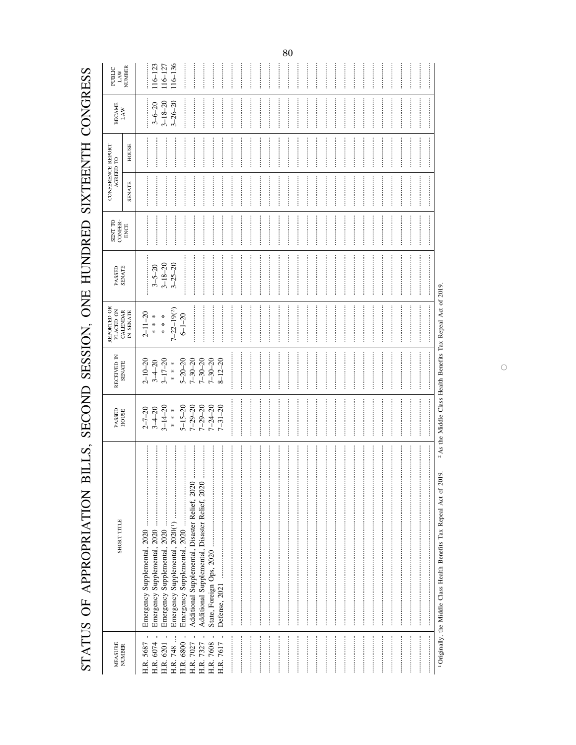# STATUS OF APPROPRIATION BILLS, SECOND SESSION, ONE HUNDRED SIXTEENTH CONGRESS

| MEASURE NUMBER | SHORT TITLE | PASSED HOUSE | RECEIVED IN SENATE | REPORTED OR PLACED ON CALENDAR IN SENATE | PASSED SENATE | SENT TO CONFERENCE | CONFERENCE REPORT AGREED TO | | BECAME LAW | PUBLIC LAW NUMBER |
|---|---|---|---|---|---|---|---|---|---|---|
| | | | | | | | SENATE | HOUSE | | |
| H.R. 5687 | Emergency Supplemental, 2020 | 2–7–20 | 2–10–20 | 2–11–20 | | | | | | |
| H.R. 6074 | Emergency Supplemental, 2020 | 3–4–20 | 3–4–20 | * * * | 3–5–20 | | | | 3–6–20 | 116–123 |
| H.R. 6201 | Emergency Supplemental, 2020 | 3–14–20 | 3–17–20 | * * * | 3–18–20 | | | | 3–18–20 | 116–127 |
| H.R. 748 | Emergency Supplemental, 2020([1]) | * * * | * * * | 7–22–19([2]) | 3–25–20 | | | | 3–26–20 | 116–136 |
| H.R. 6800 | Emergency Supplemental, 2020 | 5–15–20 | 5–20–20 | 6–1–20 | | | | | | |
| H.R. 7027 | Additional Supplemental, Disaster Relief, 2020 | 7–29–20 | 7–30–20 | | | | | | | |
| H.R. 7327 | Additional Supplemental, Disaster Relief, 2020 | 7–29–20 | 7–30–20 | | | | | | | |
| H.R. 7608 | State, Foreign Ops, 2020 | 7–24–20 | 7–30–20 | | | | | | | |
| H.R. 7617 | Defense, 2021 | 7–31–20 | 8–12–20 | | | | | | | |

[1] Originally, the Middle Class Health Benefits Tax Repeal Act of 2019. [2] As the Middle Class Health Benefits Tax Repeal Act of 2019.